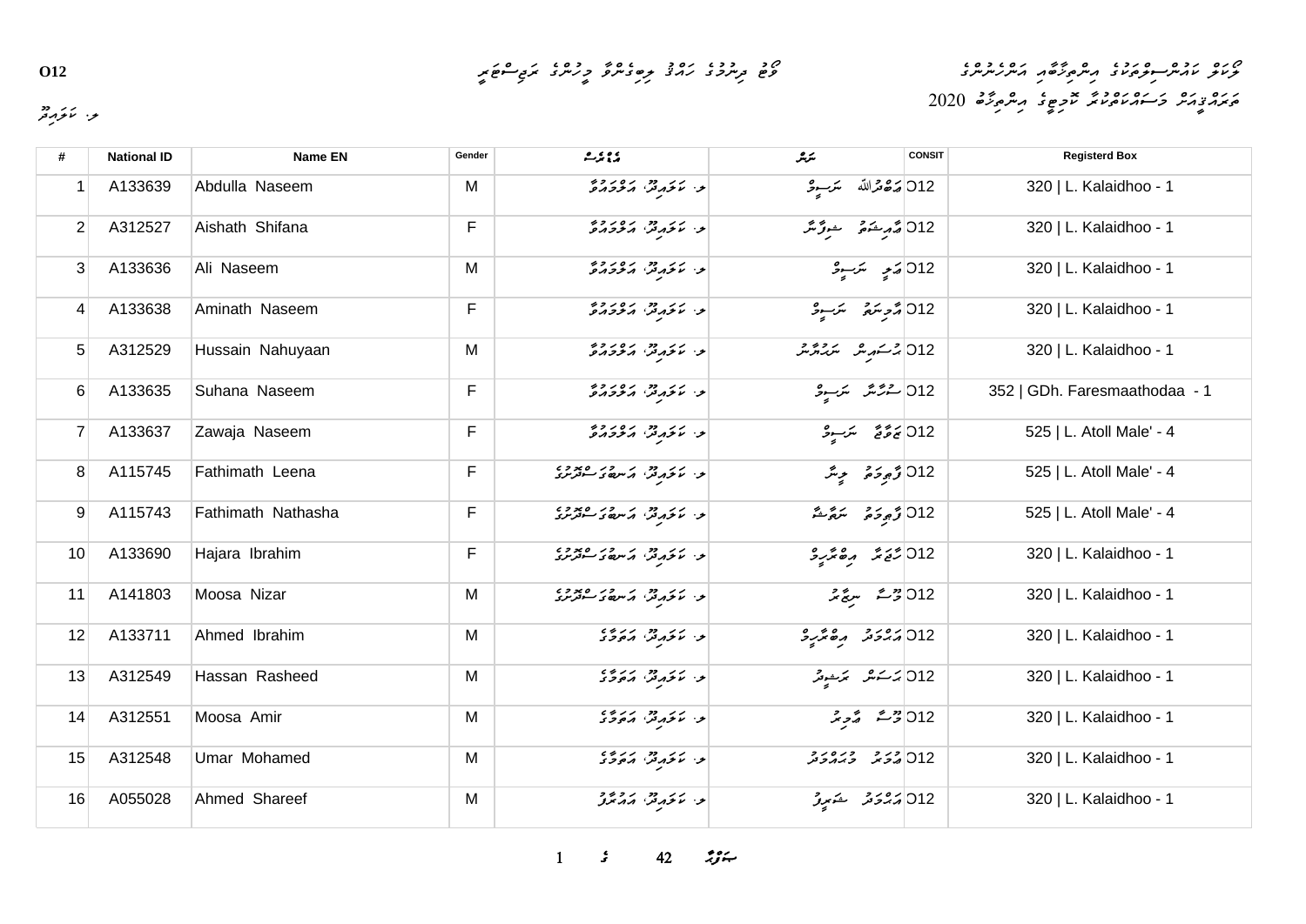ލޯކަލް ކައުންސިލްތަކުގެ އިންތިޚާބު އަށް ވޯޓުލާ މީހުންގެ ލިސްޓު ދާއިރާ: O12

ތިރީދީގެ ގައުމީ ތިޔަބެލެންސް މަރުކަޒު ކައުންސިލް އިންތިޚާބު 2020

ލ. ކަލައިދޫ

| # | National ID | Name EN | Gender | ގެއްލުން | ނަން | CONSIT | Registerd Box |
|---|---|---|---|---|---|---|---|
| 1 | A133639 | Abdulla Naseem | M | ލ. ކަލައިދޫ، އަލިވަދީގެ | އަބްދުﷲ ނަސީމް | O12 | 320 \| L. Kalaidhoo - 1 |
| 2 | A312527 | Aishath Shifana | F | ލ. ކަލައިދޫ، އަލިވަދީގެ | އާއިޝަތު ޝިފާނާ | O12 | 320 \| L. Kalaidhoo - 1 |
| 3 | A133636 | Ali Naseem | M | ލ. ކަލައިދޫ، އަލިވަދީގެ | އަލީ ނަސީމް | O12 | 320 \| L. Kalaidhoo - 1 |
| 4 | A133638 | Aminath Naseem | F | ލ. ކަލައިދޫ، އަލިވަދީގެ | އާމިނަތު ނަސީމް | O12 | 320 \| L. Kalaidhoo - 1 |
| 5 | A312529 | Hussain Nahuyaan | M | ލ. ކަލައިދޫ، އަލިވަދީގެ | ހުސައިން ނަހުޔާން | O12 | 320 \| L. Kalaidhoo - 1 |
| 6 | A133635 | Suhana Naseem | F | ލ. ކަލައިދޫ، އަލިވަދީގެ | ސުހާނާ ނަސީމް | O12 | 352 \| GDh. Faresmaathodaa - 1 |
| 7 | A133637 | Zawaja Naseem | F | ލ. ކަލައިދޫ، އަލިވަދީގެ | ޒަވާޖާ ނަސީމް | O12 | 525 \| L. Atoll Male' - 4 |
| 8 | A115745 | Fathimath Leena | F | ލ. ކަލައިދޫ، އަސްރަފީސަނދުރާގެ | ފާތިމަތު ލީނާ | O12 | 525 \| L. Atoll Male' - 4 |
| 9 | A115743 | Fathimath Nathasha | F | ލ. ކަލައިދޫ، އަސްރަފީސަނދުރާގެ | ފާތިމަތު ނަތާޝާ | O12 | 525 \| L. Atoll Male' - 4 |
| 10 | A133690 | Hajara Ibrahim | F | ލ. ކަލައިދޫ، އަސްރަފީސަނދުރާގެ | ހާޖަރާ އިބްރާހީމް | O12 | 320 \| L. Kalaidhoo - 1 |
| 11 | A141803 | Moosa Nizar | M | ލ. ކަލައިދޫ، އަސްރަފީސަނދުރާގެ | މޫސާ ނިޒާރު | O12 | 320 \| L. Kalaidhoo - 1 |
| 12 | A133711 | Ahmed Ibrahim | M | ލ. ކަލައިދޫ، އަބަވާގެ | އަހުމަދު އިބްރާހީމް | O12 | 320 \| L. Kalaidhoo - 1 |
| 13 | A312549 | Hassan Rasheed | M | ލ. ކަލައިދޫ، އަބަވާގެ | ހަސަން ރަޝީދު | O12 | 320 \| L. Kalaidhoo - 1 |
| 14 | A312551 | Moosa Amir | M | ލ. ކަލައިދޫ، އަބަވާގެ | މޫސާ އާމިރު | O12 | 320 \| L. Kalaidhoo - 1 |
| 15 | A312548 | Umar Mohamed | M | ލ. ކަލައިދޫ، އަބަވާގެ | އުމަރު މުހައްމަދު | O12 | 320 \| L. Kalaidhoo - 1 |
| 16 | A055028 | Ahmed Shareef | M | ލ. ކަލައިދޫ، އައުރަނގު | އަހުމަދު ޝަރީފު | O12 | 320 \| L. Kalaidhoo - 1 |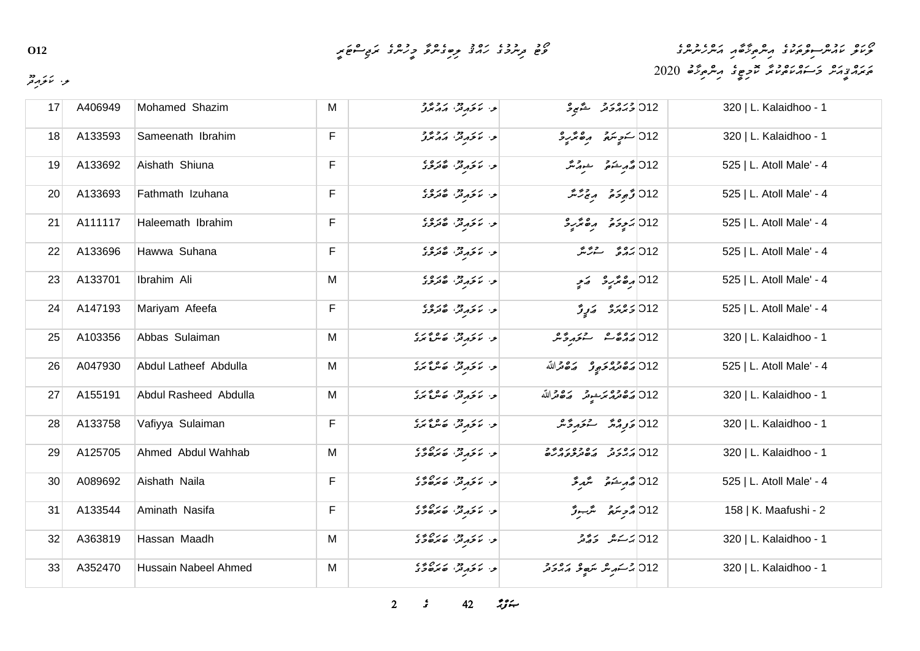| | | | | | | |
|---|---|---|---|---|---|---|
| 17 | A406949 | Mohamed Shazim | M | ލ. ކަލައިދޫ، އައުރަވު | O12 މުހައްމަދު ޝާޒިމް | 320 \| L. Kalaidhoo - 1 |
| 18 | A133593 | Sameenath Ibrahim | F | ލ. ކަލައިދޫ، އައުރަވު | O12 ސަމީނަތު އިބްރާހީމް | 320 \| L. Kalaidhoo - 1 |
| 19 | A133692 | Aishath Shiuna | F | ލ. ކަލައިދޫ، ބާރަވެގެ | O12 އާއިޝަތު ޝިއުނާ | 525 \| L. Atoll Male' - 4 |
| 20 | A133693 | Fathmath Izuhana | F | ލ. ކަލައިދޫ، ބާރަވެގެ | O12 ފާތިމަތު އިޒުހާނާ | 525 \| L. Atoll Male' - 4 |
| 21 | A111117 | Haleemath Ibrahim | F | ލ. ކަލައިދޫ، ބާރަވެގެ | O12 ހަލީމަތު އިބްރާހީމް | 525 \| L. Atoll Male' - 4 |
| 22 | A133696 | Hawwa Suhana | F | ލ. ކަލައިދޫ، ބާރަވެގެ | O12 ހައްވާ ސުހާނާ | 525 \| L. Atoll Male' - 4 |
| 23 | A133701 | Ibrahim Ali | M | ލ. ކަލައިދޫ، ބާރަވެގެ | O12 އިބްރާހީމް އަލީ | 525 \| L. Atoll Male' - 4 |
| 24 | A147193 | Mariyam Afeefa | F | ލ. ކަލައިދޫ، ބާރަވެގެ | O12 މަރިޔަމް އަފީފާ | 525 \| L. Atoll Male' - 4 |
| 25 | A103356 | Abbas Sulaiman | M | ލ. ކަލައިދޫ، ބަނޑާރަގެ | O12 އައްބާސް ސުލައިމާން | 320 \| L. Kalaidhoo - 1 |
| 26 | A047930 | Abdul Latheef Abdulla | M | ލ. ކަލައިދޫ، ބަނޑާރަގެ | O12 އަބްދުލްލަތީފު އަބްދުﷲ | 525 \| L. Atoll Male' - 4 |
| 27 | A155191 | Abdul Rasheed Abdulla | M | ލ. ކަލައިދޫ، ބަނޑާރަގެ | O12 އަބްދުއްރަޝީދު އަބްދުﷲ | 320 \| L. Kalaidhoo - 1 |
| 28 | A133758 | Vafiyya Sulaiman | F | ލ. ކަލައިދޫ، ބަނޑާރަގެ | O12 ވަފިއްޔާ ސުލައިމާން | 320 \| L. Kalaidhoo - 1 |
| 29 | A125705 | Ahmed Abdul Wahhab | M | ލ. ކަލައިދޫ، ބަރަބެވާގެ | O12 އަހްމަދު އަބްދުލްވައްހާބު | 320 \| L. Kalaidhoo - 1 |
| 30 | A089692 | Aishath Naila | F | ލ. ކަލައިދޫ، ބަރަބެވާގެ | O12 އާއިޝަތު ނާއިލާ | 525 \| L. Atoll Male' - 4 |
| 31 | A133544 | Aminath Nasifa | F | ލ. ކަލައިދޫ، ބަރަބެވާގެ | O12 އާމިނަތު ނާސިފާ | 158 \| K. Maafushi - 2 |
| 32 | A363819 | Hassan Maadh | M | ލ. ކަލައިދޫ، ބަރަބެވާގެ | O12 ހަސަން މަޢާޛު | 320 \| L. Kalaidhoo - 1 |
| 33 | A352470 | Hussain Nabeel Ahmed | M | ލ. ކަލައިދޫ، ބަރަބެވާގެ | O12 ހުސައިން ނަބީލް އަހްމަދު | 320 \| L. Kalaidhoo - 1 |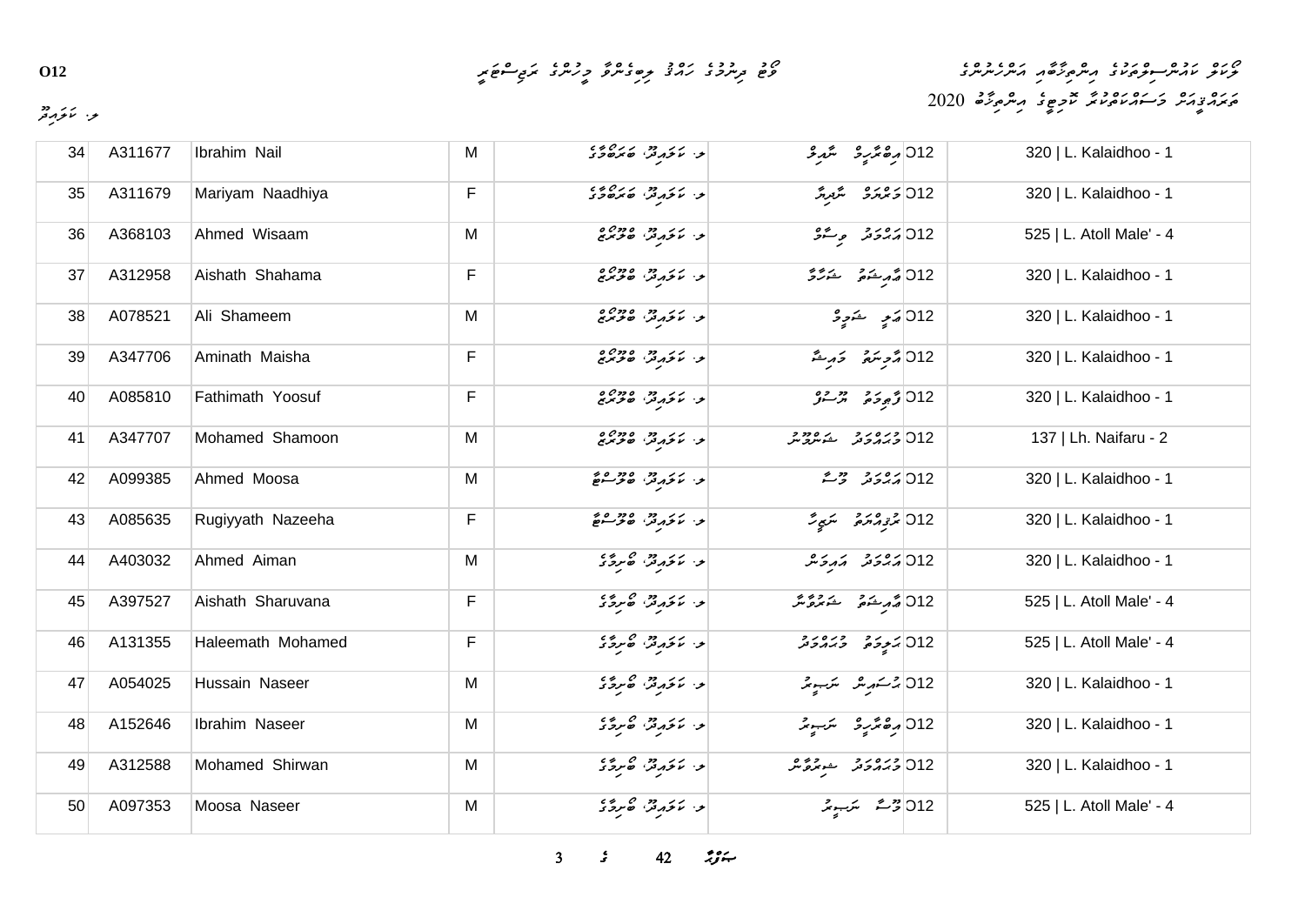| | | | | | | |
|---|---|---|---|---|---|---|
| 34 | A311677 | Ibrahim Nail | M | ގ. ކަލައިދޫ، ބަރަބޮގާގެ | O12 އިބްރާހީމް ނާއިލް | 320 \| L. Kalaidhoo - 1 |
| 35 | A311679 | Mariyam Naadhiya | F | ގ. ކަލައިދޫ، ބަރަބޮގާގެ | O12 މަރިޔަމް ނާދިޔާ | 320 \| L. Kalaidhoo - 1 |
| 36 | A368103 | Ahmed Wisaam | M | ގ. ކަލައިދޫ، ބޮޑުނިކަ | O12 އަޙްމަދު ވިސާމް | 525 \| L. Atoll Male' - 4 |
| 37 | A312958 | Aishath Shahama | F | ގ. ކަލައިދޫ، ބޮޑުނިކަ | O12 އާއިޝަތު ޝަހާމާ | 320 \| L. Kalaidhoo - 1 |
| 38 | A078521 | Ali Shameem | M | ގ. ކަލައިދޫ، ބޮޑުނިކަ | O12 އަލި ޝަމީމް | 320 \| L. Kalaidhoo - 1 |
| 39 | A347706 | Aminath Maisha | F | ގ. ކަލައިދޫ، ބޮޑުނިކަ | O12 އާމިނަތު މައިޝާ | 320 \| L. Kalaidhoo - 1 |
| 40 | A085810 | Fathimath Yoosuf | F | ގ. ކަލައިދޫ، ބޮޑުނިކަ | O12 ފާތިމަތު ޔޫސުފް | 320 \| L. Kalaidhoo - 1 |
| 41 | A347707 | Mohamed Shamoon | M | ގ. ކަލައިދޫ، ބޮޑުނިކަ | O12 މުޙައްމަދު ޝަމްޢޫން | 137 \| Lh. Naifaru - 2 |
| 42 | A099385 | Ahmed Moosa | M | ގ. ކަލައިދޫ، ބޮޑުސްޓޯ | O12 އަޙްމަދު މޫސާ | 320 \| L. Kalaidhoo - 1 |
| 43 | A085635 | Rugiyyath Nazeeha | F | ގ. ކަލައިދޫ، ބޮޑުސްޓޯ | O12 ރުގިއްޔަތު ނަޒީހާ | 320 \| L. Kalaidhoo - 1 |
| 44 | A403032 | Ahmed Aiman | M | ގ. ކަލައިދޫ، ބުރުގާގެ | O12 އަޙްމަދު އައިމަން | 320 \| L. Kalaidhoo - 1 |
| 45 | A397527 | Aishath Sharuvana | F | ގ. ކަލައިދޫ، ބުރުގާގެ | O12 އާއިޝަތު ޝަރުވާނާ | 525 \| L. Atoll Male' - 4 |
| 46 | A131355 | Haleemath Mohamed | F | ގ. ކަލައިދޫ، ބުރުގާގެ | O12 ހަލީމަތު މުޙައްމަދު | 525 \| L. Atoll Male' - 4 |
| 47 | A054025 | Hussain Naseer | M | ގ. ކަލައިދޫ، ބުރުގާގެ | O12 ހުސައިން ނަސީރު | 320 \| L. Kalaidhoo - 1 |
| 48 | A152646 | Ibrahim Naseer | M | ގ. ކަލައިދޫ، ބުރުގާގެ | O12 އިބްރާހީމް ނަސީރު | 320 \| L. Kalaidhoo - 1 |
| 49 | A312588 | Mohamed Shirwan | M | ގ. ކަލައިދޫ، ބުރުގާގެ | O12 މުޙައްމަދު ޝިރުވާން | 320 \| L. Kalaidhoo - 1 |
| 50 | A097353 | Moosa Naseer | M | ގ. ކަލައިދޫ، ބުރުގާގެ | O12 މޫސާ ނަސީރު | 525 \| L. Atoll Male' - 4 |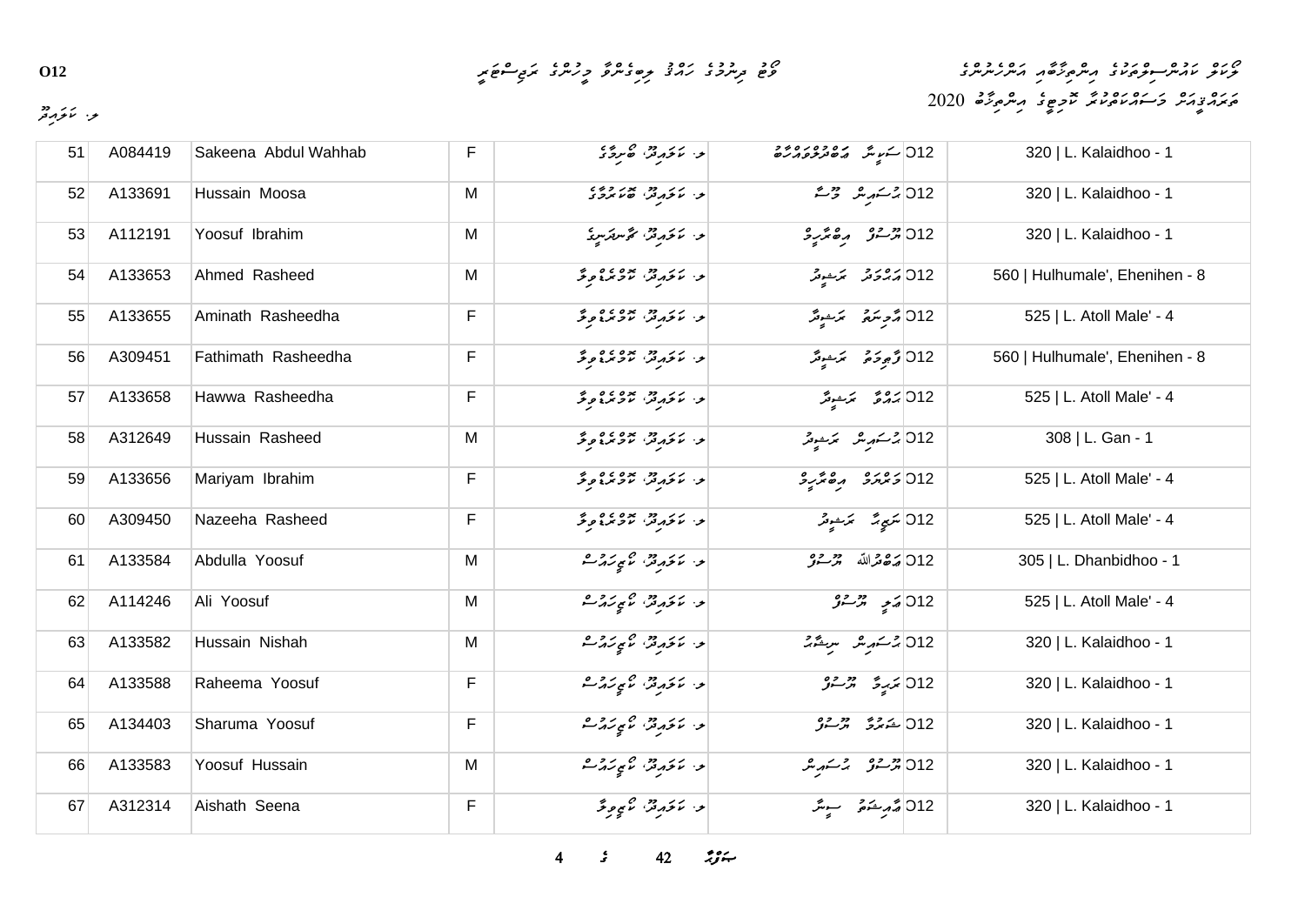| 51 | A084419 | Sakeena Abdul Wahhab | F | ލ. ކަލައިދޫ، ޗާނދާގެ | O12 ސަކީނާ އަބްދުލްވައްހާބް | 320 \| L. Kalaidhoo - 1 |
|---|---|---|---|---|---|---|
| 52 | A133691 | Hussain Moosa | M | ލ. ކަލައިދޫ، ބަނބުކޯގެ | O12 ހުސައިން މޫސާ | 320 \| L. Kalaidhoo - 1 |
| 53 | A112191 | Yoosuf Ibrahim | M | ލ. ކަލައިދޫ، ޗާނދަނީގެ | O12 ޔޫސުފް އިބްރާހީމް | 320 \| L. Kalaidhoo - 1 |
| 54 | A133653 | Ahmed Rasheed | M | ލ. ކަލައިދޫ، ކޮކޯނަޓްވިލާ | O12 އަހުމަދު ރަޝީދު | 560 \| Hulhumale', Ehenihen - 8 |
| 55 | A133655 | Aminath Rasheedha | F | ލ. ކަލައިދޫ، ކޮކޯނަޓްވިލާ | O12 އާމިނަތު ރަޝީދާ | 525 \| L. Atoll Male' - 4 |
| 56 | A309451 | Fathimath Rasheedha | F | ލ. ކަލައިދޫ، ކޮކޯނަޓްވިލާ | O12 ފާތިމަތު ރަޝީދާ | 560 \| Hulhumale', Ehenihen - 8 |
| 57 | A133658 | Hawwa Rasheedha | F | ލ. ކަލައިދޫ، ކޮކޯނަޓްވިލާ | O12 ހައްވާ ރަޝީދާ | 525 \| L. Atoll Male' - 4 |
| 58 | A312649 | Hussain Rasheed | M | ލ. ކަލައިދޫ، ކޮކޯނަޓްވިލާ | O12 ހުސައިން ރަޝީދު | 308 \| L. Gan - 1 |
| 59 | A133656 | Mariyam Ibrahim | F | ލ. ކަލައިދޫ، ކޮކޯނަޓްވިލާ | O12 މަރިޔަމް އިބްރާހީމް | 525 \| L. Atoll Male' - 4 |
| 60 | A309450 | Nazeeha Rasheed | F | ލ. ކަލައިދޫ، ކޮކޯނަޓްވިލާ | O12 ނަޒީހާ ރަޝީދު | 525 \| L. Atoll Male' - 4 |
| 61 | A133584 | Abdulla Yoosuf | M | ލ. ކަލައިދޫ، ކޮރަލްހައުސް | O12 އަބްދުﷲ ޔޫސުފް | 305 \| L. Dhanbidhoo - 1 |
| 62 | A114246 | Ali Yoosuf | M | ލ. ކަލައިދޫ، ކޮރަލްހައުސް | O12 އަލި ޔޫސުފް | 525 \| L. Atoll Male' - 4 |
| 63 | A133582 | Hussain Nishah | M | ލ. ކަލައިދޫ، ކޮރަލްހައުސް | O12 ހުސައިން ނިޝާހް | 320 \| L. Kalaidhoo - 1 |
| 64 | A133588 | Raheema Yoosuf | F | ލ. ކަލައިދޫ، ކޮރަލްހައުސް | O12 ރަހީމާ ޔޫސުފް | 320 \| L. Kalaidhoo - 1 |
| 65 | A134403 | Sharuma Yoosuf | F | ލ. ކަލައިދޫ، ކޮރަލްހައުސް | O12 ޝަރުމާ ޔޫސުފް | 320 \| L. Kalaidhoo - 1 |
| 66 | A133583 | Yoosuf Hussain | M | ލ. ކަލައިދޫ، ކޮރަލްހައުސް | O12 ޔޫސުފް ހުސައިން | 320 \| L. Kalaidhoo - 1 |
| 67 | A312314 | Aishath Seena | F | ލ. ކަލައިދޫ، ކޮރަލްވިލާ | O12 އާއިޝަތު ސީނާ | 320 \| L. Kalaidhoo - 1 |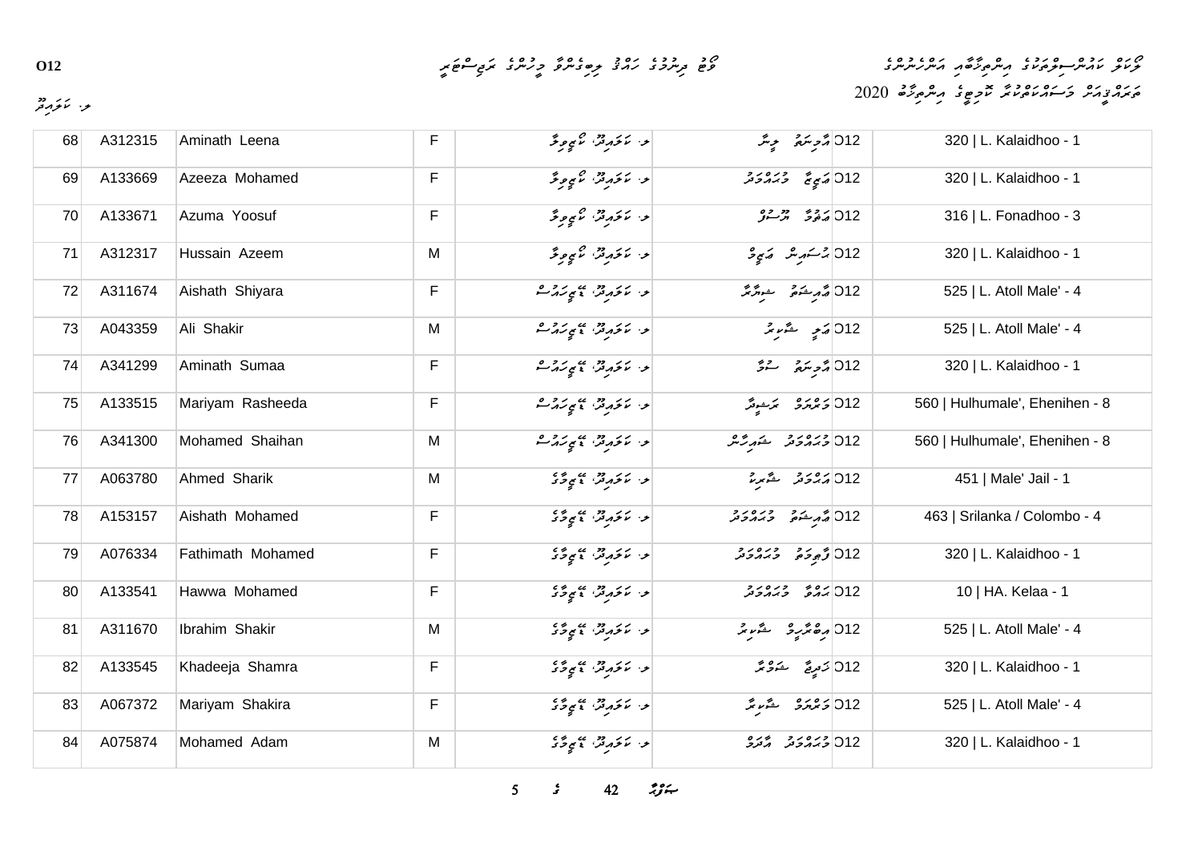ލ. ކަލައިދޫ

| | | | | | | |
|---|---|---|---|---|---|---|
| 68 | A312315 | Aminath Leena | F | ލ. ކަލައިދޫ، ކޮކާލިލާ | O12 އާމިނަތު ލީނާ | 320 \| L. Kalaidhoo - 1 |
| 69 | A133669 | Azeeza Mohamed | F | ލ. ކަލައިދޫ، ކޮކާލިލާ | O12 އަޒީޒާ މުހައްމަދު | 320 \| L. Kalaidhoo - 1 |
| 70 | A133671 | Azuma Yoosuf | F | ލ. ކަލައިދޫ، ކޮކާލިލާ | O12 އަޒުމާ ޔޫސުފު | 316 \| L. Fonadhoo - 3 |
| 71 | A312317 | Hussain Azeem | M | ލ. ކަލައިދޫ، ކޮކާލިލާ | O12 ހުސައިން އަޒީމް | 320 \| L. Kalaidhoo - 1 |
| 72 | A311674 | Aishath Shiyara | F | ލ. ކަލައިދޫ، ކޮކީހައުސް | O12 އާއިޝަތު ޝިޔާރާ | 525 \| L. Atoll Male' - 4 |
| 73 | A043359 | Ali Shakir | M | ލ. ކަލައިދޫ، ކޮކީހައުސް | O12 އަލީ ޝާކިރު | 525 \| L. Atoll Male' - 4 |
| 74 | A341299 | Aminath Sumaa | F | ލ. ކަލައިދޫ، ކޮކީހައުސް | O12 އާމިނަތު ސުމާ | 320 \| L. Kalaidhoo - 1 |
| 75 | A133515 | Mariyam Rasheeda | F | ލ. ކަލައިދޫ، ކޮކީހައުސް | O12 މަރިޔަމް ރަޝީދާ | 560 \| Hulhumale', Ehenihen - 8 |
| 76 | A341300 | Mohamed Shaihan | M | ލ. ކަލައިދޫ، ކޮކީހައުސް | O12 މުހައްމަދު ޝައިހާން | 560 \| Hulhumale', Ehenihen - 8 |
| 77 | A063780 | Ahmed Sharik | M | ލ. ކަލައިދޫ، ކޮކީވާދީ | O12 އަހްމަދު ޝާރިކު | 451 \| Male' Jail - 1 |
| 78 | A153157 | Aishath Mohamed | F | ލ. ކަލައިދޫ، ކޮކީވާދީ | O12 އާއިޝަތު މުހައްމަދު | 463 \| Srilanka / Colombo - 4 |
| 79 | A076334 | Fathimath Mohamed | F | ލ. ކަލައިދޫ، ކޮކީވާދީ | O12 ފާތިމަތު މުހައްމަދު | 320 \| L. Kalaidhoo - 1 |
| 80 | A133541 | Hawwa Mohamed | F | ލ. ކަލައިދޫ، ކޮކީވާދީ | O12 ހައްވާ މުހައްމަދު | 10 \| HA. Kelaa - 1 |
| 81 | A311670 | Ibrahim Shakir | M | ލ. ކަލައިދޫ، ކޮކީވާދީ | O12 އިބްރާހީމް ޝާކިރު | 525 \| L. Atoll Male' - 4 |
| 82 | A133545 | Khadeeja Shamra | F | ލ. ކަލައިދޫ، ކޮކީވާދީ | O12 ޚަދީޖާ ޝަމްރާ | 320 \| L. Kalaidhoo - 1 |
| 83 | A067372 | Mariyam Shakira | F | ލ. ކަލައިދޫ، ކޮކީވާދީ | O12 މަރިޔަމް ޝާކިރާ | 525 \| L. Atoll Male' - 4 |
| 84 | A075874 | Mohamed Adam | M | ލ. ކަލައިދޫ، ކޮކީވާދީ | O12 މުހައްމަދު އާދަމް | 320 \| L. Kalaidhoo - 1 |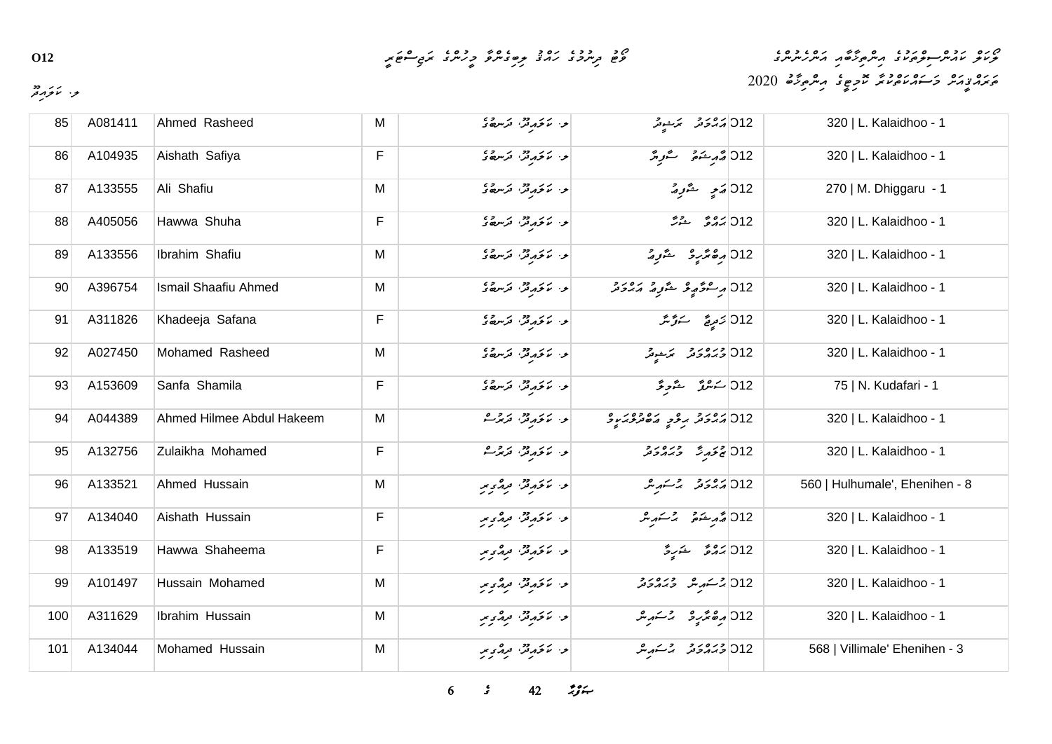| | | | | | | |
|---|---|---|---|---|---|---|
| 85 | A081411 | Ahmed Rasheed | M | ل. ކަލައިދޫ، ދަނބިގެ | O12 އަޙްމަދު ރަޝީދު | 320 \| L. Kalaidhoo - 1 |
| 86 | A104935 | Aishath Safiya | F | ل. ކަލައިދޫ، ދަނބިގެ | O12 އާއިޝަތު ސާފިޔާ | 320 \| L. Kalaidhoo - 1 |
| 87 | A133555 | Ali Shafiu | M | ل. ކަލައިދޫ، ދަނބިގެ | O12 އަލި ޝާފިޢު | 270 \| M. Dhiggaru - 1 |
| 88 | A405056 | Hawwa Shuha | F | ل. ކަލައިދޫ، ދަނބިގެ | O12 ހައްވާ ޝުހާ | 320 \| L. Kalaidhoo - 1 |
| 89 | A133556 | Ibrahim Shafiu | M | ل. ކަލައިދޫ، ދަނބިގެ | O12 އިބްރާހީމް ޝާފިޢު | 320 \| L. Kalaidhoo - 1 |
| 90 | A396754 | Ismail Shaafiu Ahmed | M | ل. ކަލައިދޫ، ދަނބިގެ | O12 އިސްމާޢީލް ޝާފިޢު އަޙްމަދު | 320 \| L. Kalaidhoo - 1 |
| 91 | A311826 | Khadeeja Safana | F | ل. ކަލައިދޫ، ދަނބިގެ | O12 ޚަދީޖާ ސަފާނާ | 320 \| L. Kalaidhoo - 1 |
| 92 | A027450 | Mohamed Rasheed | M | ل. ކަލައިދޫ، ދަނބިގެ | O12 މުޙައްމަދު ރަޝީދު | 320 \| L. Kalaidhoo - 1 |
| 93 | A153609 | Sanfa Shamila | F | ل. ކަލައިދޫ، ދަނބިގެ | O12 ސަންފާ ޝާމިލާ | 75 \| N. Kudafari - 1 |
| 94 | A044389 | Ahmed Hilmee Abdul Hakeem | M | ل. ކަލައިދޫ، ދަރުސް | O12 އަޙްމަދު ހިލްމީ އަބްދުލްޙަކީމް | 320 \| L. Kalaidhoo - 1 |
| 95 | A132756 | Zulaikha Mohamed | F | ل. ކަލައިދޫ، ދަރުސް | O12 ޒުލައިޚާ މުޙައްމަދު | 320 \| L. Kalaidhoo - 1 |
| 96 | A133521 | Ahmed Hussain | M | ل. ކަލައިދޫ، ދިއްގިރި | O12 އަޙްމަދު ޙުސައިން | 560 \| Hulhumale', Ehenihen - 8 |
| 97 | A134040 | Aishath Hussain | F | ل. ކަލައިދޫ، ދިއްގިރި | O12 އާއިޝަތު ޙުސައިން | 320 \| L. Kalaidhoo - 1 |
| 98 | A133519 | Hawwa Shaheema | F | ل. ކަލައިދޫ، ދިއްގިރި | O12 ހައްވާ ޝަހީމާ | 320 \| L. Kalaidhoo - 1 |
| 99 | A101497 | Hussain Mohamed | M | ل. ކަލައިދޫ، ދިއްގިރި | O12 ޙުސައިން މުޙައްމަދު | 320 \| L. Kalaidhoo - 1 |
| 100 | A311629 | Ibrahim Hussain | M | ل. ކަލައިދޫ، ދިއްގިރި | O12 އިބްރާހީމް ޙުސައިން | 320 \| L. Kalaidhoo - 1 |
| 101 | A134044 | Mohamed Hussain | M | ل. ކަލައިދޫ، ދިއްގިރި | O12 މުޙައްމަދު ޙުސައިން | 568 \| Villimale' Ehenihen - 3 |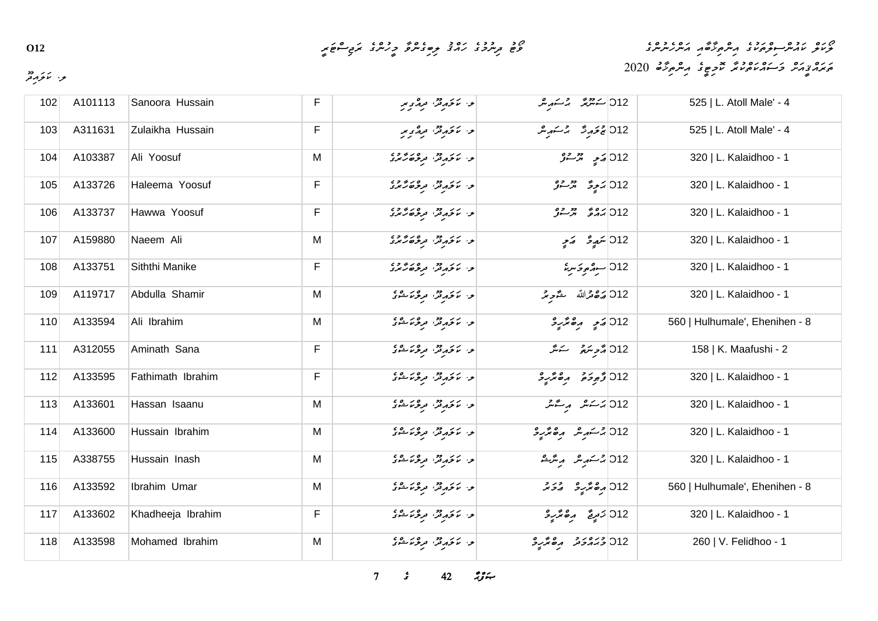| | | | | | | |
|---|---|---|---|---|---|---|
| 102 | A101113 | Sanoora Hussain | F | ލ. ކަލައިދޫ، ދިއްގިރި | O12 ސަނޫރާ ހުސައިން | 525 \| L. Atoll Male' - 4 |
| 103 | A311631 | Zulaikha Hussain | F | ލ. ކަލައިދޫ، ދިއްގިރި | O12 ޒުލައިޚާ ހުސައިން | 525 \| L. Atoll Male' - 4 |
| 104 | A103387 | Ali Yoosuf | M | ލ. ކަލައިދޫ، ދިލްބަހާރުގެ | O12 އަލި ޔޫސުފް | 320 \| L. Kalaidhoo - 1 |
| 105 | A133726 | Haleema Yoosuf | F | ލ. ކަލައިދޫ، ދިލްބަހާރުގެ | O12 ހަލީމާ ޔޫސުފް | 320 \| L. Kalaidhoo - 1 |
| 106 | A133737 | Hawwa Yoosuf | F | ލ. ކަލައިދޫ، ދިލްބަހާރުގެ | O12 ހައްވާ ޔޫސުފް | 320 \| L. Kalaidhoo - 1 |
| 107 | A159880 | Naeem Ali | M | ލ. ކަލައިދޫ، ދިލްބަހާރުގެ | O12 ނަޢީމް އަލި | 320 \| L. Kalaidhoo - 1 |
| 108 | A133751 | Siththi Manike | F | ލ. ކަލައިދޫ، ދިލްބަހާރުގެ | O12 ސިއްތިމަނިކެ | 320 \| L. Kalaidhoo - 1 |
| 109 | A119717 | Abdulla Shamir | M | ލ. ކަލައިދޫ، ދިލްކަޝްގެ | O12 އަބްދުالله ޝާމިރު | 320 \| L. Kalaidhoo - 1 |
| 110 | A133594 | Ali Ibrahim | M | ލ. ކަލައިދޫ، ދިލްކަޝްގެ | O12 އަލި އިބްރާހިމް | 560 \| Hulhumale', Ehenihen - 8 |
| 111 | A312055 | Aminath Sana | F | ލ. ކަލައިދޫ، ދިލްކަޝްގެ | O12 އާމިނަތު ސަނާ | 158 \| K. Maafushi - 2 |
| 112 | A133595 | Fathimath Ibrahim | F | ލ. ކަލައިދޫ، ދިލްކަޝްގެ | O12 ފާތިމަތު އިބްރާހިމް | 320 \| L. Kalaidhoo - 1 |
| 113 | A133601 | Hassan Isaanu | M | ލ. ކަލައިދޫ، ދިލްކަޝްގެ | O12 ހަސަން އިސާނު | 320 \| L. Kalaidhoo - 1 |
| 114 | A133600 | Hussain Ibrahim | M | ލ. ކަލައިދޫ، ދިލްކަޝްގެ | O12 ހުސައިން އިބްރާހިމް | 320 \| L. Kalaidhoo - 1 |
| 115 | A338755 | Hussain Inash | M | ލ. ކަލައިދޫ، ދިލްކަޝްގެ | O12 ހުސައިން އިނާޝް | 320 \| L. Kalaidhoo - 1 |
| 116 | A133592 | Ibrahim Umar | M | ލ. ކަލައިދޫ، ދިލްކަޝްގެ | O12 އިބްރާހިމް އުމަރު | 560 \| Hulhumale', Ehenihen - 8 |
| 117 | A133602 | Khadheeja Ibrahim | F | ލ. ކަލައިދޫ، ދިލްކަޝްގެ | O12 ޚަދީޖާ އިބްރާހިމް | 320 \| L. Kalaidhoo - 1 |
| 118 | A133598 | Mohamed Ibrahim | M | ލ. ކަލައިދޫ، ދިލްކަޝްގެ | O12 މުހައްމަދު އިބްރާހިމް | 260 \| V. Felidhoo - 1 |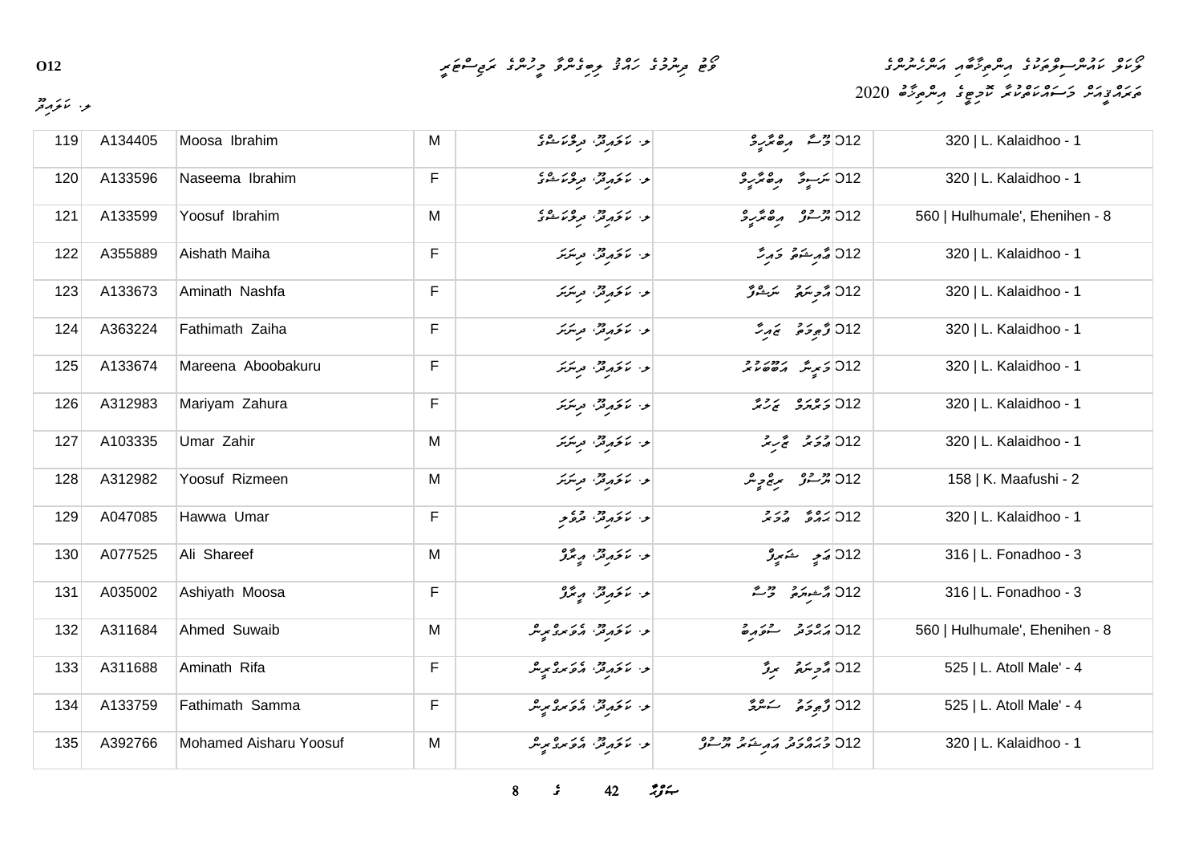| 119 | A134405 | Moosa Ibrahim | M | ى. ކަލައިދޫ، ދިލްކަޝްގެ | O12 ޙޫސާ އިބްރާހީމް | 320 \| L. Kalaidhoo - 1 |
|---|---|---|---|---|---|---|
| 120 | A133596 | Naseema Ibrahim | F | ى. ކަލައިދޫ، ދިލްކަޝްގެ | O12 ނަސީމާ އިބްރާހީމް | 320 \| L. Kalaidhoo - 1 |
| 121 | A133599 | Yoosuf Ibrahim | M | ى. ކަލައިދޫ، ދިލްކަޝްގެ | O12 ޔޫސުފް އިބްރާހީމް | 560 \| Hulhumale', Ehenihen - 8 |
| 122 | A355889 | Aishath Maiha | F | ى. ކަލައިދޫ، ދިނަރަ | O12 އާއިޝަތު މައިހާ | 320 \| L. Kalaidhoo - 1 |
| 123 | A133673 | Aminath Nashfa | F | ى. ކަލައިދޫ، ދިނަރަ | O12 އާމިނަތު ނަޝްފާ | 320 \| L. Kalaidhoo - 1 |
| 124 | A363224 | Fathimath Zaiha | F | ى. ކަލައިދޫ، ދިނަރަ | O12 ފާތިމަތު ޒައިހާ | 320 \| L. Kalaidhoo - 1 |
| 125 | A133674 | Mareena Aboobakuru | F | ى. ކަލައިދޫ، ދިނަރަ | O12 މަރީނާ އަބޫބަކުރު | 320 \| L. Kalaidhoo - 1 |
| 126 | A312983 | Mariyam Zahura | F | ى. ކަލައިދޫ، ދިނަރަ | O12 މަރިޔަމް ޒަހުރާ | 320 \| L. Kalaidhoo - 1 |
| 127 | A103335 | Umar Zahir | M | ى. ކަލައިދޫ، ދިނަރަ | O12 އުމަރު ޒާހިރު | 320 \| L. Kalaidhoo - 1 |
| 128 | A312982 | Yoosuf Rizmeen | M | ى. ކަލައިދޫ، ދިނަރަ | O12 ޔޫސުފް ރިޒްމީން | 158 \| K. Maafushi - 2 |
| 129 | A047085 | Hawwa Umar | F | ى. ކަލައިދޫ، ދޫގެ | O12 ހައްވާ އުމަރު | 320 \| L. Kalaidhoo - 1 |
| 130 | A077525 | Ali Shareef | M | ى. ކަލައިދޫ، އިރާފް | O12 އަލި ޝަރީފް | 316 \| L. Fonadhoo - 3 |
| 131 | A035002 | Ashiyath Moosa | F | ى. ކަލައިދޫ، އިރާފް | O12 އާޝިޔަތު މޫސާ | 316 \| L. Fonadhoo - 3 |
| 132 | A311684 | Ahmed Suwaib | M | ى. ކަލައިދޫ، އެވަރގްރީން | O12 އަޙްމަދު ސުވައިބު | 560 \| Hulhumale', Ehenihen - 8 |
| 133 | A311688 | Aminath Rifa | F | ى. ކަލައިދޫ، އެވަރގްރީން | O12 އާމިނަތު ރިފާ | 525 \| L. Atoll Male' - 4 |
| 134 | A133759 | Fathimath Samma | F | ى. ކަލައިދޫ، އެވަރގްރީން | O12 ފާތިމަތު ސައްމާ | 525 \| L. Atoll Male' - 4 |
| 135 | A392766 | Mohamed Aisharu Yoosuf | M | ى. ކަލައިދޫ، އެވަރގްރީން | O12 މުޙައްމަދު އައިޝަރު ޔޫސުފް | 320 \| L. Kalaidhoo - 1 |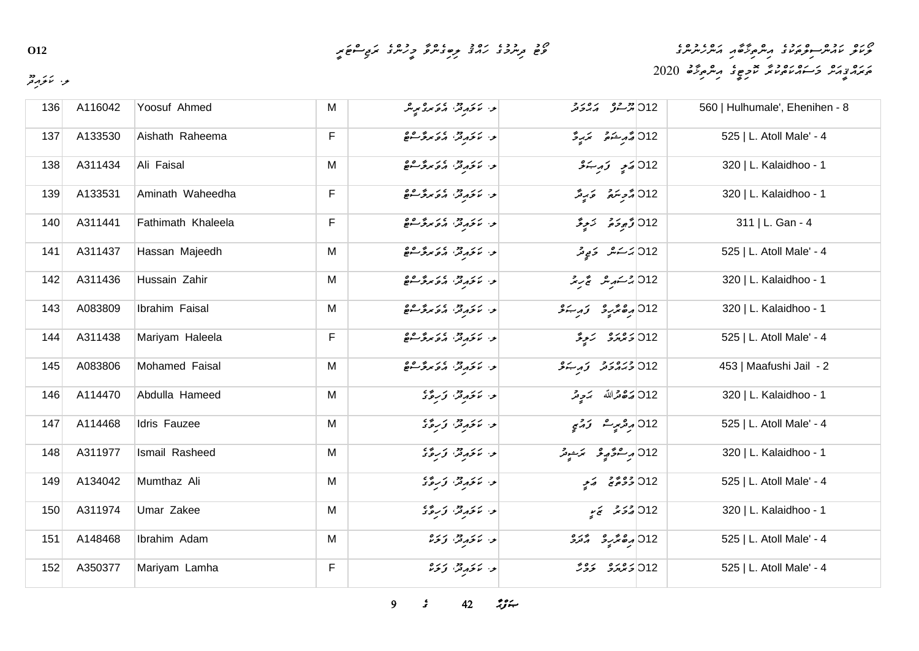| | | | | | | |
|---|---|---|---|---|---|---|
| 136 | A116042 | Yoosuf Ahmed | M | ޅ. ކަލައިދޫ، އުވަރިވާދިރިސް | O12 ޔޫސުފް އަހުމަދު | 560 \| Hulhumale', Ehenihen - 8 |
| 137 | A133530 | Aishath Raheema | F | ޅ. ކަލައިދޫ، އުވަރިވާސްޓް | O12 އާއިޝަތު ރަހީމާ | 525 \| L. Atoll Male' - 4 |
| 138 | A311434 | Ali Faisal | M | ޅ. ކަލައިދޫ، އުވަރިވާސްޓް | O12 އަލީ ފައިސަލް | 320 \| L. Kalaidhoo - 1 |
| 139 | A133531 | Aminath Waheedha | F | ޅ. ކަލައިދޫ، އުވަރިވާސްޓް | O12 އާމިނަތު ވަހީދާ | 320 \| L. Kalaidhoo - 1 |
| 140 | A311441 | Fathimath Khaleela | F | ޅ. ކަލައިދޫ، އުވަރިވާސްޓް | O12 ފާތިމަތު ޚަލީލާ | 311 \| L. Gan - 4 |
| 141 | A311437 | Hassan Majeedh | M | ޅ. ކަލައިދޫ، އުވަރިވާސްޓް | O12 ހަސަން މަޖީދު | 525 \| L. Atoll Male' - 4 |
| 142 | A311436 | Hussain Zahir | M | ޅ. ކަލައިދޫ، އުވަރިވާސްޓް | O12 ހުސައިން ޒާހިރު | 320 \| L. Kalaidhoo - 1 |
| 143 | A083809 | Ibrahim Faisal | M | ޅ. ކަލައިދޫ، އުވަރިވާސްޓް | O12 އިބްރާހީމް ފައިސަލް | 320 \| L. Kalaidhoo - 1 |
| 144 | A311438 | Mariyam Haleela | F | ޅ. ކަލައިދޫ، އުވަރިވާސްޓް | O12 މަރިޔަމް ހަލީލާ | 525 \| L. Atoll Male' - 4 |
| 145 | A083806 | Mohamed Faisal | M | ޅ. ކަލައިދޫ، އުވަރިވާސްޓް | O12 މުޙައްމަދު ފައިސަލް | 453 \| Maafushi Jail - 2 |
| 146 | A114470 | Abdulla Hameed | M | ޅ. ކަލައިދޫ، ފަރިވާގެ | O12 އަބްދުﷲ ހަމީދު | 320 \| L. Kalaidhoo - 1 |
| 147 | A114468 | Idris Fauzee | M | ޅ. ކަލައިދޫ، ފަރިވާގެ | O12 އިދުރީސް ފައުޒީ | 525 \| L. Atoll Male' - 4 |
| 148 | A311977 | Ismail Rasheed | M | ޅ. ކަލައިދޫ، ފަރިވާގެ | O12 އިސްމާޢީލް ރަޝީދު | 320 \| L. Kalaidhoo - 1 |
| 149 | A134042 | Mumthaz Ali | M | ޅ. ކަލައިދޫ، ފަރިވާގެ | O12 މުމްތާޒް އަލީ | 525 \| L. Atoll Male' - 4 |
| 150 | A311974 | Umar Zakee | M | ޅ. ކަލައިދޫ، ފަރިވާގެ | O12 އުމަރު ޒަކީ | 320 \| L. Kalaidhoo - 1 |
| 151 | A148468 | Ibrahim Adam | M | ޅ. ކަލައިދޫ، ފަޔާ | O12 އިބްރާހީމް އާދަމް | 525 \| L. Atoll Male' - 4 |
| 152 | A350377 | Mariyam Lamha | F | ޅ. ކަލައިދޫ، ފަޔާ | O12 މަރިޔަމް ލަމްހާ | 525 \| L. Atoll Male' - 4 |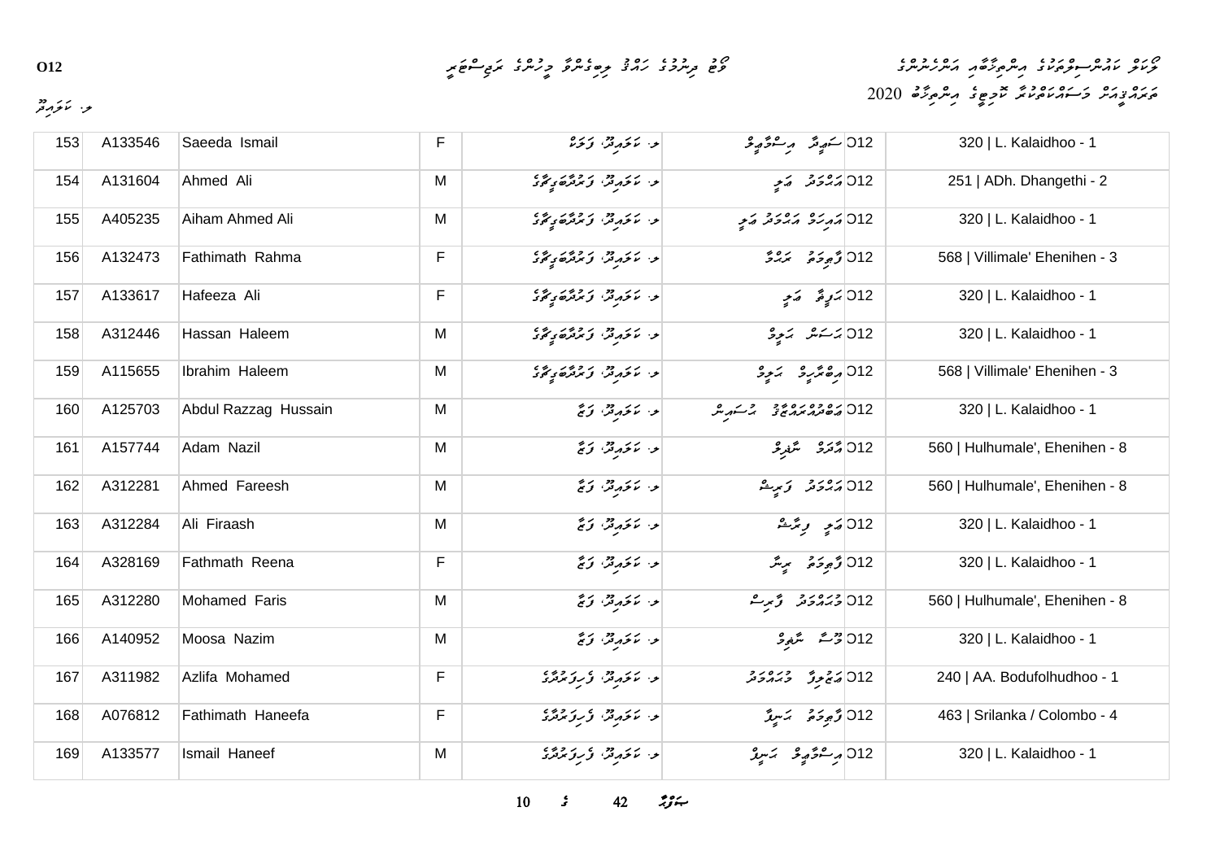| | | | | | | |
|---|---|---|---|---|---|---|
| 153 | A133546 | Saeeda Ismail | F | ل. ކަލައިދޫ، ފަރަގެ | O12 ސަޢީދާ އިސްމާޢީލް | 320 \| L. Kalaidhoo - 1 |
| 154 | A131604 | Ahmed Ali | M | ل. ކަލައިދޫ، ފަރުދާބަގީޗާގެ | O12 އަޙްމަދު ޢަލީ | 251 \| ADh. Dhangethi - 2 |
| 155 | A405235 | Aiham Ahmed Ali | M | ل. ކަލައިދޫ، ފަރުދާބަގީޗާގެ | O12 އައިހަމް އަޙްމަދު ޢަލީ | 320 \| L. Kalaidhoo - 1 |
| 156 | A132473 | Fathimath Rahma | F | ل. ކަލައިދޫ، ފަރުދާބަގީޗާގެ | O12 ފާތިމަތު ރަޙްމާ | 568 \| Villimale' Ehenihen - 3 |
| 157 | A133617 | Hafeeza Ali | F | ل. ކަލައިދޫ، ފަރުދާބަގީޗާގެ | O12 ޙަފީޒާ ޢަލީ | 320 \| L. Kalaidhoo - 1 |
| 158 | A312446 | Hassan Haleem | M | ل. ކަލައިދޫ، ފަރުދާބަގީޗާގެ | O12 ޙަސަން ޙަލީމް | 320 \| L. Kalaidhoo - 1 |
| 159 | A115655 | Ibrahim Haleem | M | ل. ކަލައިދޫ، ފަރުދާބަގީޗާގެ | O12 އިބްރާހީމް ޙަލީމް | 568 \| Villimale' Ehenihen - 3 |
| 160 | A125703 | Abdul Razzag Hussain | M | ل. ކަލައިދޫ، ފަޖާ | O12 އަބްދުއްރައްޒާޤު ޙުސައިން | 320 \| L. Kalaidhoo - 1 |
| 161 | A157744 | Adam Nazil | M | ل. ކަލައިދޫ، ފަޖާ | O12 އާދަމް ނާޒިލް | 560 \| Hulhumale', Ehenihen - 8 |
| 162 | A312281 | Ahmed Fareesh | M | ل. ކަލައިދޫ، ފަޖާ | O12 އަޙްމަދު ފަރީޝް | 560 \| Hulhumale', Ehenihen - 8 |
| 163 | A312284 | Ali Firaash | M | ل. ކަލައިދޫ، ފަޖާ | O12 ޢަލީ ފިރާޝް | 320 \| L. Kalaidhoo - 1 |
| 164 | A328169 | Fathmath Reena | F | ل. ކަލައިދޫ، ފަޖާ | O12 ފާތިމަތު ރީނާ | 320 \| L. Kalaidhoo - 1 |
| 165 | A312280 | Mohamed Faris | M | ل. ކަލައިދޫ، ފަޖާ | O12 މުޙައްމަދު ފާރިސް | 560 \| Hulhumale', Ehenihen - 8 |
| 166 | A140952 | Moosa Nazim | M | ل. ކަލައިދޫ، ފަޖާ | O12 މޫސާ ނާޒިމް | 320 \| L. Kalaidhoo - 1 |
| 167 | A311982 | Azlifa Mohamed | F | ل. ކަލައިދޫ، ފެހިފަރުދާގެ | O12 އަޒްލިފާ މުޙައްމަދު | 240 \| AA. Bodufolhudhoo - 1 |
| 168 | A076812 | Fathimath Haneefa | F | ل. ކަލައިދޫ، ފެހިފަރުދާގެ | O12 ފާތިމަތު ޙަނީފާ | 463 \| Srilanka / Colombo - 4 |
| 169 | A133577 | Ismail Haneef | M | ل. ކަލައިދޫ، ފެހިފަރުދާގެ | O12 އިސްމާޢީލް ޙަނީފް | 320 \| L. Kalaidhoo - 1 |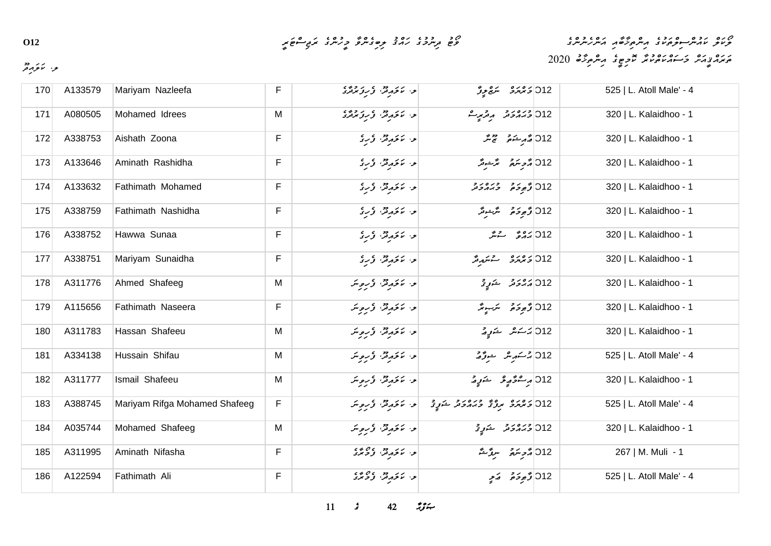| | | | | | | |
|---|---|---|---|---|---|---|
| 170 | A133579 | Mariyam Nazleefa | F | ލ. ކަލައިދޫ، ފެހިވަރުދޮށް | O12 މަރިޔަމް ނަޒްލީފާ | 525 \| L. Atoll Male' - 4 |
| 171 | A080505 | Mohamed Idrees | M | ލ. ކަލައިދޫ، ފެހިވަރުދޮށް | O12 މުޙައްމަދު އިދްރީސް | 320 \| L. Kalaidhoo - 1 |
| 172 | A338753 | Aishath Zoona | F | ލ. ކަލައިދޫ، ފެހިގެ | O12 އާއިޝަތު ޒޫނާ | 320 \| L. Kalaidhoo - 1 |
| 173 | A133646 | Aminath Rashidha | F | ލ. ކަލައިދޫ، ފެހިގެ | O12 އާމިނަތު ރާޝިދާ | 320 \| L. Kalaidhoo - 1 |
| 174 | A133632 | Fathimath Mohamed | F | ލ. ކަލައިދޫ، ފެހިގެ | O12 ފާތިމަތު މުޙައްމަދު | 320 \| L. Kalaidhoo - 1 |
| 175 | A338759 | Fathimath Nashidha | F | ލ. ކަލައިދޫ، ފެހިގެ | O12 ފާތިމަތު ނާޝިދާ | 320 \| L. Kalaidhoo - 1 |
| 176 | A338752 | Hawwa Sunaa | F | ލ. ކަލައިދޫ، ފެހިގެ | O12 ހައްވާ ސުނާ | 320 \| L. Kalaidhoo - 1 |
| 177 | A338751 | Mariyam Sunaidha | F | ލ. ކަލައިދޫ، ފެހިގެ | O12 މަރިޔަމް ސުނައިދާ | 320 \| L. Kalaidhoo - 1 |
| 178 | A311776 | Ahmed Shafeeg | M | ލ. ކަލައިދޫ، ފެހިވިނަ | O12 އަޙްމަދު ޝަފީގު | 320 \| L. Kalaidhoo - 1 |
| 179 | A115656 | Fathimath Naseera | F | ލ. ކަލައިދޫ، ފެހިވިނަ | O12 ފާތިމަތު ނަސީރާ | 320 \| L. Kalaidhoo - 1 |
| 180 | A311783 | Hassan Shafeeu | M | ލ. ކަލައިދޫ، ފެހިވިނަ | O12 ޙަސަން ޝަފީޢު | 320 \| L. Kalaidhoo - 1 |
| 181 | A334138 | Hussain Shifau | M | ލ. ކަލައިދޫ، ފެހިވިނަ | O12 ޙުސައިން ޝިފާޢު | 525 \| L. Atoll Male' - 4 |
| 182 | A311777 | Ismail Shafeeu | M | ލ. ކަލައިދޫ، ފެހިވިނަ | O12 އިސްމާއީލް ޝަފީޢު | 320 \| L. Kalaidhoo - 1 |
| 183 | A388745 | Mariyam Rifga Mohamed Shafeeg | F | ލ. ކަލައިދޫ، ފެހިވިނަ | O12 މަރިޔަމް ރިފްގާ މުޙައްމަދު ޝަފީގު | 525 \| L. Atoll Male' - 4 |
| 184 | A035744 | Mohamed Shafeeg | M | ލ. ކަލައިދޫ، ފެހިވިނަ | O12 މުޙައްމަދު ޝަފީގު | 320 \| L. Kalaidhoo - 1 |
| 185 | A311995 | Aminath Nifasha | F | ލ. ކަލައިދޫ، ފޮތިގެ | O12 އާމިނަތު ނިފާޝާ | 267 \| M. Muli - 1 |
| 186 | A122594 | Fathimath Ali | F | ލ. ކަލައިދޫ، ފޮތިގެ | O12 ފާތިމަތު ޢަލީ | 525 \| L. Atoll Male' - 4 |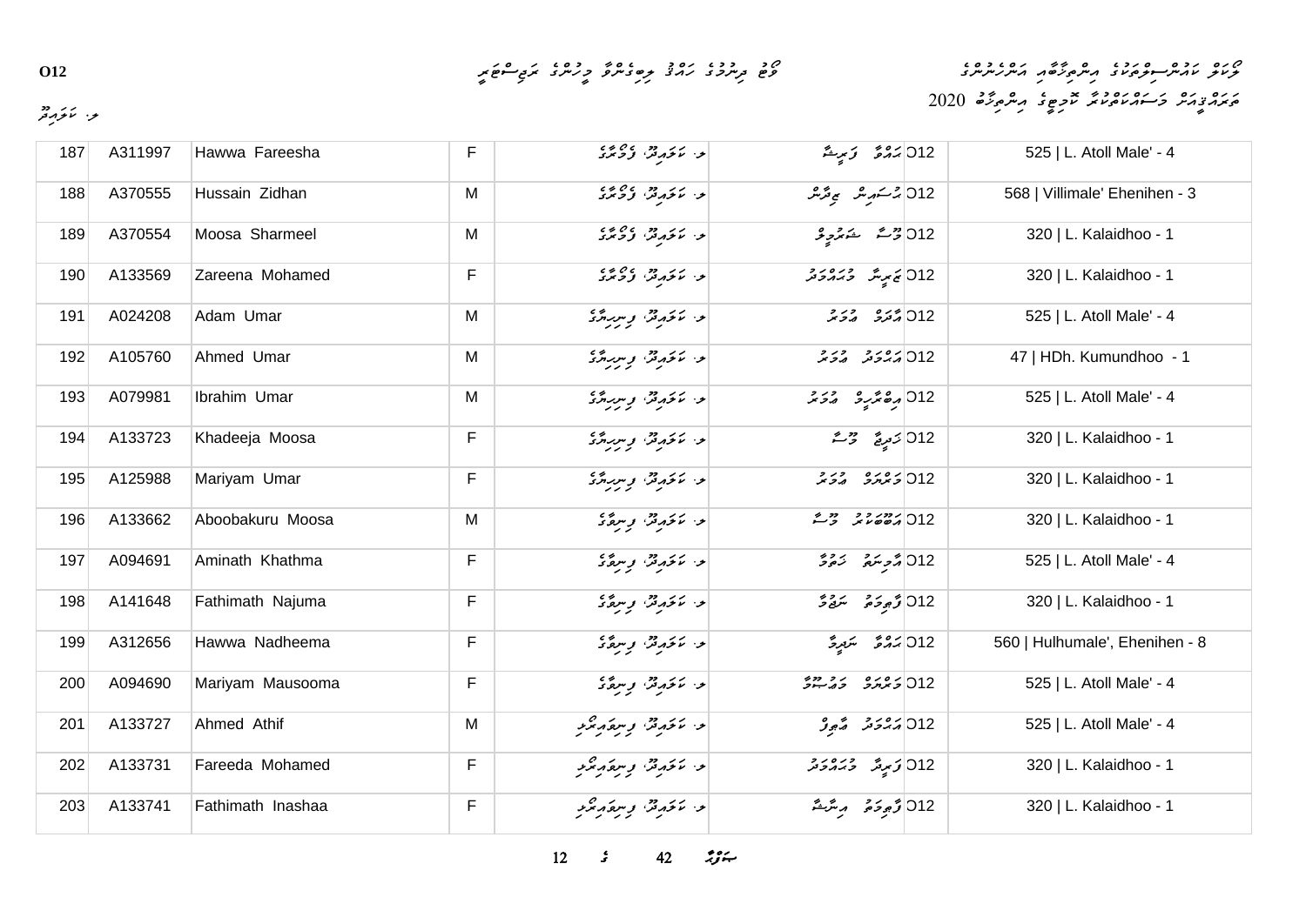| | | | | | | |
|---|---|---|---|---|---|---|
| 187 | A311997 | Hawwa Fareesha | F | ل. ކަލައިދޫ، ފެމަރީ | O12 ހައްވާ ފަރީޝާ | 525 \| L. Atoll Male' - 4 |
| 188 | A370555 | Hussain Zidhan | M | ل. ކަލައިދޫ، ފެމަރީ | O12 ހުސައިން ޒިދާން | 568 \| Villimale' Ehenihen - 3 |
| 189 | A370554 | Moosa Sharmeel | M | ل. ކަލައިދޫ، ފެމަރީ | O12 މޫސާ ޝަރުމީލް | 320 \| L. Kalaidhoo - 1 |
| 190 | A133569 | Zareena Mohamed | F | ل. ކަލައިދޫ، ފެމަރީ | O12 ޒަރީނާ މުޙައްމަދު | 320 \| L. Kalaidhoo - 1 |
| 191 | A024208 | Adam Umar | M | ل. ކަލައިދޫ، ވިނިވިއާގެ | O12 އާދަމް ޢުމަރު | 525 \| L. Atoll Male' - 4 |
| 192 | A105760 | Ahmed Umar | M | ل. ކަލައިދޫ، ވިނިވިއާގެ | O12 އަޙްމަދު ޢުމަރު | 47 \| HDh. Kumundhoo - 1 |
| 193 | A079981 | Ibrahim Umar | M | ل. ކަލައިދޫ، ވިނިވިއާގެ | O12 އިބްރާހީމް ޢުމަރު | 525 \| L. Atoll Male' - 4 |
| 194 | A133723 | Khadeeja Moosa | F | ل. ކަލައިދޫ، ވިނިވިއާގެ | O12 ޚަދީޖާ މޫސާ | 320 \| L. Kalaidhoo - 1 |
| 195 | A125988 | Mariyam Umar | F | ل. ކަލައިދޫ، ވިނިވިއާގެ | O12 މަރިޔަމް ޢުމަރު | 320 \| L. Kalaidhoo - 1 |
| 196 | A133662 | Aboobakuru Moosa | M | ل. ކަލައިދޫ، ވިނިވާގެ | O12 އަބޫބަކުރު މޫސާ | 320 \| L. Kalaidhoo - 1 |
| 197 | A094691 | Aminath Khathma | F | ل. ކަލައިދޫ، ވިނިވާގެ | O12 އާމިނަތު ޚަތުމާ | 525 \| L. Atoll Male' - 4 |
| 198 | A141648 | Fathimath Najuma | F | ل. ކަލައިދޫ، ވިނިވާގެ | O12 ފާތިމަތު ނަޖުމާ | 320 \| L. Kalaidhoo - 1 |
| 199 | A312656 | Hawwa Nadheema | F | ل. ކަލައިދޫ، ވިނިވާގެ | O12 ހައްވާ ނަދީމާ | 560 \| Hulhumale', Ehenihen - 8 |
| 200 | A094690 | Mariyam Mausooma | F | ل. ކަލައިދޫ، ވިނިވާގެ | O12 މަރިޔަމް މައުޞޫމާ | 525 \| L. Atoll Male' - 4 |
| 201 | A133727 | Ahmed Athif | M | ل. ކަލައިދޫ، ވިނިވައިޓްވ | O12 އަޙްމަދު އާތިފް | 525 \| L. Atoll Male' - 4 |
| 202 | A133731 | Fareeda Mohamed | F | ل. ކަލައިދޫ، ވިނިވައިޓްވ | O12 ފަރީދާ މުޙައްމަދު | 320 \| L. Kalaidhoo - 1 |
| 203 | A133741 | Fathimath Inashaa | F | ل. ކަލައިދޫ، ވިނިވައިޓްވ | O12 ފާތިމަތު އިނާޝާ | 320 \| L. Kalaidhoo - 1 |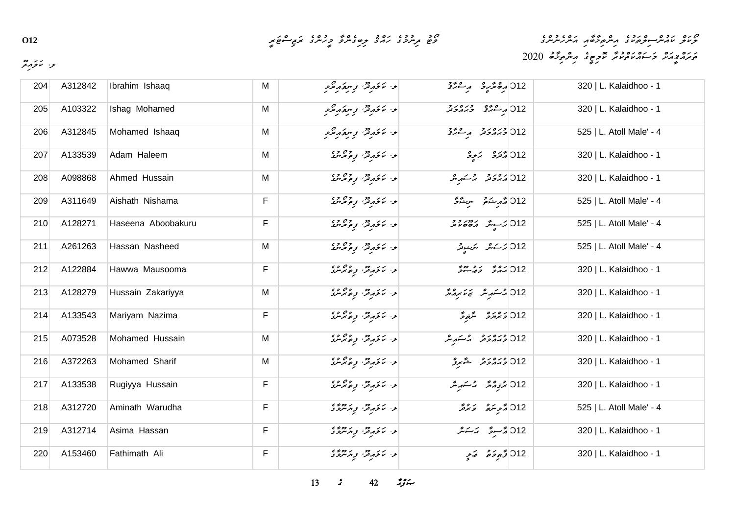| | | | | | | |
|---|---|---|---|---|---|---|
| 204 | A312842 | Ibrahim Ishaaq | M | ل. كاخەر ترّ، وسرتەر برّم | O12 ره ئرِ و دِ شرّ تو | 320 \| L. Kalaidhoo - 1 |
| 205 | A103322 | Ishag Mohamed | M | ل. كاخەر ترّ، وسرتەر برّم | O12 دِ شرّ تو وبره دو تر | 320 \| L. Kalaidhoo - 1 |
| 206 | A312845 | Mohamed Ishaaq | M | ل. كاخەر ترّ، وسرتەر برّم | O12 وبره دو تر دِ شرّ تو | 525 \| L. Atoll Male' - 4 |
| 207 | A133539 | Adam Haleem | M | ل. كاخەر ترّ، وە ترسرى | O12 ه ترو برو و | 320 \| L. Kalaidhoo - 1 |
| 208 | A098868 | Ahmed Hussain | M | ل. كاخەر ترّ، وە ترسرى | O12 ره رو تر بر سەر سر | 320 \| L. Kalaidhoo - 1 |
| 209 | A311649 | Aishath Nishama | F | ل. كاخەر ترّ، وە ترسرى | O12 ه مر شەر سر شەر | 525 \| L. Atoll Male' - 4 |
| 210 | A128271 | Haseena Aboobakuru | F | ل. كاخەر ترّ، وە ترسرى | O12 بر سبر ره دو و | 525 \| L. Atoll Male' - 4 |
| 211 | A261263 | Hassan Nasheed | M | ل. كاخەر ترّ، وە ترسرى | O12 بر سەر سر شو تر | 525 \| L. Atoll Male' - 4 |
| 212 | A122884 | Hawwa Mausooma | F | ل. كاخەر ترّ، وە ترسرى | O12 بره و دو د دو | 320 \| L. Kalaidhoo - 1 |
| 213 | A128279 | Hussain Zakariyya | M | ل. كاخەر ترّ، وە ترسرى | O12 بر سەر سر يح برە | 320 \| L. Kalaidhoo - 1 |
| 214 | A133543 | Mariyam Nazima | F | ل. كاخەر ترّ، وە ترسرى | O12 و بر و سر و | 320 \| L. Kalaidhoo - 1 |
| 215 | A073528 | Mohamed Hussain | M | ل. كاخەر ترّ، وە ترسرى | O12 وبره دو تر بر سەر سر | 320 \| L. Kalaidhoo - 1 |
| 216 | A372263 | Mohamed Sharif | M | ل. كاخەر ترّ، وە ترسرى | O12 وبره دو تر شەر و | 320 \| L. Kalaidhoo - 1 |
| 217 | A133538 | Rugiyya Hussain | F | ل. كاخەر ترّ، وە ترسرى | O12 بر و ه بر سەر سر | 320 \| L. Kalaidhoo - 1 |
| 218 | A312720 | Aminath Warudha | F | ل. كاخەر ترّ، و بر سرو ى | O12 ه و سرو و تر | 525 \| L. Atoll Male' - 4 |
| 219 | A312714 | Asima Hassan | F | ل. كاخەر ترّ، و بر سرو ى | O12 ه سو بر سەر | 320 \| L. Kalaidhoo - 1 |
| 220 | A153460 | Fathimath Ali | F | ل. كاخەر ترّ، و بر سرو ى | O12 و و و ه مر | 320 \| L. Kalaidhoo - 1 |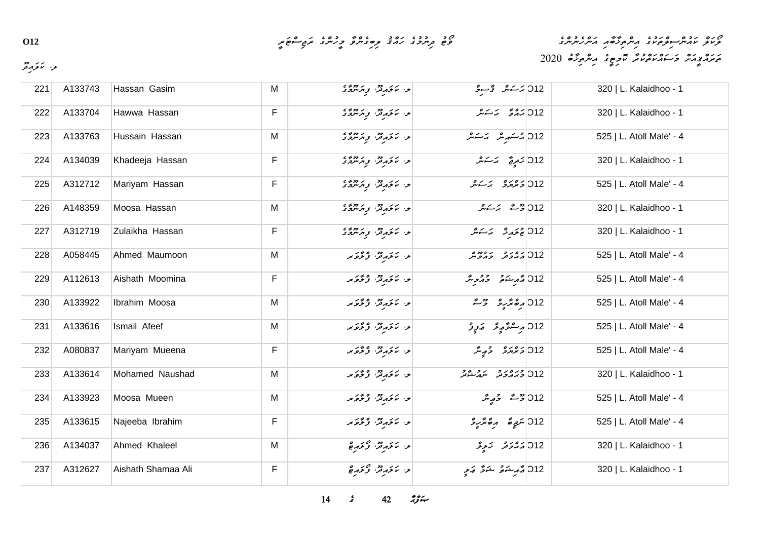| | | | | | | |
|---|---|---|---|---|---|---|
| 221 | A133743 | Hassan Gasim | M | ލ. ކަލައިދޫ، ވިއްސަރޭގެ | O12 ޙަސަން ގާސިމް | 320 \| L. Kalaidhoo - 1 |
| 222 | A133704 | Hawwa Hassan | F | ލ. ކަލައިދޫ، ވިއްސަރޭގެ | O12 ހައްވާ ޙަސަން | 320 \| L. Kalaidhoo - 1 |
| 223 | A133763 | Hussain Hassan | M | ލ. ކަލައިދޫ، ވިއްސަރޭގެ | O12 ޙުސައިން ޙަސަން | 525 \| L. Atoll Male' - 4 |
| 224 | A134039 | Khadeeja Hassan | F | ލ. ކަލައިދޫ، ވިއްސަރޭގެ | O12 ޚަދީޖާ ޙަސަން | 320 \| L. Kalaidhoo - 1 |
| 225 | A312712 | Mariyam Hassan | F | ލ. ކަލައިދޫ، ވިއްސަރޭގެ | O12 މަރިޔަމް ޙަސަން | 525 \| L. Atoll Male' - 4 |
| 226 | A148359 | Moosa Hassan | M | ލ. ކަލައިދޫ، ވިއްސަރޭގެ | O12 މޫސާ ޙަސަން | 320 \| L. Kalaidhoo - 1 |
| 227 | A312719 | Zulaikha Hassan | F | ލ. ކަލައިދޫ، ވިއްސަރޭގެ | O12 ޒުލައިޚާ ޙަސަން | 320 \| L. Kalaidhoo - 1 |
| 228 | A058445 | Ahmed Maumoon | M | ލ. ކަލައިދޫ، ވޮލޯމަ | O12 އަޙްމަދު މައުމޫން | 525 \| L. Atoll Male' - 4 |
| 229 | A112613 | Aishath Moomina | F | ލ. ކަލައިދޫ، ވޮލޯމަ | O12 އާއިޝަތު މޫމިނާ | 525 \| L. Atoll Male' - 4 |
| 230 | A133922 | Ibrahim Moosa | M | ލ. ކަލައިދޫ، ވޮލޯމަ | O12 އިބްރާހީމް މޫސާ | 525 \| L. Atoll Male' - 4 |
| 231 | A133616 | Ismail Afeef | M | ލ. ކަލައިދޫ، ވޮލޯމަ | O12 އިސްމާޢީލް އަފީފް | 525 \| L. Atoll Male' - 4 |
| 232 | A080837 | Mariyam Mueena | F | ލ. ކަލައިދޫ، ވޮލޯމަ | O12 މަރިޔަމް މުޢީނާ | 525 \| L. Atoll Male' - 4 |
| 233 | A133614 | Mohamed Naushad | M | ލ. ކަލައިދޫ، ވޮލޯމަ | O12 މުޙައްމަދު ނައުޝާދު | 320 \| L. Kalaidhoo - 1 |
| 234 | A133923 | Moosa Mueen | M | ލ. ކަލައިދޫ، ވޮލޯމަ | O12 މޫސާ މުޢީން | 525 \| L. Atoll Male' - 4 |
| 235 | A133615 | Najeeba Ibrahim | F | ލ. ކަލައިދޫ، ވޮލޯމަ | O12 ނަޖީބާ އިބްރާހީމް | 525 \| L. Atoll Male' - 4 |
| 236 | A134037 | Ahmed Khaleel | M | ލ. ކަލައިދޫ، ވޮލައިޓް | O12 އަޙްމަދު ޚަލީލް | 320 \| L. Kalaidhoo - 1 |
| 237 | A312627 | Aishath Shamaa Ali | F | ލ. ކަލައިދޫ، ވޮލައިޓް | O12 އާއިޝަތު ޝަމާ ޢަލީ | 320 \| L. Kalaidhoo - 1 |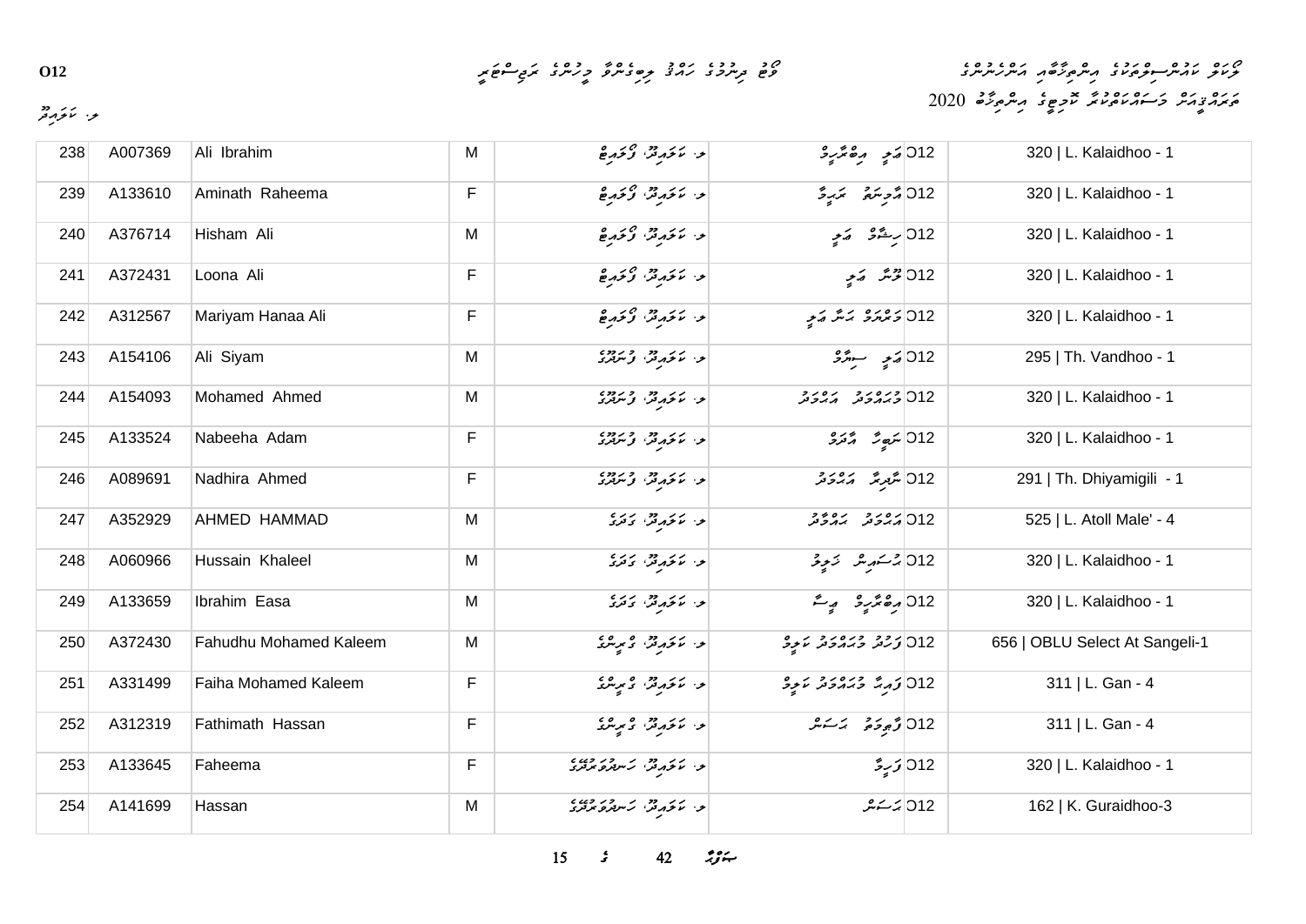| | | | | | | |
|---|---|---|---|---|---|---|
| 238 | A007369 | Ali Ibrahim | M | ل. ކަލައިދޫ، ވޮލެއި | O12 އަލީ އިބްރާހީމް | 320 \| L. Kalaidhoo - 1 |
| 239 | A133610 | Aminath Raheema | F | ل. ކަލައިދޫ، ވޮލެއި | O12 އާމިނަތު ރަހީމާ | 320 \| L. Kalaidhoo - 1 |
| 240 | A376714 | Hisham Ali | M | ل. ކަލައިދޫ، ވޮލެއި | O12 ހިޝާމް އަލީ | 320 \| L. Kalaidhoo - 1 |
| 241 | A372431 | Loona Ali | F | ل. ކަލައިދޫ، ވޮލެއި | O12 ލޫނާ އަލީ | 320 \| L. Kalaidhoo - 1 |
| 242 | A312567 | Mariyam Hanaa Ali | F | ل. ކަލައިދޫ، ވޮލެއި | O12 މަރިޔަމް ހަނާ އަލީ | 320 \| L. Kalaidhoo - 1 |
| 243 | A154106 | Ali Siyam | M | ل. ކަލައިދޫ، ވަނދޫގެ | O12 އަލީ ސިޔާމް | 295 \| Th. Vandhoo - 1 |
| 244 | A154093 | Mohamed Ahmed | M | ل. ކަލައިދޫ، ވަނދޫގެ | O12 މުޙައްމަދު އަޙްމަދު | 320 \| L. Kalaidhoo - 1 |
| 245 | A133524 | Nabeeha Adam | F | ل. ކަލައިދޫ، ވަނދޫގެ | O12 ނަބީހާ އާދަމް | 320 \| L. Kalaidhoo - 1 |
| 246 | A089691 | Nadhira Ahmed | F | ل. ކަލައިދޫ، ވަނދޫގެ | O12 ނާދިރާ އަޙްމަދު | 291 \| Th. Dhiyamigili - 1 |
| 247 | A352929 | AHMED HAMMAD | M | ل. ކަލައިދޫ، ވަރދެ | O12 އަޙްމަދު ހައްމާދު | 525 \| L. Atoll Male' - 4 |
| 248 | A060966 | Hussain Khaleel | M | ل. ކަލައިދޫ، ވަރދެ | O12 ހުސައިން ޚަލީލް | 320 \| L. Kalaidhoo - 1 |
| 249 | A133659 | Ibrahim Easa | M | ل. ކަލައިދޫ، ވަރދެ | O12 އިބްރާހީމް ޢީސާ | 320 \| L. Kalaidhoo - 1 |
| 250 | A372430 | Fahudhu Mohamed Kaleem | M | ل. ކަލައިދޫ، ވެރިންގެ | O12 ފަހުދު މުޙައްމަދު ކަލީމް | 656 \| OBLU Select At Sangeli-1 |
| 251 | A331499 | Faiha Mohamed Kaleem | F | ل. ކަލައިދޫ، ވެރިންގެ | O12 ފައިހާ މުޙައްމަދު ކަލީމް | 311 \| L. Gan - 4 |
| 252 | A312319 | Fathimath Hassan | F | ل. ކަލައިދޫ، ވެރިންގެ | O12 ފާތިމަތު ހަސަން | 311 \| L. Gan - 4 |
| 253 | A133645 | Faheema | F | ل. ކަލައިދޫ، ހަނދުވަރުދޮށުގެ | O12 ފަހީމާ | 320 \| L. Kalaidhoo - 1 |
| 254 | A141699 | Hassan | M | ل. ކަލައިދޫ، ހަނދުވަރުދޮށުގެ | O12 ހަސަން | 162 \| K. Guraidhoo-3 |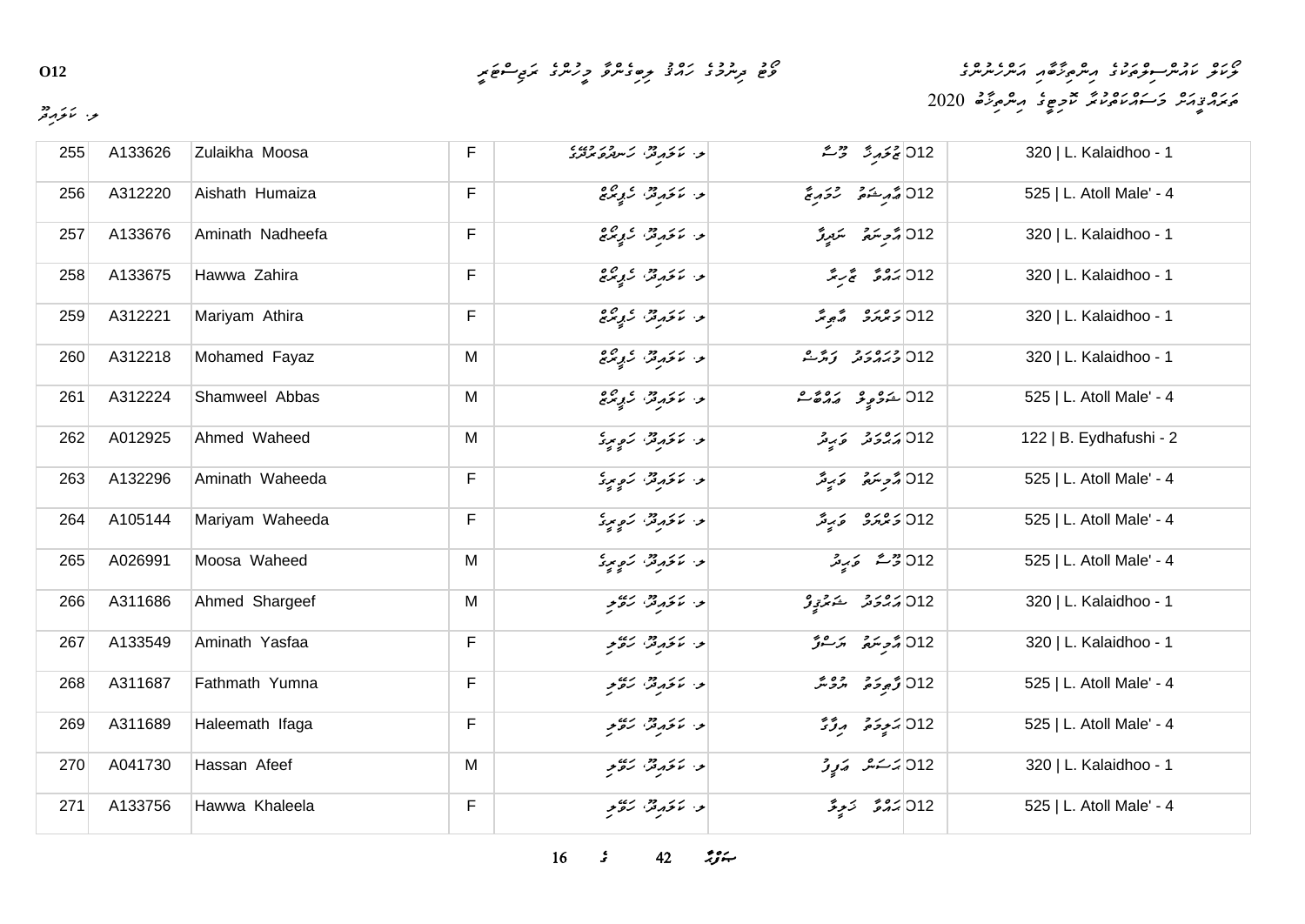| | | | | | | |
|---|---|---|---|---|---|---|
| 255 | A133626 | Zulaikha Moosa | F | ل. ކަޅައިދޫ، ހަނދުވަރީގެ | O12 ޒުލައިހާ މޫސާ | 320 \| L. Kalaidhoo - 1 |
| 256 | A312220 | Aishath Humaiza | F | ل. ކަޅައިދޫ، ގުލްޝަން | O12 އާއިޝަތު ހުމައިޒާ | 525 \| L. Atoll Male' - 4 |
| 257 | A133676 | Aminath Nadheefa | F | ل. ކަޅައިދޫ، ގުލްޝަން | O12 އާމިނަތު ނަދީފާ | 320 \| L. Kalaidhoo - 1 |
| 258 | A133675 | Hawwa Zahira | F | ل. ކަޅައިދޫ، ގުލްޝަން | O12 ހައްވާ ޒާހިރާ | 320 \| L. Kalaidhoo - 1 |
| 259 | A312221 | Mariyam Athira | F | ل. ކަޅައިދޫ، ގުލްޝަން | O12 މަރިޔަމް އާތިރާ | 320 \| L. Kalaidhoo - 1 |
| 260 | A312218 | Mohamed Fayaz | M | ل. ކަޅައިދޫ، ގުލްޝަން | O12 މުހައްމަދު ފައްޔާޒް | 320 \| L. Kalaidhoo - 1 |
| 261 | A312224 | Shamweel Abbas | M | ل. ކަޅައިދޫ، ގުލްޝަން | O12 ޝަމްވީލް އައްބާސް | 525 \| L. Atoll Male' - 4 |
| 262 | A012925 | Ahmed Waheed | M | ل. ކަޅައިދޫ، ހުވަނީރާ | O12 އަހްމަދު ވަހީދު | 122 \| B. Eydhafushi - 2 |
| 263 | A132296 | Aminath Waheeda | F | ل. ކަޅައިދޫ، ހުވަނީރާ | O12 އާމިނަތު ވަހީދާ | 525 \| L. Atoll Male' - 4 |
| 264 | A105144 | Mariyam Waheeda | F | ل. ކަޅައިދޫ، ހުވަނީރާ | O12 މަރިޔަމް ވަހީދާ | 525 \| L. Atoll Male' - 4 |
| 265 | A026991 | Moosa Waheed | M | ل. ކަޅައިދޫ، ހުވަނީރާ | O12 މޫސާ ވަހީދު | 525 \| L. Atoll Male' - 4 |
| 266 | A311686 | Ahmed Shargeef | M | ل. ކަޅައިދޫ، ހުޅުލެ | O12 އަހްމަދު ޝަރުގީފް | 320 \| L. Kalaidhoo - 1 |
| 267 | A133549 | Aminath Yasfaa | F | ل. ކަޅައިދޫ، ހުޅުލެ | O12 އާމިނަތު ޔަސްފާ | 320 \| L. Kalaidhoo - 1 |
| 268 | A311687 | Fathmath Yumna | F | ل. ކަޅައިދޫ، ހުޅުލެ | O12 ފާތިމަތު ޔުމްނާ | 525 \| L. Atoll Male' - 4 |
| 269 | A311689 | Haleemath Ifaga | F | ل. ކަޅައިދޫ، ހުޅުލެ | O12 ހަލީމަތު އިފާގާ | 525 \| L. Atoll Male' - 4 |
| 270 | A041730 | Hassan Afeef | M | ل. ކަޅައިދޫ، ހުޅުލެ | O12 ހަސަން އަފީފު | 320 \| L. Kalaidhoo - 1 |
| 271 | A133756 | Hawwa Khaleela | F | ل. ކަޅައިދޫ، ހުޅުލެ | O12 ހައްވާ ޚަލީލާ | 525 \| L. Atoll Male' - 4 |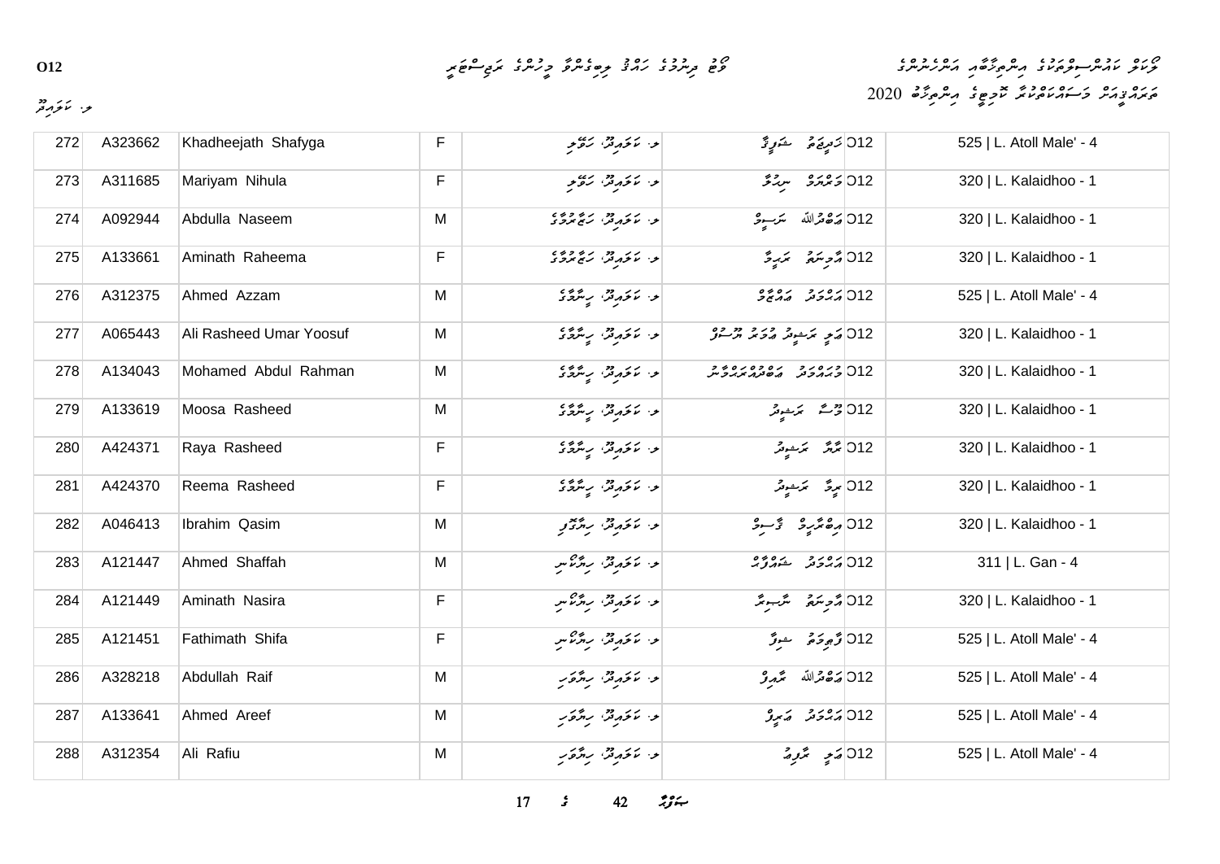| | | | | | | |
|---|---|---|---|---|---|---|
| 272 | A323662 | Khadheejath Shafyga | F | ލ.ކަލައިދޫ، ހަމްދު | ޚަދީޖާ ޝަފީގާ O12 | 525 \| L. Atoll Male' - 4 |
| 273 | A311685 | Mariyam Nihula | F | ލ. ކަލައިދޫ، ހަމްދު | މަރިޔަމް ނިހުލާ O12 | 320 \| L. Kalaidhoo - 1 |
| 274 | A092944 | Abdulla Naseem | M | ލ. ކަލައިދޫ، ހަޖަރުވާގެ | އަބްދުالله ނަސީމް O12 | 320 \| L. Kalaidhoo - 1 |
| 275 | A133661 | Aminath Raheema | F | ލ. ކަލައިދޫ، ހަޖަރުވާގެ | އާމިނަތު ރަހީމާ O12 | 320 \| L. Kalaidhoo - 1 |
| 276 | A312375 | Ahmed Azzam | M | ލ. ކަލައިދޫ، ހިނގާގެ | އަހުމަދު އައްޒާމް O12 | 525 \| L. Atoll Male' - 4 |
| 277 | A065443 | Ali Rasheed Umar Yoosuf | M | ލ. ކަލައިދޫ، ހިނގާގެ | އަލި ރަޝީދު އުމަރު ޔޫސުފް O12 | 320 \| L. Kalaidhoo - 1 |
| 278 | A134043 | Mohamed Abdul Rahman | M | ލ. ކަލައިދޫ، ހިނގާގެ | މުހައްމަދު އަބްދުއްރަޙްމާން O12 | 320 \| L. Kalaidhoo - 1 |
| 279 | A133619 | Moosa Rasheed | M | ލ. ކަލައިދޫ، ހިނގާގެ | މޫސާ ރަޝީދު O12 | 320 \| L. Kalaidhoo - 1 |
| 280 | A424371 | Raya Rasheed | F | ލ. ކަލައިދޫ، ހިނގާގެ | ރާޔާ ރަޝީދު O12 | 320 \| L. Kalaidhoo - 1 |
| 281 | A424370 | Reema Rasheed | F | ލ. ކަލައިދޫ، ހިނގާގެ | ރީމާ ރަޝީދު O12 | 320 \| L. Kalaidhoo - 1 |
| 282 | A046413 | Ibrahim Qasim | M | ލ. ކަލައިދޫ، ހިޔާވާ | އިބްރާހީމް ޤާސިމް O12 | 320 \| L. Kalaidhoo - 1 |
| 283 | A121447 | Ahmed Shaffah | M | ލ. ކަލައިދޫ، ހިޔާނީސް | އަހުމަދު ޝައްފާހް O12 | 311 \| L. Gan - 4 |
| 284 | A121449 | Aminath Nasira | F | ލ. ކަލައިދޫ، ހިޔާނީސް | އާމިނަތު ނާސިރާ O12 | 320 \| L. Kalaidhoo - 1 |
| 285 | A121451 | Fathimath Shifa | F | ލ. ކަލައިދޫ، ހިޔާނީސް | ފާތިމަތު ޝިފާ O12 | 525 \| L. Atoll Male' - 4 |
| 286 | A328218 | Abdullah Raif | M | ލ. ކަލައިދޫ، ހިޔާވަރ | އަބްދުالله ރާއިފް O12 | 525 \| L. Atoll Male' - 4 |
| 287 | A133641 | Ahmed Areef | M | ލ. ކަލައިދޫ، ހިޔާވަރ | އަހުމަދު އަރީފް O12 | 525 \| L. Atoll Male' - 4 |
| 288 | A312354 | Ali Rafiu | M | ލ. ކަލައިދޫ، ހިޔާވަރ | އަލި ރާފިއު O12 | 525 \| L. Atoll Male' - 4 |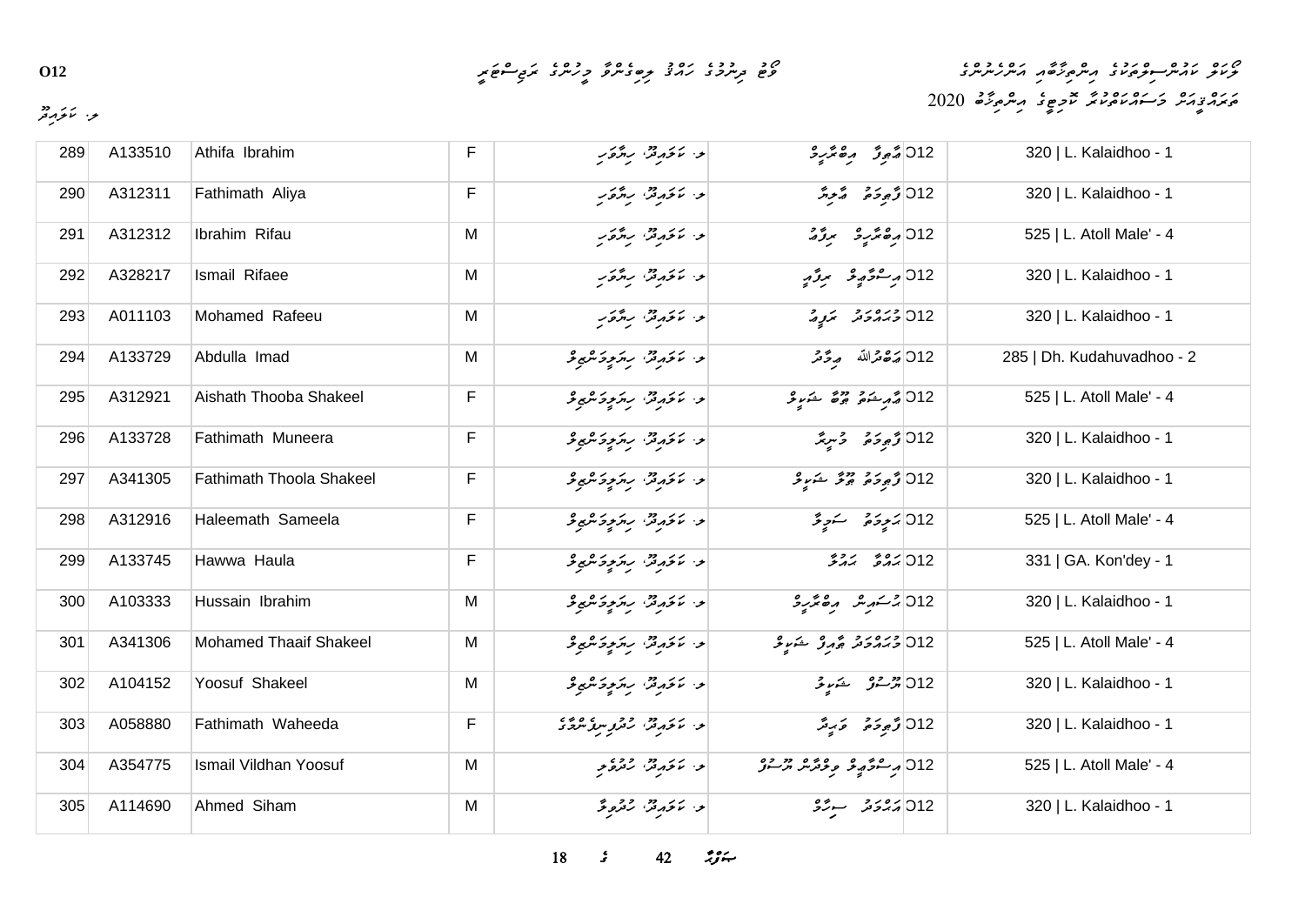| | | | | | | |
|---|---|---|---|---|---|---|
| 289 | A133510 | Athifa Ibrahim | F | ل. ކަލައިދޫ، ހިލާރަ | O12 އާތިފާ އިބްރާހީމް | 320 \| L. Kalaidhoo - 1 |
| 290 | A312311 | Fathimath Aliya | F | ل. ކަލައިދޫ، ހިލާރަ | O12 ފާތިމަތު އާލިޔާ | 320 \| L. Kalaidhoo - 1 |
| 291 | A312312 | Ibrahim Rifau | M | ل. ކަލައިދޫ، ހިލާރަ | O12 އިބްރާހީމް ރިފާއު | 525 \| L. Atoll Male' - 4 |
| 292 | A328217 | Ismail Rifaee | M | ل. ކަލައިދޫ، ހިލާރަ | O12 އިސްމާއީލް ރިފާއީ | 320 \| L. Kalaidhoo - 1 |
| 293 | A011103 | Mohamed Rafeeu | M | ل. ކަލައިދޫ، ހިލާރަ | O12 މުހައްމަދު ރަފީއު | 320 \| L. Kalaidhoo - 1 |
| 294 | A133729 | Abdulla Imad | M | ل. ކަލައިދޫ، ހިރަފިވަންނިވެ | O12 އަބްދުﷲ އިމާދު | 285 \| Dh. Kudahuvadhoo - 2 |
| 295 | A312921 | Aishath Thooba Shakeel | F | ل. ކަލައިދޫ، ހިރަފިވަންނިވެ | O12 އާއިޝަތު ތޫބާ ޝަކީލް | 525 \| L. Atoll Male' - 4 |
| 296 | A133728 | Fathimath Muneera | F | ل. ކަލައިދޫ، ހިރަފިވަންނިވެ | O12 ފާތިމަތު މުނީރާ | 320 \| L. Kalaidhoo - 1 |
| 297 | A341305 | Fathimath Thoola Shakeel | F | ل. ކަލައިދޫ، ހިރަފިވަންނިވެ | O12 ފާތިމަތު ތޫލާ ޝަކީލް | 320 \| L. Kalaidhoo - 1 |
| 298 | A312916 | Haleemath Sameela | F | ل. ކަލައިދޫ، ހިރަފިވަންނިވެ | O12 ހަލީމަތު ސަމީލާ | 525 \| L. Atoll Male' - 4 |
| 299 | A133745 | Hawwa Haula | F | ل. ކަލައިދޫ، ހިރަފިވަންނިވެ | O12 ހައްވާ ހައުލާ | 331 \| GA. Kon'dey - 1 |
| 300 | A103333 | Hussain Ibrahim | M | ل. ކަލައިދޫ، ހިރަފިވަންނިވެ | O12 ހުސައިން އިބްރާހީމް | 320 \| L. Kalaidhoo - 1 |
| 301 | A341306 | Mohamed Thaaif Shakeel | M | ل. ކަލައިދޫ، ހިރަފިވަންނިވެ | O12 މުހައްމަދު ތާއިފް ޝަކީލް | 525 \| L. Atoll Male' - 4 |
| 302 | A104152 | Yoosuf Shakeel | M | ل. ކަލައިދޫ، ހިރަފިވަންނިވެ | O12 ޔޫސުފް ޝަކީލް | 320 \| L. Kalaidhoo - 1 |
| 303 | A058880 | Fathimath Waheeda | F | ل. ކަލައިދޫ، ހުދުފިނިފެންމާގެ | O12 ފާތިމަތު ވަހީދާ | 320 \| L. Kalaidhoo - 1 |
| 304 | A354775 | Ismail Vildhan Yoosuf | M | ل. ކަލައިދޫ، ހުދުގެ | O12 އިސްމާއީލް ވިލްދާން ޔޫސުފް | 525 \| L. Atoll Male' - 4 |
| 305 | A114690 | Ahmed Siham | M | ل. ކަލައިދޫ، ހުދުވާ | O12 އަހުމަދު ސިހާމް | 320 \| L. Kalaidhoo - 1 |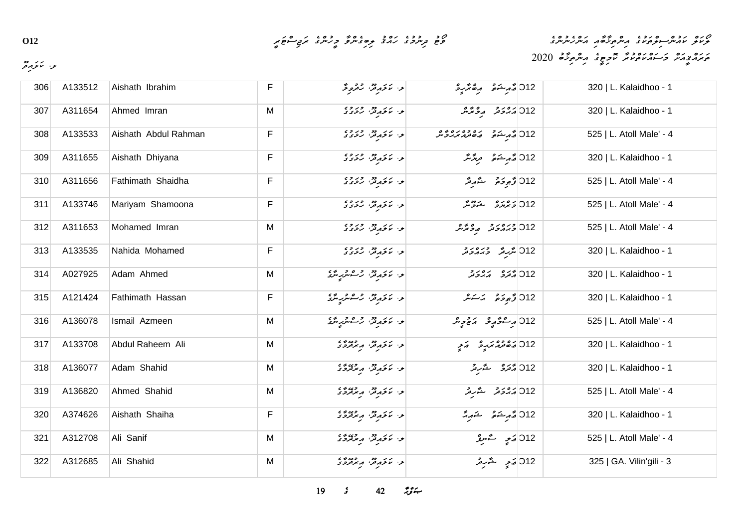| | | | | | | | |
|---|---|---|---|---|---|---|---|
| 306 | A133512 | Aishath Ibrahim | F | ޅ. ކަޑައިދޫ، ހުދުވިލާ | O12 | ޢާއިޝަތު އިބްރާހީމް | 320 \| L. Kalaidhoo - 1 |
| 307 | A311654 | Ahmed Imran | M | ޅ. ކަޑައިދޫ، ހުވަދު | O12 | އަހްމަދު އިމްރާން | 320 \| L. Kalaidhoo - 1 |
| 308 | A133533 | Aishath Abdul Rahman | F | ޅ. ކަޑައިދޫ، ހުވަދު | O12 | ޢާއިޝަތު ޢަބްދުއްރަޙްމާން | 525 \| L. Atoll Male' - 4 |
| 309 | A311655 | Aishath Dhiyana | F | ޅ. ކަޑައިދޫ، ހުވަދު | O12 | ޢާއިޝަތު ދިޔާނާ | 320 \| L. Kalaidhoo - 1 |
| 310 | A311656 | Fathimath Shaidha | F | ޅ. ކަޑައިދޫ، ހުވަދު | O12 | ފާތިމަތު ޝާއިދާ | 525 \| L. Atoll Male' - 4 |
| 311 | A133746 | Mariyam Shamoona | F | ޅ. ކަޑައިދޫ، ހުވަދު | O12 | މަރިޔަމް ޝަމޫނާ | 525 \| L. Atoll Male' - 4 |
| 312 | A311653 | Mohamed Imran | M | ޅ. ކަޑައިދޫ، ހުވަދު | O12 | މުޙައްމަދު އިމްރާން | 525 \| L. Atoll Male' - 4 |
| 313 | A133535 | Nahida Mohamed | F | ޅ. ކަޑައިދޫ، ހުވަދު | O12 | ނާހިދާ މުޙައްމަދު | 320 \| L. Kalaidhoo - 1 |
| 314 | A027925 | Adam Ahmed | M | ޅ. ކަޑައިދޫ، ހުސްނުހިނާ | O12 | އާދަމް އަހްމަދު | 320 \| L. Kalaidhoo - 1 |
| 315 | A121424 | Fathimath Hassan | F | ޅ. ކަޑައިދޫ، ހުސްނުހިނާ | O12 | ފާތިމަތު ޙަސަން | 320 \| L. Kalaidhoo - 1 |
| 316 | A136078 | Ismail Azmeen | M | ޅ. ކަޑައިދޫ، ހުސްނުހިނާ | O12 | އިސްމާޢީލް އަޒްމީން | 525 \| L. Atoll Male' - 4 |
| 317 | A133708 | Abdul Raheem Ali | M | ޅ. ކަޑައިދޫ، އިރުދޫގެ | O12 | ޢަބްދުއްރަޙީމް ޢަލީ | 320 \| L. Kalaidhoo - 1 |
| 318 | A136077 | Adam Shahid | M | ޅ. ކަޑައިދޫ، އިރުދޫގެ | O12 | އާދަމް ޝާހިދު | 320 \| L. Kalaidhoo - 1 |
| 319 | A136820 | Ahmed Shahid | M | ޅ. ކަޑައިދޫ، އިރުދޫގެ | O12 | އަހްމަދު ޝާހިދު | 525 \| L. Atoll Male' - 4 |
| 320 | A374626 | Aishath Shaiha | F | ޅ. ކަޑައިދޫ، އިރުދޫގެ | O12 | ޢާއިޝަތު ޝައިހާ | 320 \| L. Kalaidhoo - 1 |
| 321 | A312708 | Ali Sanif | M | ޅ. ކަޑައިދޫ، އިރުދޫގެ | O12 | ޢަލީ ސާނިފް | 525 \| L. Atoll Male' - 4 |
| 322 | A312685 | Ali Shahid | M | ޅ. ކަޑައިދޫ، އިރުދޫގެ | O12 | ޢަލީ ޝާހިދު | 325 \| GA. Vilin'gili - 3 |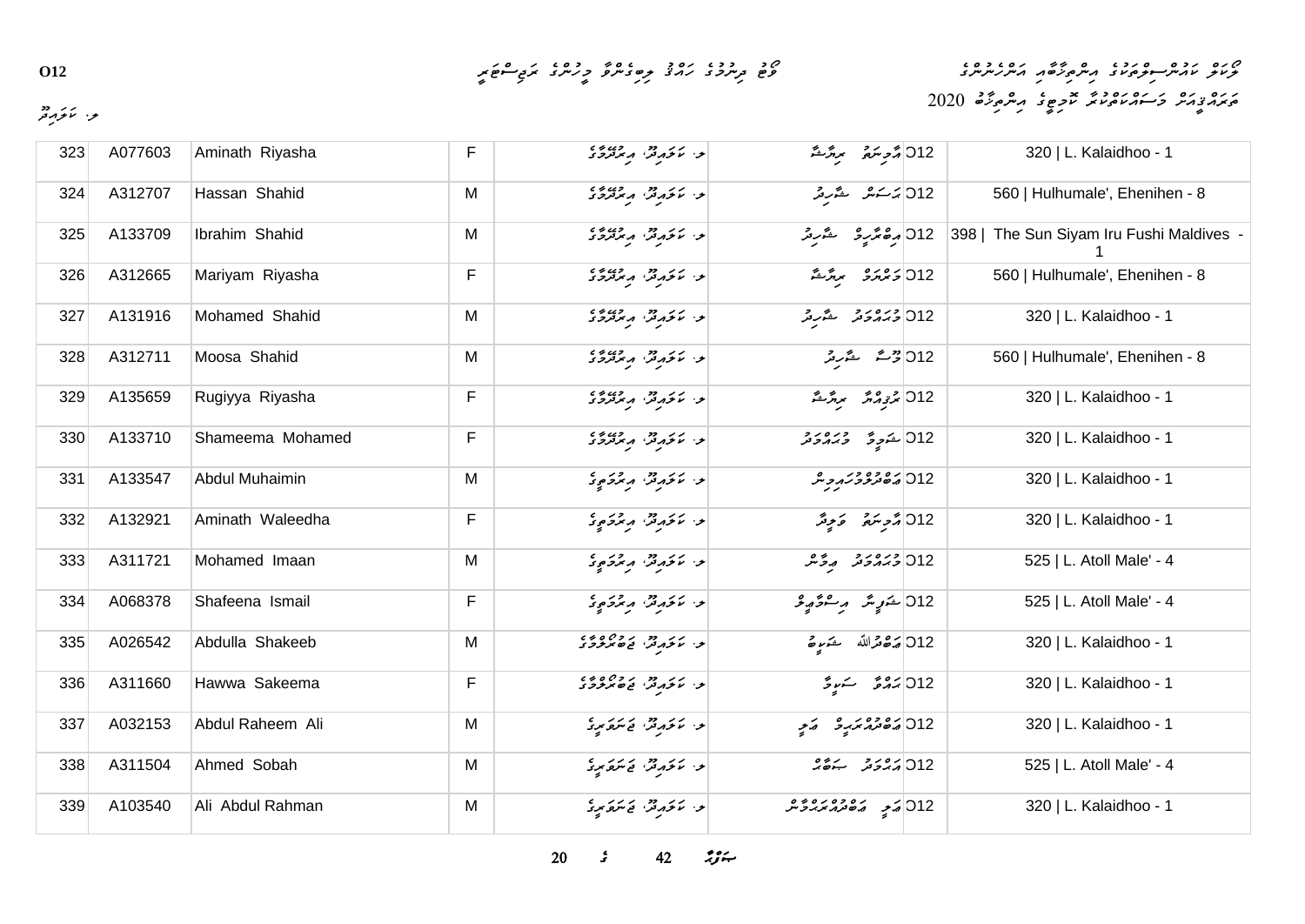| | | | | | | |
|---|---|---|---|---|---|---|
| 323 | A077603 | Aminath Riyasha | F | ލ.ކަޅައިދޫ، އިރުދޫގެ | O12 އާމިނަތު ރިޔާޝާ | 320 \| L. Kalaidhoo - 1 |
| 324 | A312707 | Hassan Shahid | M | ލ. ކަޅައިދޫ، އިރުދޫގެ | O12 ހަސަން ޝާހިދު | 560 \| Hulhumale', Ehenihen - 8 |
| 325 | A133709 | Ibrahim Shahid | M | ލ. ކަޅައިދޫ، އިރުދޫގެ | O12 އިބްރާހީމް ޝާހިދު | 398 \| The Sun Siyam Iru Fushi Maldives - 1 |
| 326 | A312665 | Mariyam Riyasha | F | ލ. ކަޅައިދޫ، އިރުދޫގެ | O12 މަރިޔަމް ރިޔާޝާ | 560 \| Hulhumale', Ehenihen - 8 |
| 327 | A131916 | Mohamed Shahid | M | ލ. ކަޅައިދޫ، އިރުދޫގެ | O12 މުހައްމަދު ޝާހިދު | 320 \| L. Kalaidhoo - 1 |
| 328 | A312711 | Moosa Shahid | M | ލ. ކަޅައިދޫ، އިރުދޫގެ | O12 މޫސާ ޝާހިދު | 560 \| Hulhumale', Ehenihen - 8 |
| 329 | A135659 | Rugiyya Riyasha | F | ލ. ކަޅައިދޫ، އިރުދޫގެ | O12 ރުގިއްޔާ ރިޔާޝާ | 320 \| L. Kalaidhoo - 1 |
| 330 | A133710 | Shameema Mohamed | F | ލ. ކަޅައިދޫ، އިރުދޫގެ | O12 ޝަމީމާ މުހައްމަދު | 320 \| L. Kalaidhoo - 1 |
| 331 | A133547 | Abdul Muhaimin | M | ލ. ކަޅައިދޫ، އިރުމަތީގެ | O12 އަބްދުލްމުހައިމިން | 320 \| L. Kalaidhoo - 1 |
| 332 | A132921 | Aminath Waleedha | F | ލ. ކަޅައިދޫ، އިރުމަތީގެ | O12 އާމިނަތު ވަލީދާ | 320 \| L. Kalaidhoo - 1 |
| 333 | A311721 | Mohamed Imaan | M | ލ. ކަޅައިދޫ، އިރުމަތީގެ | O12 މުހައްމަދު އިމާން | 525 \| L. Atoll Male' - 4 |
| 334 | A068378 | Shafeena Ismail | F | ލ. ކަޅައިދޫ، އިރުމަތީގެ | O12 ޝަފީނާ އިސްމާޢީލް | 525 \| L. Atoll Male' - 4 |
| 335 | A026542 | Abdulla Shakeeb | M | ލ. ކަޅައިދޫ، ޖަބަރުވާގެ | O12 އަބްދުﷲ ޝަކީބު | 320 \| L. Kalaidhoo - 1 |
| 336 | A311660 | Hawwa Sakeema | F | ލ. ކަޅައިދޫ، ޖަބަރުވާގެ | O12 ހައްވާ ސަކީމާ | 320 \| L. Kalaidhoo - 1 |
| 337 | A032153 | Abdul Raheem Ali | M | ލ. ކަޅައިދޫ، ޖަނަވަރީގެ | O12 އަބްދުއްރަހީމް އަލި | 320 \| L. Kalaidhoo - 1 |
| 338 | A311504 | Ahmed Sobah | M | ލ. ކަޅައިދޫ، ޖަނަވަރީގެ | O12 އަހްމަދު ސަބާހު | 525 \| L. Atoll Male' - 4 |
| 339 | A103540 | Ali Abdul Rahman | M | ލ. ކަޅައިދޫ، ޖަނަވަރީގެ | O12 އަލި އަބްދުއްރަހްމާން | 320 \| L. Kalaidhoo - 1 |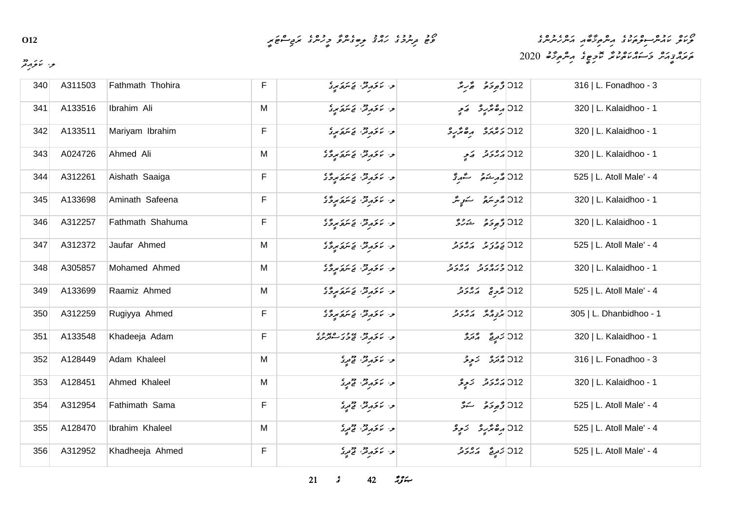| | | | | | | |
|---|---|---|---|---|---|---|
| 340 | A311503 | Fathmath Thohira | F | ލ. ކަލައިދޫ، ޖަނަވަރީގެ | O12 ފާތިމަތު ތާހިރާ | 316 \| L. Fonadhoo - 3 |
| 341 | A133516 | Ibrahim Ali | M | ލ. ކަލައިދޫ، ޖަނަވަރީގެ | O12 އިބްރާހީމް ޢަލީ | 320 \| L. Kalaidhoo - 1 |
| 342 | A133511 | Mariyam Ibrahim | F | ލ. ކަލައިދޫ، ޖަނަވަރީގެ | O12 މަރިޔަމް އިބްރާހީމް | 320 \| L. Kalaidhoo - 1 |
| 343 | A024726 | Ahmed Ali | M | ލ. ކަލައިދޫ، ޖަނަވަރީވާދީ | O12 އަޙްމަދު ޢަލީ | 320 \| L. Kalaidhoo - 1 |
| 344 | A312261 | Aishath Saaiga | F | ލ. ކަލައިދޫ، ޖަނަވަރީވާދީ | O12 އާއިޝަތު ސާއިގާ | 525 \| L. Atoll Male' - 4 |
| 345 | A133698 | Aminath Safeena | F | ލ. ކަލައިދޫ، ޖަނަވަރީވާދީ | O12 އާމިނަތު ސަފީނާ | 320 \| L. Kalaidhoo - 1 |
| 346 | A312257 | Fathmath Shahuma | F | ލ. ކަލައިދޫ، ޖަނަވަރީވާދީ | O12 ފާތިމަތު ޝަހުމާ | 320 \| L. Kalaidhoo - 1 |
| 347 | A312372 | Jaufar Ahmed | M | ލ. ކަލައިދޫ، ޖަނަވަރީވާދީ | O12 ޖަޢުފަރު އަޙްމަދު | 525 \| L. Atoll Male' - 4 |
| 348 | A305857 | Mohamed Ahmed | M | ލ. ކަލައިދޫ، ޖަނަވަރީވާދީ | O12 މުޙައްމަދު އަޙްމަދު | 320 \| L. Kalaidhoo - 1 |
| 349 | A133699 | Raamiz Ahmed | M | ލ. ކަލައިދޫ، ޖަނަވަރީވާދީ | O12 ރާމިޒް އަޙްމަދު | 525 \| L. Atoll Male' - 4 |
| 350 | A312259 | Rugiyya Ahmed | F | ލ. ކަލައިދޫ، ޖަނަވަރީވާދީ | O12 ރުގިއްޔާ އަޙްމަދު | 305 \| L. Dhanbidhoo - 1 |
| 351 | A133548 | Khadeeja Adam | F | ލ. ކަލައިދޫ، ޖޫމަހަސްތަރީ | O12 ޚަދީޖާ އާދަމް | 320 \| L. Kalaidhoo - 1 |
| 352 | A128449 | Adam Khaleel | M | ލ. ކަލައިދޫ، ޖޫރީގެ | O12 އާދަމް ޚަލީލް | 316 \| L. Fonadhoo - 3 |
| 353 | A128451 | Ahmed Khaleel | M | ލ. ކަލައިދޫ، ޖޫރީގެ | O12 އަޙްމަދު ޚަލީލް | 320 \| L. Kalaidhoo - 1 |
| 354 | A312954 | Fathimath Sama | F | ލ. ކަލައިދޫ، ޖޫރީގެ | O12 ފާތިމަތު ސަމާ | 525 \| L. Atoll Male' - 4 |
| 355 | A128470 | Ibrahim Khaleel | M | ލ. ކަލައިދޫ، ޖޫރީގެ | O12 އިބްރާހީމް ޚަލީލް | 525 \| L. Atoll Male' - 4 |
| 356 | A312952 | Khadheeja Ahmed | F | ލ. ކަލައިދޫ، ޖޫރީގެ | O12 ޚަދީޖާ އަޙްމަދު | 525 \| L. Atoll Male' - 4 |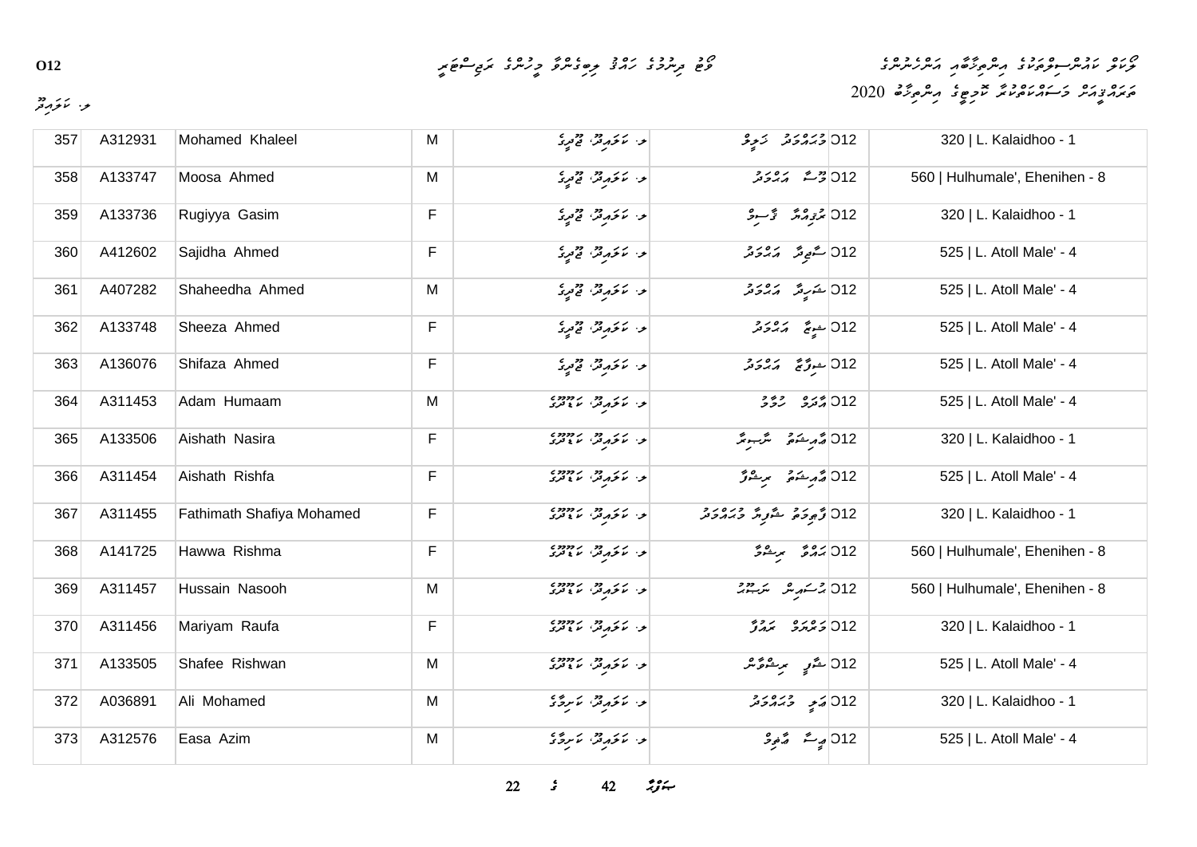| 357 | A312931 | Mohamed Khaleel | M | ل. ކަލައިދޫ، ޗާނދިރޭ | O12 ޝަހީދާ ކަލީލް | 320 \| L. Kalaidhoo - 1 |
|---|---|---|---|---|---|---|
| 358 | A133747 | Moosa Ahmed | M | ل. ކަލައިދޫ، ޗާނދިރޭ | O12 މޫސާ އަހްމަދު | 560 \| Hulhumale', Ehenihen - 8 |
| 359 | A133736 | Rugiyya Gasim | F | ل. ކަލައިދޫ، ޗާނދިރޭ | O12 ރުގިއްޔާ ގާސިމް | 320 \| L. Kalaidhoo - 1 |
| 360 | A412602 | Sajidha Ahmed | F | ل. ކަލައިދޫ، ޗާނދިރޭ | O12 ސާޖިދާ އަހްމަދު | 525 \| L. Atoll Male' - 4 |
| 361 | A407282 | Shaheedha Ahmed | M | ل. ކަލައިދޫ، ޗާނދިރޭ | O12 ޝަހީދާ އަހްމަދު | 525 \| L. Atoll Male' - 4 |
| 362 | A133748 | Sheeza Ahmed | F | ل. ކަލައިދޫ، ޗާނދިރޭ | O12 ޝީޒާ އަހްމަދު | 525 \| L. Atoll Male' - 4 |
| 363 | A136076 | Shifaza Ahmed | F | ل. ކަލައިދޫ، ޗާނދިރޭ | O12 ޝިފާޒާ އަހްމަދު | 525 \| L. Atoll Male' - 4 |
| 364 | A311453 | Adam Humaam | M | ل. ކަލައިދޫ، ކަޒްދޫރޭ | O12 އާދަމް ހުމާމް | 525 \| L. Atoll Male' - 4 |
| 365 | A133506 | Aishath Nasira | F | ل. ކަލައިދޫ، ކަޒްދޫރޭ | O12 އާއިޝަތު ނާސިރާ | 320 \| L. Kalaidhoo - 1 |
| 366 | A311454 | Aishath Rishfa | F | ل. ކަލައިދޫ، ކަޒްދޫރޭ | O12 އާއިޝަތު ރިޝްފާ | 525 \| L. Atoll Male' - 4 |
| 367 | A311455 | Fathimath Shafiya Mohamed | F | ل. ކަލައިދޫ، ކަޒްދޫރޭ | O12 ފާތިމަތު ޝާފިޔާ މުހައްމަދު | 320 \| L. Kalaidhoo - 1 |
| 368 | A141725 | Hawwa Rishma | F | ل. ކަލައިދޫ، ކަޒްދޫރޭ | O12 ހައްވާ ރިޝްމާ | 560 \| Hulhumale', Ehenihen - 8 |
| 369 | A311457 | Hussain Nasooh | M | ل. ކަލައިދޫ، ކަޒްދޫރޭ | O12 ހުސައިން ނަސޫޙް | 560 \| Hulhumale', Ehenihen - 8 |
| 370 | A311456 | Mariyam Raufa | F | ل. ކަލައިދޫ، ކަޒްދޫރޭ | O12 މަރިޔަމް ރައުފާ | 320 \| L. Kalaidhoo - 1 |
| 371 | A133505 | Shafee Rishwan | M | ل. ކަލައިދޫ، ކަޒްދޫރޭ | O12 ޝާފީ ރިޝްވާން | 525 \| L. Atoll Male' - 4 |
| 372 | A036891 | Ali Mohamed | M | ل. ކަލައިދޫ، ކަރިމާގެ | O12 އަލީ މުހައްމަދު | 320 \| L. Kalaidhoo - 1 |
| 373 | A312576 | Easa Azim | M | ل. ކަލައިދޫ، ކަރިމާގެ | O12 ޢީސާ އާޒިމް | 525 \| L. Atoll Male' - 4 |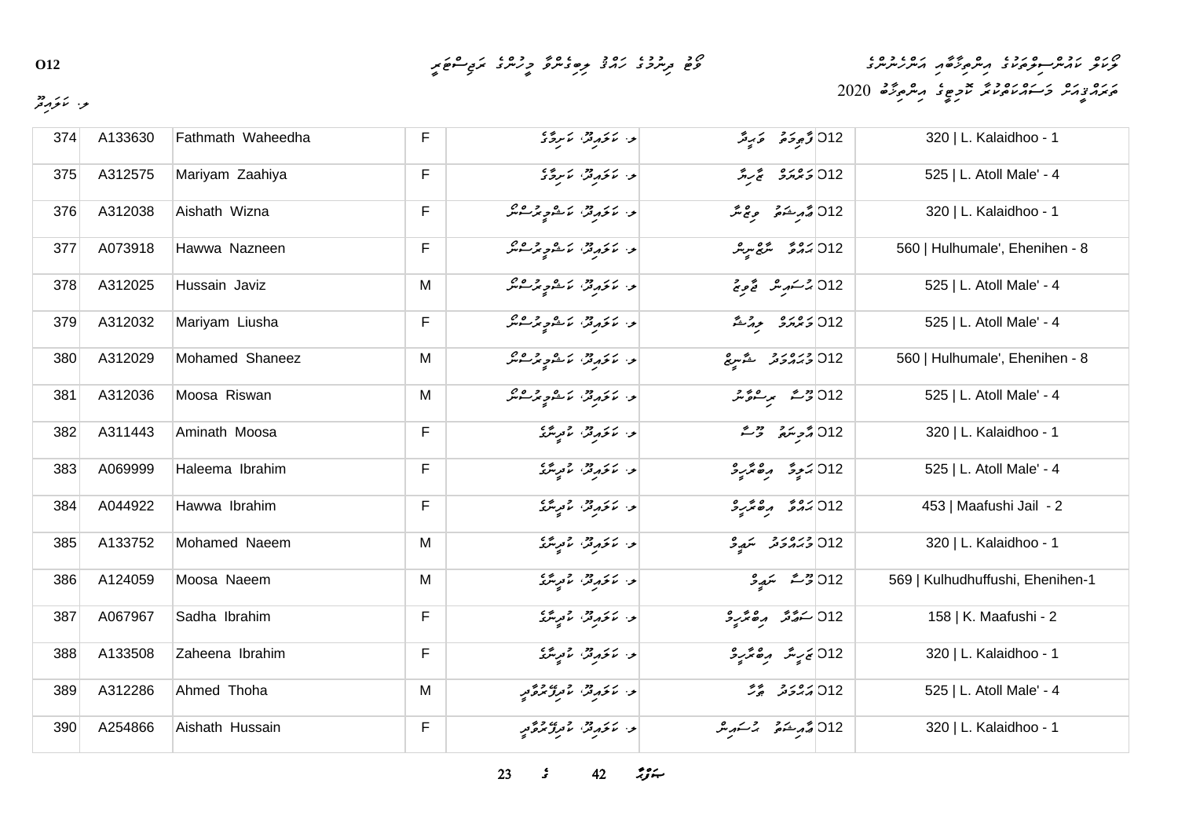| | | | | | | |
|---|---|---|---|---|---|---|
| 374 | A133630 | Fathmath Waheedha | F | ލ. ކަޅައިދޫ، ކަނިމާގެ | O12 ފާތިމަތު ވަޙީދާ | 320 \| L. Kalaidhoo - 1 |
| 375 | A312575 | Mariyam Zaahiya | F | ލ. ކަޅައިދޫ، ކަނިމާގެ | O12 މަރިޔަމް ޒާހިޔާ | 525 \| L. Atoll Male' - 4 |
| 376 | A312038 | Aishath Wizna | F | ލ. ކަޅައިދޫ، ކަށޫފިރުސްނާ | O12 އާއިޝަތު ވިޒްނާ | 320 \| L. Kalaidhoo - 1 |
| 377 | A073918 | Hawwa Nazneen | F | ލ. ކަޅައިދޫ، ކަށޫފިރުސްނާ | O12 ހައްވާ ނާޒްނީން | 560 \| Hulhumale', Ehenihen - 8 |
| 378 | A312025 | Hussain Javiz | M | ލ. ކަޅައިދޫ، ކަށޫފިރުސްނާ | O12 ހުސައިން ޖާވިޒް | 525 \| L. Atoll Male' - 4 |
| 379 | A312032 | Mariyam Liusha | F | ލ. ކަޅައިދޫ، ކަށޫފިރުސްނާ | O12 މަރިޔަމް ލިއުޝާ | 525 \| L. Atoll Male' - 4 |
| 380 | A312029 | Mohamed Shaneez | M | ލ. ކަޅައިދޫ، ކަށޫފިރުސްނާ | O12 މުހައްމަދު ޝާނީޒް | 560 \| Hulhumale', Ehenihen - 8 |
| 381 | A312036 | Moosa Riswan | M | ލ. ކަޅައިދޫ، ކަށޫފިރުސްނާ | O12 މޫސާ ރިސްވާން | 525 \| L. Atoll Male' - 4 |
| 382 | A311443 | Aminath Moosa | F | ލ. ކަޅައިދޫ، ކޮރިނާގެ | O12 އާމިނަތު މޫސާ | 320 \| L. Kalaidhoo - 1 |
| 383 | A069999 | Haleema Ibrahim | F | ލ. ކަޅައިދޫ، ކޮރިނާގެ | O12 ހަލީމާ އިބްރާހިމް | 525 \| L. Atoll Male' - 4 |
| 384 | A044922 | Hawwa Ibrahim | F | ލ. ކަޅައިދޫ، ކޮރިނާގެ | O12 ހައްވާ އިބްރާހިމް | 453 \| Maafushi Jail - 2 |
| 385 | A133752 | Mohamed Naeem | M | ލ. ކަޅައިދޫ، ކޮރިނާގެ | O12 މުހައްމަދު ނައީމް | 320 \| L. Kalaidhoo - 1 |
| 386 | A124059 | Moosa Naeem | M | ލ. ކަޅައިދޫ، ކޮރިނާގެ | O12 މޫސާ ނައީމް | 569 \| Kulhudhuffushi, Ehenihen-1 |
| 387 | A067967 | Sadha Ibrahim | F | ލ. ކަޅައިދޫ، ކޮރިނާގެ | O12 ސައްދާ އިބްރާހިމް | 158 \| K. Maafushi - 2 |
| 388 | A133508 | Zaheena Ibrahim | F | ލ. ކަޅައިދޫ، ކޮރިނާގެ | O12 ޒަހީނާ އިބްރާހިމް | 320 \| L. Kalaidhoo - 1 |
| 389 | A312286 | Ahmed Thoha | M | ލ. ކަޅައިދޫ، ކޮރިފަރުމާދީ | O12 އަހްމަދު ޠޯހާ | 525 \| L. Atoll Male' - 4 |
| 390 | A254866 | Aishath Hussain | F | ލ. ކަޅައިދޫ، ކޮރިފަރުމާދީ | O12 އާއިޝަތު ހުސައިން | 320 \| L. Kalaidhoo - 1 |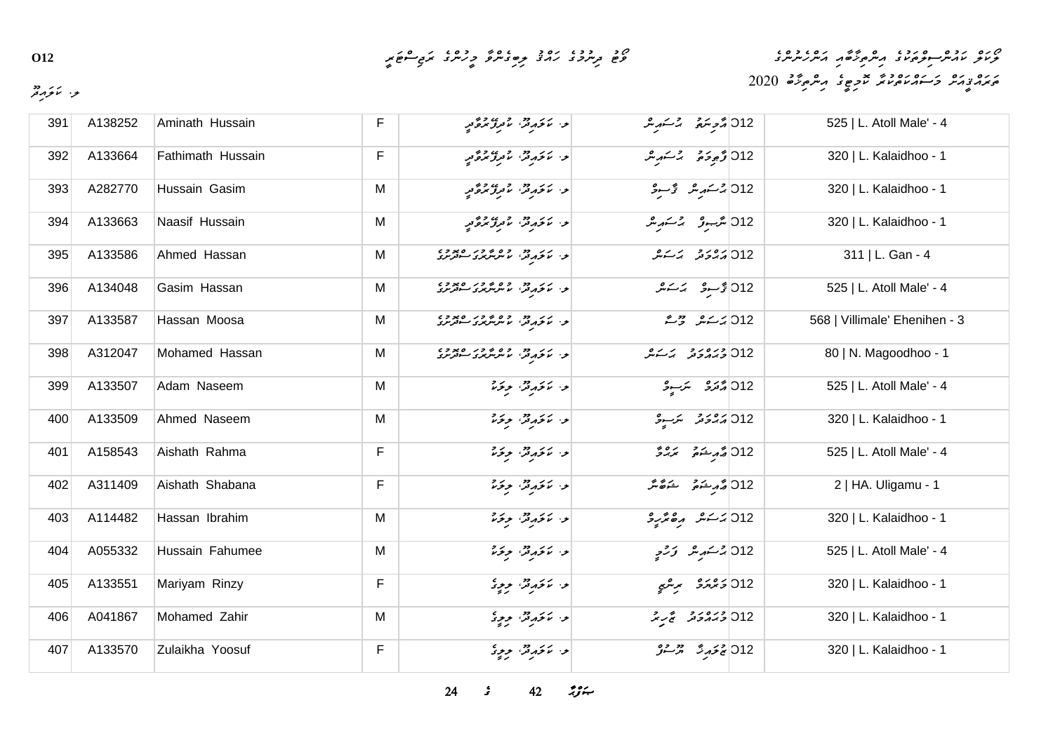| | | | | | | | |
|---|---|---|---|---|---|---|---|
| 391 | A138252 | Aminath Hussain | F | ލ. ކަލައިދޫ، ހެލިފެރޯޅި | O12 އާމިނަތު ހުސައިން | 525 \| L. Atoll Male' - 4 |
| 392 | A133664 | Fathimath Hussain | F | ލ. ކަލައިދޫ، ހެލިފެރޯޅި | O12 ފާތިމަތު ހުސައިން | 320 \| L. Kalaidhoo - 1 |
| 393 | A282770 | Hussain Gasim | M | ލ. ކަލައިދޫ، ހެލިފެރޯޅި | O12 ހުސައިން ގާސިމް | 320 \| L. Kalaidhoo - 1 |
| 394 | A133663 | Naasif Hussain | M | ލ. ކަލައިދޫ، ހެލިފެރޯޅި | O12 ނާސިފް ހުސައިން | 320 \| L. Kalaidhoo - 1 |
| 395 | A133586 | Ahmed Hassan | M | ލ. ކަލައިދޫ، ކެންޑީފްލަވަރ ސްޓޯރސް | O12 އަހުމަދު ހަސަން | 311 \| L. Gan - 4 |
| 396 | A134048 | Gasim Hassan | M | ލ. ކަލައިދޫ، ކެންޑީފްލަވަރ ސްޓޯރސް | O12 ގާސިމް ހަސަން | 525 \| L. Atoll Male' - 4 |
| 397 | A133587 | Hassan Moosa | M | ލ. ކަލައިދޫ، ކެންޑީފްލަވަރ ސްޓޯރސް | O12 ހަސަން މޫސާ | 568 \| Villimale' Ehenihen - 3 |
| 398 | A312047 | Mohamed Hassan | M | ލ. ކަލައިދޫ، ކެންޑީފްލަވަރ ސްޓޯރސް | O12 މުހައްމަދު ހަސަން | 80 \| N. Magoodhoo - 1 |
| 399 | A133507 | Adam Naseem | M | ލ. ކަލައިދޫ، ލިލީގެ | O12 އާދަމް ނަސީމް | 525 \| L. Atoll Male' - 4 |
| 400 | A133509 | Ahmed Naseem | M | ލ. ކަލައިދޫ، ލިލީގެ | O12 އަހުމަދު ނަސީމް | 320 \| L. Kalaidhoo - 1 |
| 401 | A158543 | Aishath Rahma | F | ލ. ކަލައިދޫ، ލިލީގެ | O12 އާއިޝަތު ރަޙްމާ | 525 \| L. Atoll Male' - 4 |
| 402 | A311409 | Aishath Shabana | F | ލ. ކަލައިދޫ، ލިލީގެ | O12 އާއިޝަތު ޝަބާނާ | 2 \| HA. Uligamu - 1 |
| 403 | A114482 | Hassan Ibrahim | M | ލ. ކަލައިދޫ، ލިލީގެ | O12 ހަސަން އިބްރާހީމް | 320 \| L. Kalaidhoo - 1 |
| 404 | A055332 | Hussain Fahumee | M | ލ. ކަލައިދޫ، ލިލީގެ | O12 ހުސައިން ފަހުމީ | 525 \| L. Atoll Male' - 4 |
| 405 | A133551 | Mariyam Rinzy | F | ލ. ކަލައިދޫ، ލިލީމާގެ | O12 މަރިޔަމް ރިންޒީ | 320 \| L. Kalaidhoo - 1 |
| 406 | A041867 | Mohamed Zahir | M | ލ. ކަލައިދޫ، ލިލީމާގެ | O12 މުހައްމަދު ޒާހިރު | 320 \| L. Kalaidhoo - 1 |
| 407 | A133570 | Zulaikha Yoosuf | F | ލ. ކަލައިދޫ، ލިލީމާގެ | O12 ޒުލައިޚާ ޔޫސުފް | 320 \| L. Kalaidhoo - 1 |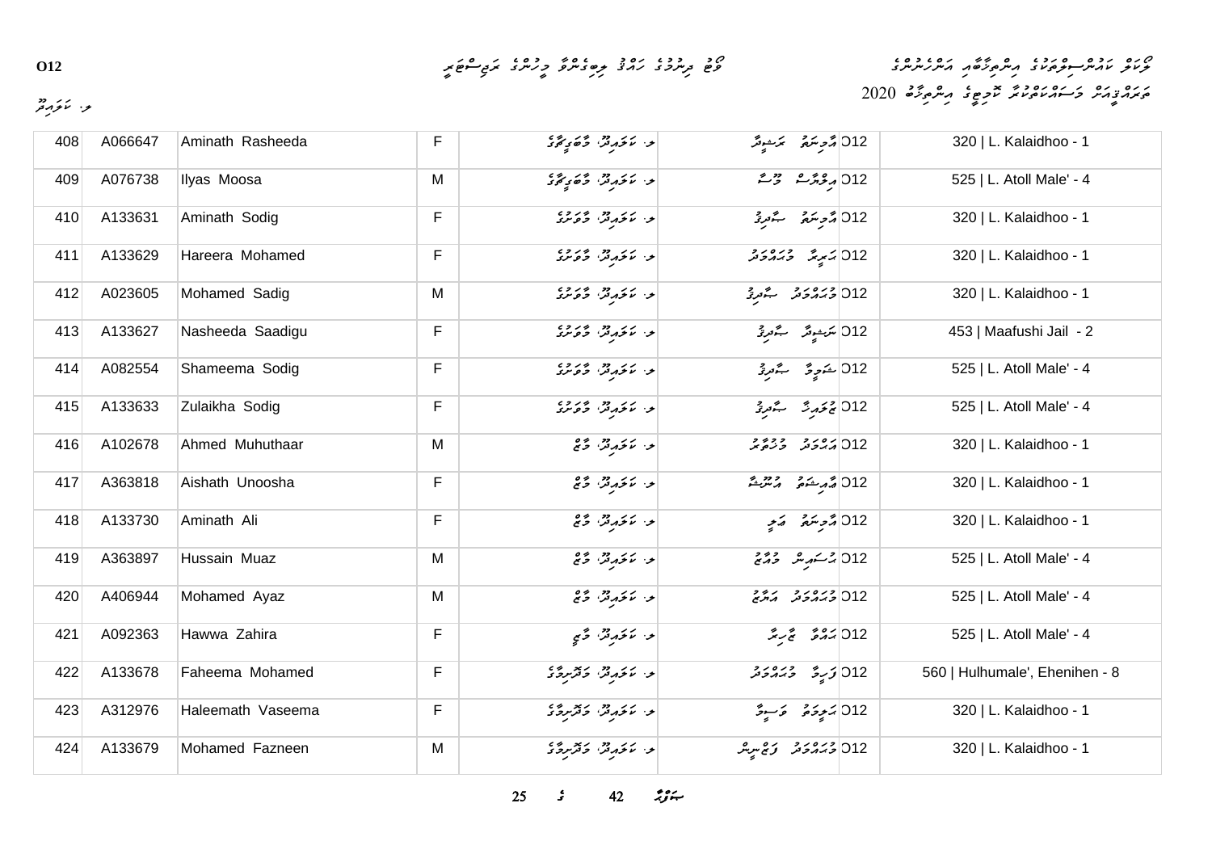| 408 | A066647 | Aminath Rasheeda | F | ޅ. ކަޅައިދޫ، މާބަގީޗާގެ | O12 އާމިނަތު ރަޝީދާ | 320 \| L. Kalaidhoo - 1 |
|---|---|---|---|---|---|---|
| 409 | A076738 | Ilyas Moosa | M | ޅ. ކަޅައިދޫ، މާބަގީޗާގެ | O12 އިލްޔާސް މޫސާ | 525 \| L. Atoll Male' - 4 |
| 410 | A133631 | Aminath Sodig | F | ޅ. ކަޅައިދޫ، މާވަރުގެ | O12 އާމިނަތު ސާދިޤު | 320 \| L. Kalaidhoo - 1 |
| 411 | A133629 | Hareera Mohamed | F | ޅ. ކަޅައިދޫ، މާވަރުގެ | O12 ހަރީރާ މުހައްމަދު | 320 \| L. Kalaidhoo - 1 |
| 412 | A023605 | Mohamed Sadig | M | ޅ. ކަޅައިދޫ، މާވަރުގެ | O12 މުހައްމަދު ސާދިޤު | 320 \| L. Kalaidhoo - 1 |
| 413 | A133627 | Nasheeda Saadigu | F | ޅ. ކަޅައިދޫ، މާވަރުގެ | O12 ނަޝީދާ ސާދިޤު | 453 \| Maafushi Jail - 2 |
| 414 | A082554 | Shameema Sodig | F | ޅ. ކަޅައިދޫ، މާވަރުގެ | O12 ޝަމީމާ ސާދިޤު | 525 \| L. Atoll Male' - 4 |
| 415 | A133633 | Zulaikha Sodig | F | ޅ. ކަޅައިދޫ، މާވަރުގެ | O12 ޒުލައިޚާ ސާދިޤު | 525 \| L. Atoll Male' - 4 |
| 416 | A102678 | Ahmed Muhuthaar | M | ޅ. ކަޅައިދޫ، މާޖެ | O12 އަހްމަދު މުޚުތާރު | 320 \| L. Kalaidhoo - 1 |
| 417 | A363818 | Aishath Unoosha | F | ޅ. ކަޅައިދޫ، މާޖެ | O12 އާއިޝަތު އުނޫޝާ | 320 \| L. Kalaidhoo - 1 |
| 418 | A133730 | Aminath Ali | F | ޅ. ކަޅައިދޫ، މާޖެ | O12 އާމިނަތު ޢަލީ | 320 \| L. Kalaidhoo - 1 |
| 419 | A363897 | Hussain Muaz | M | ޅ. ކަޅައިދޫ، މާޖެ | O12 ހުސައިން މުޢާޛު | 525 \| L. Atoll Male' - 4 |
| 420 | A406944 | Mohamed Ayaz | M | ޅ. ކަޅައިދޫ، މާޖެ | O12 މުހައްމަދު އަޔާޒު | 525 \| L. Atoll Male' - 4 |
| 421 | A092363 | Hawwa Zahira | F | ޅ. ކަޅައިދޫ، މާޖީ | O12 ހައްވާ ޒާހިރާ | 525 \| L. Atoll Male' - 4 |
| 422 | A133678 | Faheema Mohamed | F | ޅ. ކަޅައިދޫ، މަދުރިމާގެ | O12 ފަހީމާ މުހައްމަދު | 560 \| Hulhumale', Ehenihen - 8 |
| 423 | A312976 | Haleemath Vaseema | F | ޅ. ކަޅައިދޫ، މަދުރިމާގެ | O12 ހަލީމަތު ވަސީމާ | 320 \| L. Kalaidhoo - 1 |
| 424 | A133679 | Mohamed Fazneen | M | ޅ. ކަޅައިދޫ، މަދުރިމާގެ | O12 މުހައްމަދު ފަޒްނީން | 320 \| L. Kalaidhoo - 1 |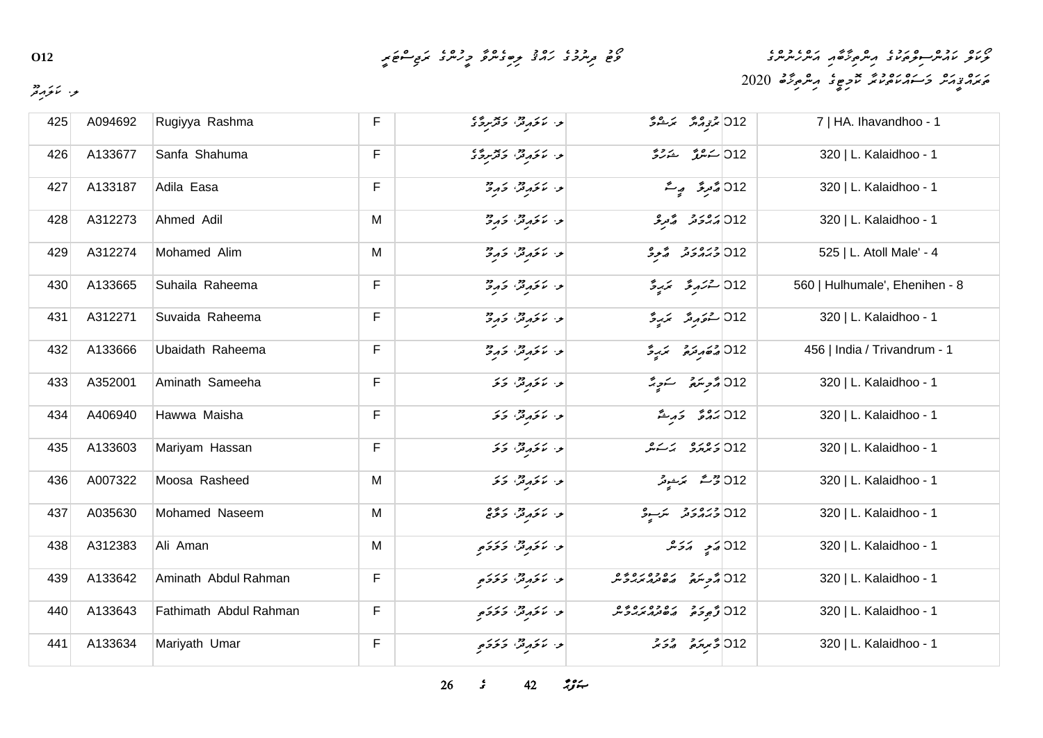| | | | | | | |
|---|---|---|---|---|---|---|
| 425 | A094692 | Rugiyya Rashma | F | ލ.ކަލައިދޫ، ވަރުދީގެ | O12 ރުގިއްޔާ ރަޝްމާ | 7 \| HA. Ihavandhoo - 1 |
| 426 | A133677 | Sanfa Shahuma | F | ލ. ކަލައިދޫ، ވަރުދީގެ | O12 ސަންފާ ޝަހުމާ | 320 \| L. Kalaidhoo - 1 |
| 427 | A133187 | Adila Easa | F | ލ. ކަލައިދޫ، ވައިޓް | O12 އާދިލާ ޢީސާ | 320 \| L. Kalaidhoo - 1 |
| 428 | A312273 | Ahmed Adil | M | ލ. ކަލައިދޫ، ވައިޓް | O12 އަޙްމަދު އާދިލް | 320 \| L. Kalaidhoo - 1 |
| 429 | A312274 | Mohamed Alim | M | ލ. ކަލައިދޫ، ވައިޓް | O12 މުޙައްމަދު އާލިމް | 525 \| L. Atoll Male' - 4 |
| 430 | A133665 | Suhaila Raheema | F | ލ. ކަލައިދޫ، ވައިޓް | O12 ސުހައިލާ ރަހީމާ | 560 \| Hulhumale', Ehenihen - 8 |
| 431 | A312271 | Suvaida Raheema | F | ލ. ކަލައިދޫ، ވައިޓް | O12 ސުވައިދާ ރަހީމާ | 320 \| L. Kalaidhoo - 1 |
| 432 | A133666 | Ubaidath Raheema | F | ލ. ކަލައިދޫ، ވައިޓް | O12 އުބައިދަތު ރަހީމާ | 456 \| India / Trivandrum - 1 |
| 433 | A352001 | Aminath Sameeha | F | ލ. ކަލައިދޫ، ވަވި | O12 އާމިނަތު ސަމީހާ | 320 \| L. Kalaidhoo - 1 |
| 434 | A406940 | Hawwa Maisha | F | ލ. ކަލައިދޫ، ވަވި | O12 ހައްވާ މައިޝާ | 320 \| L. Kalaidhoo - 1 |
| 435 | A133603 | Mariyam Hassan | F | ލ. ކަލައިދޫ، ވަވި | O12 މަރިޔަމް ހަސަން | 320 \| L. Kalaidhoo - 1 |
| 436 | A007322 | Moosa Rasheed | M | ލ. ކަލައިދޫ، ވަވި | O12 މޫސާ ރަޝީދު | 320 \| L. Kalaidhoo - 1 |
| 437 | A035630 | Mohamed Naseem | M | ލ. ކަލައިދޫ، ވަވުޖު | O12 މުޙައްމަދު ނަސީމް | 320 \| L. Kalaidhoo - 1 |
| 438 | A312383 | Ali Aman | M | ލ. ކަލައިދޫ، ވަވަމް | O12 އަލި އަމަން | 320 \| L. Kalaidhoo - 1 |
| 439 | A133642 | Aminath Abdul Rahman | F | ލ. ކަލައިދޫ، ވަވަމް | O12 އާމިނަތު އަބްދުއްރަޙްމާން | 320 \| L. Kalaidhoo - 1 |
| 440 | A133643 | Fathimath Abdul Rahman | F | ލ. ކަލައިދޫ، ވަވަމް | O12 ފާތިމަތު އަބްދުއްރަޙްމާން | 320 \| L. Kalaidhoo - 1 |
| 441 | A133634 | Mariyath Umar | F | ލ. ކަލައިދޫ، ވަވަމް | O12 މާރިޔަތު އުމަރު | 320 \| L. Kalaidhoo - 1 |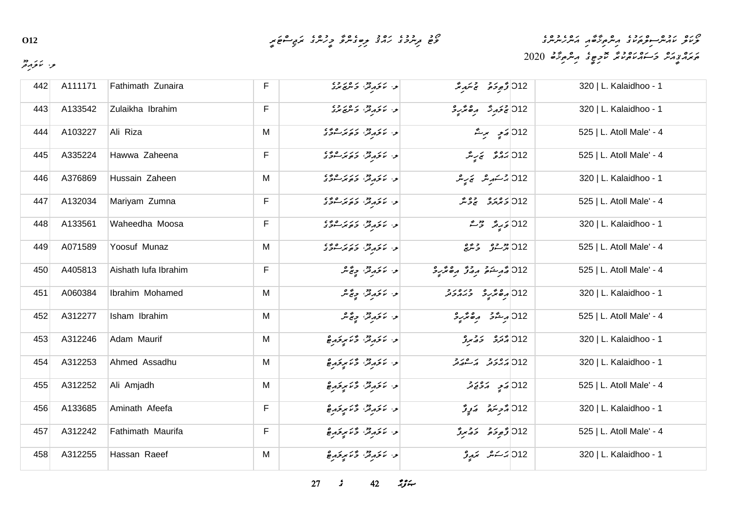| | | | | | | |
|---|---|---|---|---|---|---|
| 442 | A111171 | Fathimath Zunaira | F | ޅ. ކަލައިދޫ، ވަންނަރީ | O12 ފާތިމަތު ޒުނައިރާ | 320 \| L. Kalaidhoo - 1 |
| 443 | A133542 | Zulaikha Ibrahim | F | ޅ. ކަލައިދޫ، ވަންނަރީ | O12 ޒުލައިޚާ އިބްރާހީމް | 320 \| L. Kalaidhoo - 1 |
| 444 | A103227 | Ali Riza | M | ޅ. ކަލައިދޫ، ވައިނަސްމާގެ | O12 އަލީ ރިޒާ | 525 \| L. Atoll Male' - 4 |
| 445 | A335224 | Hawwa Zaheena | F | ޅ. ކަލައިދޫ، ވައިނަސްމާގެ | O12 ހައްވާ ޒަހީނާ | 525 \| L. Atoll Male' - 4 |
| 446 | A376869 | Hussain Zaheen | M | ޅ. ކަލައިދޫ، ވައިނަސްމާގެ | O12 ހުސައިން ޒަހީން | 320 \| L. Kalaidhoo - 1 |
| 447 | A132034 | Mariyam Zumna | F | ޅ. ކަލައިދޫ، ވައިނަސްމާގެ | O12 މަރިޔަމް ޒުމްނާ | 525 \| L. Atoll Male' - 4 |
| 448 | A133561 | Waheedha Moosa | F | ޅ. ކަލައިދޫ، ވައިނަސްމާގެ | O12 ވަހީދާ މޫސާ | 320 \| L. Kalaidhoo - 1 |
| 449 | A071589 | Yoosuf Munaz | M | ޅ. ކަލައިދޫ، ވައިނަސްމާގެ | O12 ޔޫސުފް މުނާޒް | 525 \| L. Atoll Male' - 4 |
| 450 | A405813 | Aishath Iufa Ibrahim | F | ޅ. ކަލައިދޫ، ވިޔަން | O12 އައިޝަތު އިއުފާ އިބްރާހީމް | 525 \| L. Atoll Male' - 4 |
| 451 | A060384 | Ibrahim Mohamed | M | ޅ. ކަލައިދޫ، ވިޔަން | O12 އިބްރާހީމް މުޙައްމަދު | 320 \| L. Kalaidhoo - 1 |
| 452 | A312277 | Isham Ibrahim | M | ޅ. ކަލައިދޫ، ވިޔަން | O12 އިޝާމް އިބްރާހީމް | 525 \| L. Atoll Male' - 4 |
| 453 | A312246 | Adam Maurif | M | ޅ. ކަލައިދޫ، މާކަރިމަގުއިޖެ | O12 އާދަމް މައުރިފް | 320 \| L. Kalaidhoo - 1 |
| 454 | A312253 | Ahmed Assadhu | M | ޅ. ކަލައިދޫ، މާކަރިމަގުއިޖެ | O12 އަހްމަދު އައްސަޢުދު | 320 \| L. Kalaidhoo - 1 |
| 455 | A312252 | Ali Amjadh | M | ޅ. ކަލައިދޫ، މާކަރިމަގުއިޖެ | O12 އަލީ އަމްޖަދު | 525 \| L. Atoll Male' - 4 |
| 456 | A133685 | Aminath Afeefa | F | ޅ. ކަލައިދޫ، މާކަރިމަގުއިޖެ | O12 އާމިނަތު އަފީފާ | 320 \| L. Kalaidhoo - 1 |
| 457 | A312242 | Fathimath Maurifa | F | ޅ. ކަލައިދޫ، މާކަރިމަގުއިޖެ | O12 ފާތިމަތު މައުރިފާ | 525 \| L. Atoll Male' - 4 |
| 458 | A312255 | Hassan Raeef | M | ޅ. ކަލައިދޫ، މާކަރިމަގުއިޖެ | O12 ހަސަން ރައީފް | 320 \| L. Kalaidhoo - 1 |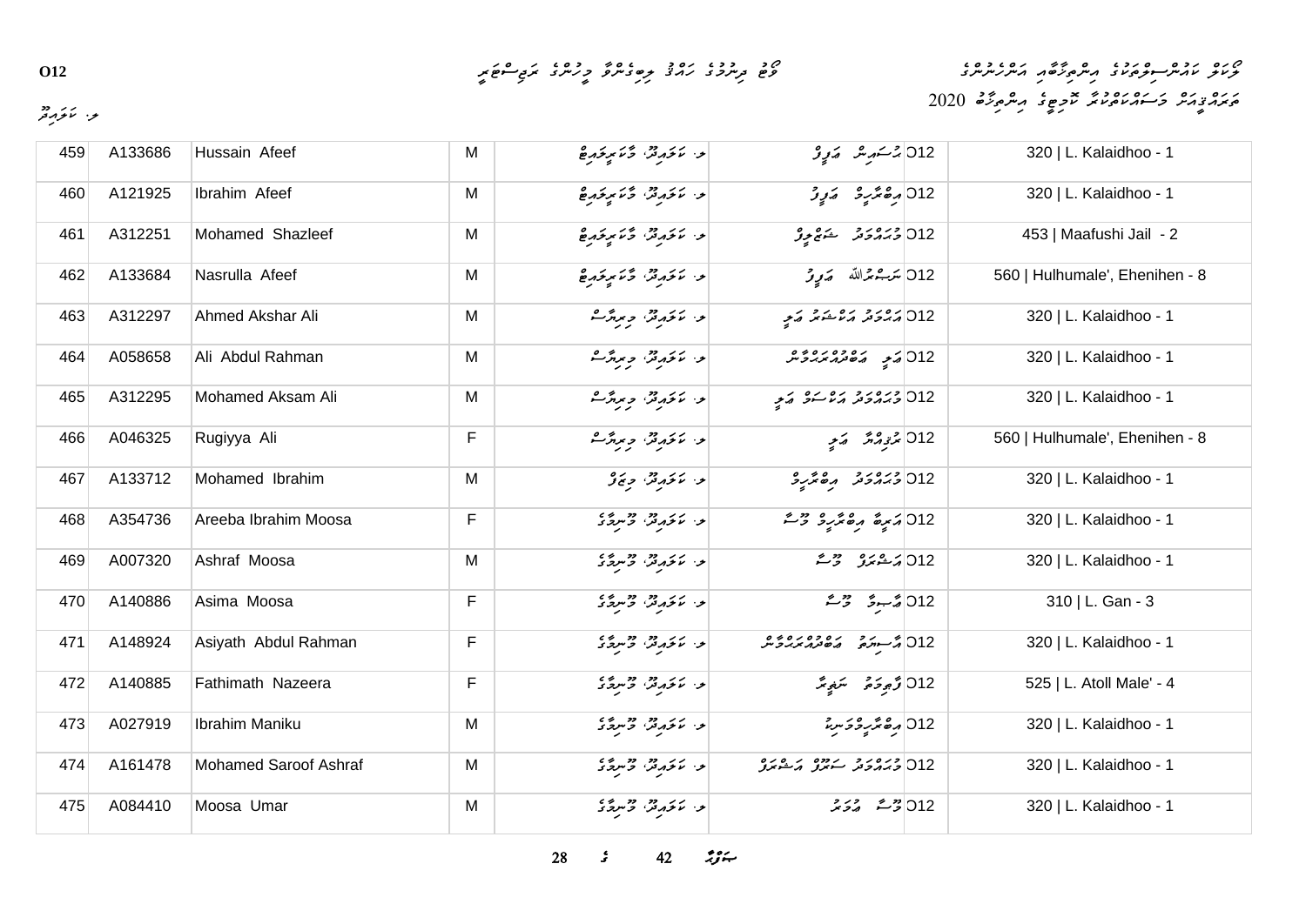| | | | | | | |
|---|---|---|---|---|---|---|
| 459 | A133686 | Hussain Afeef | M | ف. ކަލައިދޫ، މާކަރިފަރިޝް | O12 ޙުސައިން އަފީފް | 320 \| L. Kalaidhoo - 1 |
| 460 | A121925 | Ibrahim Afeef | M | ف. ކަލައިދޫ، މާކަރިފަރިޝް | O12 އިބްރާހީމް އަފީފް | 320 \| L. Kalaidhoo - 1 |
| 461 | A312251 | Mohamed Shazleef | M | ف. ކަލައިދޫ، މާކަރިފަރިޝް | O12 މުޙައްމަދު ޝަޒްލީފް | 453 \| Maafushi Jail - 2 |
| 462 | A133684 | Nasrulla Afeef | M | ف. ކަލައިދޫ، މާކަރިފަރިޝް | O12 ނަޞްރުﷲ އަފީފް | 560 \| Hulhumale', Ehenihen - 8 |
| 463 | A312297 | Ahmed Akshar Ali | M | ف. ކަލައިދޫ، ވިރިއާސް | O12 އަޙްމަދު އަކްޝަރު އަލީ | 320 \| L. Kalaidhoo - 1 |
| 464 | A058658 | Ali Abdul Rahman | M | ف. ކަލައިދޫ، ވިރިއާސް | O12 އަލީ އަބްދުއްރަޙްމާން | 320 \| L. Kalaidhoo - 1 |
| 465 | A312295 | Mohamed Aksam Ali | M | ف. ކަލައިދޫ، ވިރިއާސް | O12 މުޙައްމަދު އަކްސަމް އަލީ | 320 \| L. Kalaidhoo - 1 |
| 466 | A046325 | Rugiyya Ali | F | ف. ކަލައިދޫ، ވިރިއާސް | O12 ރުގިއްޔާ އަލީ | 560 \| Hulhumale', Ehenihen - 8 |
| 467 | A133712 | Mohamed Ibrahim | M | ف. ކަލައިދޫ، ވިޖަވް | O12 މުޙައްމަދު އިބްރާހީމް | 320 \| L. Kalaidhoo - 1 |
| 468 | A354736 | Areeba Ibrahim Moosa | F | ف. ކަލައިދޫ، މުނިފާގެ | O12 އަރީބާ އިބްރާހީމް މޫސާ | 320 \| L. Kalaidhoo - 1 |
| 469 | A007320 | Ashraf Moosa | M | ف. ކަލައިދޫ، މުނިފާގެ | O12 އަޝްރަފް މޫސާ | 320 \| L. Kalaidhoo - 1 |
| 470 | A140886 | Asima Moosa | F | ف. ކަލައިދޫ، މުނިފާގެ | O12 އާސިމާ މޫސާ | 310 \| L. Gan - 3 |
| 471 | A148924 | Asiyath Abdul Rahman | F | ف. ކަލައިދޫ، މުނިފާގެ | O12 އާސިޔަތު އަބްދުއްރަޙްމާން | 320 \| L. Kalaidhoo - 1 |
| 472 | A140885 | Fathimath Nazeera | F | ف. ކަލައިދޫ، މުނިފާގެ | O12 ފާތިމަތު ނަޒީރާ | 525 \| L. Atoll Male' - 4 |
| 473 | A027919 | Ibrahim Maniku | M | ف. ކަލައިދޫ، މުނިފާގެ | O12 އިބްރާހީމްމަނިކު | 320 \| L. Kalaidhoo - 1 |
| 474 | A161478 | Mohamed Saroof Ashraf | M | ف. ކަލައިދޫ، މުނިފާގެ | O12 މުޙައްމަދު ސަރޫފް އަޝްރަފް | 320 \| L. Kalaidhoo - 1 |
| 475 | A084410 | Moosa Umar | M | ف. ކަލައިދޫ، މުނިފާގެ | O12 މޫސާ އުމަރު | 320 \| L. Kalaidhoo - 1 |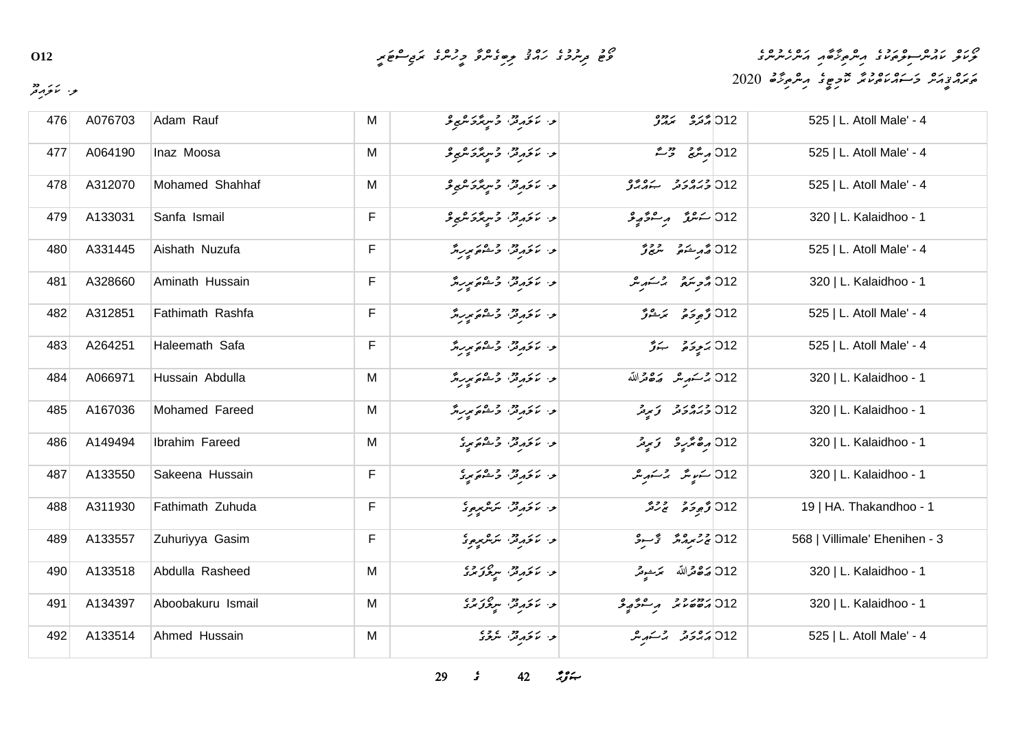ޕޯޅު ދިއްމާވާ ހަޅުތަކާއި ޖަރީމާއާ ސީއެސްއެލްކަނީ 2020

O12

ލ. ކަލައިދޫ

| 476 | A076703 | Adam Rauf | M | ލ. ކަލައިދޫ، މުނިފޫހިފިލުވުން | O12 އާދަމް ރައުފް | 525 \| L. Atoll Male' - 4 |
|---|---|---|---|---|---|---|
| 477 | A064190 | Inaz Moosa | M | ލ. ކަލައިދޫ، މުނިފޫހިފިލުވުން | O12 އިނާޒް މޫސާ | 525 \| L. Atoll Male' - 4 |
| 478 | A312070 | Mohamed Shahhaf | M | ލ. ކަލައިދޫ، މުނިފޫހިފިލުވުން | O12 މުހައްމަދު ޝައްހާފު | 525 \| L. Atoll Male' - 4 |
| 479 | A133031 | Sanfa Ismail | F | ލ. ކަލައިދޫ، މުނިފޫހިފިލުވުން | O12 ސަންފާ އިސްމާޢީލް | 320 \| L. Kalaidhoo - 1 |
| 480 | A331445 | Aishath Nuzufa | F | ލ. ކަލައިދޫ، މުސްތަޤްބިލް | O12 އާއިޝަތު ނުޒުފާ | 525 \| L. Atoll Male' - 4 |
| 481 | A328660 | Aminath Hussain | F | ލ. ކަލައިދޫ، މުސްތަޤްބިލް | O12 އާމިނަތު ހުސައިން | 320 \| L. Kalaidhoo - 1 |
| 482 | A312851 | Fathimath Rashfa | F | ލ. ކަލައިދޫ، މުސްތަޤްބިލް | O12 ފާތިމަތު ރަޝްފާ | 525 \| L. Atoll Male' - 4 |
| 483 | A264251 | Haleemath Safa | F | ލ. ކަލައިދޫ، މުސްތަޤްބިލް | O12 ހަލީމަތު ސަފާ | 525 \| L. Atoll Male' - 4 |
| 484 | A066971 | Hussain Abdulla | M | ލ. ކަލައިދޫ، މުސްތަޤްބިލް | O12 ހުސައިން އަބްދުﷲ | 320 \| L. Kalaidhoo - 1 |
| 485 | A167036 | Mohamed Fareed | M | ލ. ކަލައިދޫ، މުސްތަޤްބިލް | O12 މުހައްމަދު ފަރީދު | 320 \| L. Kalaidhoo - 1 |
| 486 | A149494 | Ibrahim Fareed | M | ލ. ކަލައިދޫ، މުސްތަޤްބިލް | O12 އިބްރާހީމް ފަރީދު | 320 \| L. Kalaidhoo - 1 |
| 487 | A133550 | Sakeena Hussain | F | ލ. ކަލައިދޫ، މުސްތަޤްބިލް | O12 ސަކީނާ ހުސައިން | 320 \| L. Kalaidhoo - 1 |
| 488 | A311930 | Fathimath Zuhuda | F | ލ. ކަލައިދޫ، ނަސްރީނީގެ | O12 ފާތިމަތު ޒުހުދާ | 19 \| HA. Thakandhoo - 1 |
| 489 | A133557 | Zuhuriyya Gasim | F | ލ. ކަލައިދޫ، ނަސްރީނީގެ | O12 ޒުހުރިއްޔާ ޤާސިމް | 568 \| Villimale' Ehenihen - 3 |
| 490 | A133518 | Abdulla Rasheed | M | ލ. ކަލައިދޫ، ނިލްފަރުގެ | O12 އަބްދުﷲ ރަޝީދު | 320 \| L. Kalaidhoo - 1 |
| 491 | A134397 | Aboobakuru Ismail | M | ލ. ކަލައިދޫ، ނިލްފަރުގެ | O12 އަބޫބަކުރު އިސްމާޢީލް | 320 \| L. Kalaidhoo - 1 |
| 492 | A133514 | Ahmed Hussain | M | ލ. ކަލައިދޫ، ނޫރާގެ | O12 އަހްމަދު ހުސައިން | 525 \| L. Atoll Male' - 4 |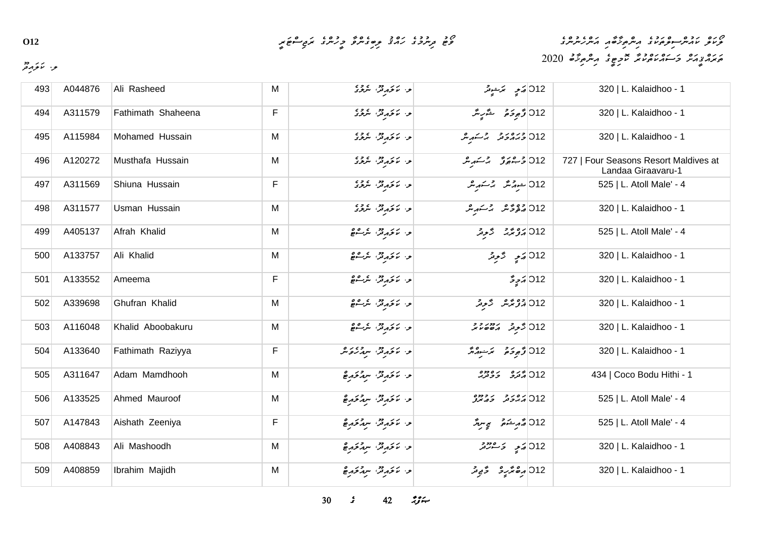| | | | | | | |
|---|---|---|---|---|---|---|
| 493 | A044876 | Ali Rasheed | M | ل. كاكرمرتر، سرترى | O12 كرم كرسوتر | 320 \| L. Kalaidhoo - 1 |
| 494 | A311579 | Fathimath Shaheena | F | ل. كاكرمرتر، سرترى | O12 تزجوحرم شركريتر | 320 \| L. Kalaidhoo - 1 |
| 495 | A115984 | Mohamed Hussain | M | ل. كاكرمرتر، سرترى | O12 وبرورو برستهر مثر | 320 \| L. Kalaidhoo - 1 |
| 496 | A120272 | Musthafa Hussain | M | ل. كاكرمرتر، سرترى | O12 وسيوتر برستهر مثر | 727 \| Four Seasons Resort Maldives at Landaa Giraavaru-1 |
| 497 | A311569 | Shiuna Hussain | F | ل. كاكرمرتر، سرترى | O12 سوريتر برستهر مثر | 525 \| L. Atoll Male' - 4 |
| 498 | A311577 | Usman Hussain | M | ل. كاكرمرتر، سرترى | O12 رمقوتر برستهر مثر | 320 \| L. Kalaidhoo - 1 |
| 499 | A405137 | Afrah Khalid | M | ل. كاكرمرتر، سرسوق | O12 رورتر ترويتر | 525 \| L. Atoll Male' - 4 |
| 500 | A133757 | Ali Khalid | M | ل. كاكرمرتر، سرسوق | O12 كرم ترويتر | 320 \| L. Kalaidhoo - 1 |
| 501 | A133552 | Ameema | F | ل. كاكرمرتر، سرسوق | O12 كرجوتر | 320 \| L. Kalaidhoo - 1 |
| 502 | A339698 | Ghufran Khalid | M | ل. كاكرمرتر، سرسوق | O12 رووتريتر ترويتر | 320 \| L. Kalaidhoo - 1 |
| 503 | A116048 | Khalid Aboobakuru | M | ل. كاكرمرتر، سرسوق | O12 ترويتر رەھەمتر | 320 \| L. Kalaidhoo - 1 |
| 504 | A133640 | Fathimath Raziyya | F | ل. كاكرمرتر، سرمرتروكر | O12 تزجوحرم برسورمر | 320 \| L. Kalaidhoo - 1 |
| 505 | A311647 | Adam Mamdhooh | M | ل. كاكرمرتر، سرمرتروق | O12 مرترو ووترر | 434 \| Coco Bodu Hithi - 1 |
| 506 | A133525 | Ahmed Mauroof | M | ل. كاكرمرتر، سرمرتروق | O12 مرمروتر وومترو | 525 \| L. Atoll Male' - 4 |
| 507 | A147843 | Aishath Zeeniya | F | ل. كاكرمرتر، سرمرتروق | O12 مرمرشوم بيسرتر | 525 \| L. Atoll Male' - 4 |
| 508 | A408843 | Ali Mashoodh | M | ل. كاكرمرتر، سرمرتروق | O12 كرم وشوتر | 320 \| L. Kalaidhoo - 1 |
| 509 | A408859 | Ibrahim Majidh | M | ل. كاكرمرتر، سرمرتروق | O12 رەھترىرو تريتر | 320 \| L. Kalaidhoo - 1 |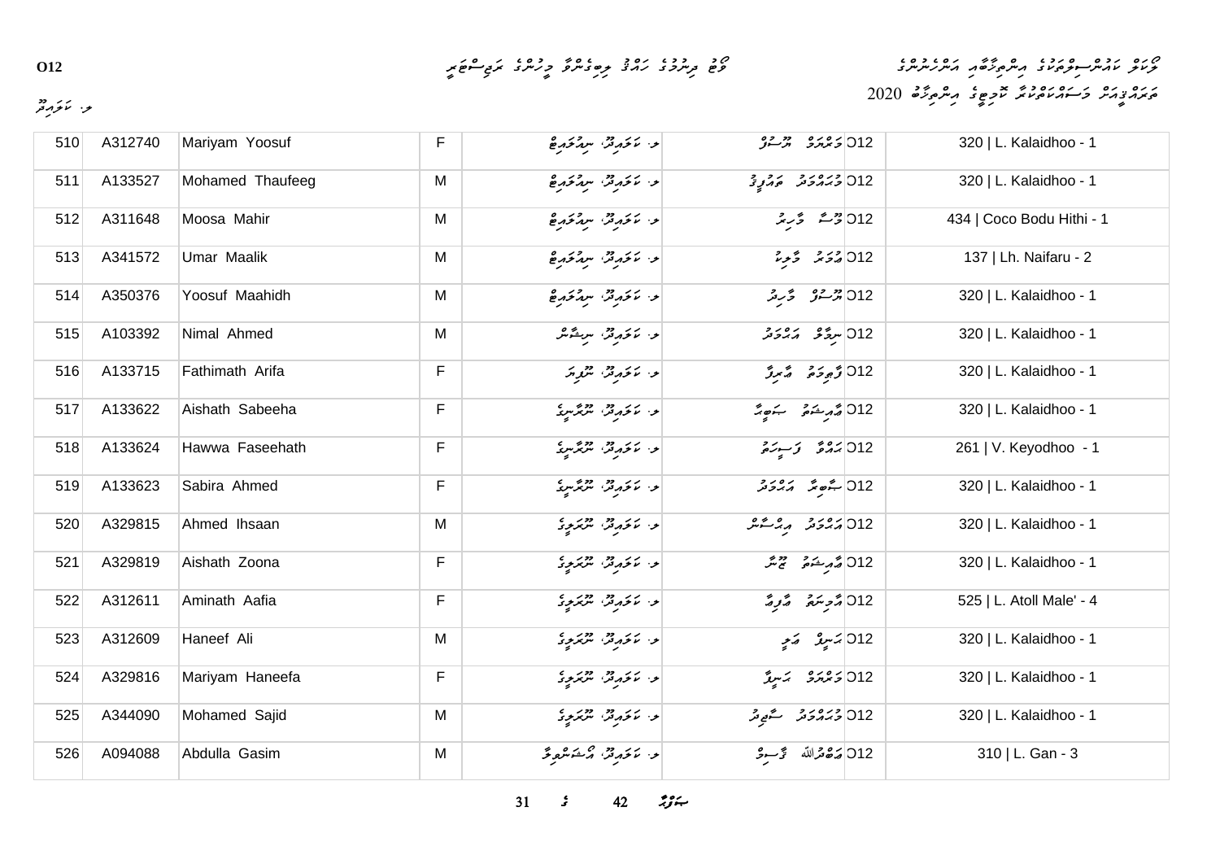| | | | | | | |
|---|---|---|---|---|---|---|
| 510 | A312740 | Mariyam Yoosuf | F | ل. ކަލައިދޫ، ހިޔާވަހިކާ | O12 މަރިޔަމް ޔޫސުފް | 320 \| L. Kalaidhoo - 1 |
| 511 | A133527 | Mohamed Thaufeeg | M | ل. ކަލައިދޫ، ހިޔާވަހިކާ | O12 މުހައްމަދު ތައުފީޤު | 320 \| L. Kalaidhoo - 1 |
| 512 | A311648 | Moosa Mahir | M | ل. ކަލައިދޫ، ހިޔާވަހިކާ | O12 މޫސާ މާހިރު | 434 \| Coco Bodu Hithi - 1 |
| 513 | A341572 | Umar Maalik | M | ل. ކަލައިދޫ، ހިޔާވަހިކާ | O12 އުމަރު މާލިކު | 137 \| Lh. Naifaru - 2 |
| 514 | A350376 | Yoosuf Maahidh | M | ل. ކަލައިދޫ، ހިޔާވަހިކާ | O12 ޔޫސުފް މާހިދު | 320 \| L. Kalaidhoo - 1 |
| 515 | A103392 | Nimal Ahmed | M | ل. ކަލައިދޫ، ނިޝާން | O12 ނިމާލް އަހުމަދު | 320 \| L. Kalaidhoo - 1 |
| 516 | A133715 | Fathimath Arifa | F | ل. ކަލައިދޫ، ނޫރީނާ | O12 ފާތިމަތު އާރިފާ | 320 \| L. Kalaidhoo - 1 |
| 517 | A133622 | Aishath Sabeeha | F | ل. ކަލައިދޫ، ނޫރާނީ | O12 އާއިޝަތު ސަބީހާ | 320 \| L. Kalaidhoo - 1 |
| 518 | A133624 | Hawwa Faseehath | F | ل. ކަލައިދޫ، ނޫރާނީ | O12 ހައްވާ ފަސީހަތު | 261 \| V. Keyodhoo - 1 |
| 519 | A133623 | Sabira Ahmed | F | ل. ކަލައިދޫ، ނޫރާނީ | O12 ސާބިރާ އަހުމަދު | 320 \| L. Kalaidhoo - 1 |
| 520 | A329815 | Ahmed Ihsaan | M | ل. ކަލައިދޫ، ނޫރަނީގެ | O12 އަހުމަދު އިހުސާން | 320 \| L. Kalaidhoo - 1 |
| 521 | A329819 | Aishath Zoona | F | ل. ކަލައިދޫ، ނޫރަނީގެ | O12 އާއިޝަތު ޒޫނާ | 320 \| L. Kalaidhoo - 1 |
| 522 | A312611 | Aminath Aafia | F | ل. ކަލައިދޫ، ނޫރަނީގެ | O12 އާމިނަތު އާފިއާ | 525 \| L. Atoll Male' - 4 |
| 523 | A312609 | Haneef Ali | M | ل. ކަލައިދޫ، ނޫރަނީގެ | O12 ހަނީފް އަލި | 320 \| L. Kalaidhoo - 1 |
| 524 | A329816 | Mariyam Haneefa | F | ل. ކަލައިދޫ، ނޫރަނީގެ | O12 މަރިޔަމް ހަނީފާ | 320 \| L. Kalaidhoo - 1 |
| 525 | A344090 | Mohamed Sajid | M | ل. ކަލައިދޫ، ނޫރަނީގެ | O12 މުހައްމަދު ސާޖިދު | 320 \| L. Kalaidhoo - 1 |
| 526 | A094088 | Abdulla Gasim | M | ل. ކަލައިދޫ، އުޝަންބިލާ | O12 އަބްދުﷲ ޤާސިމް | 310 \| L. Gan - 3 |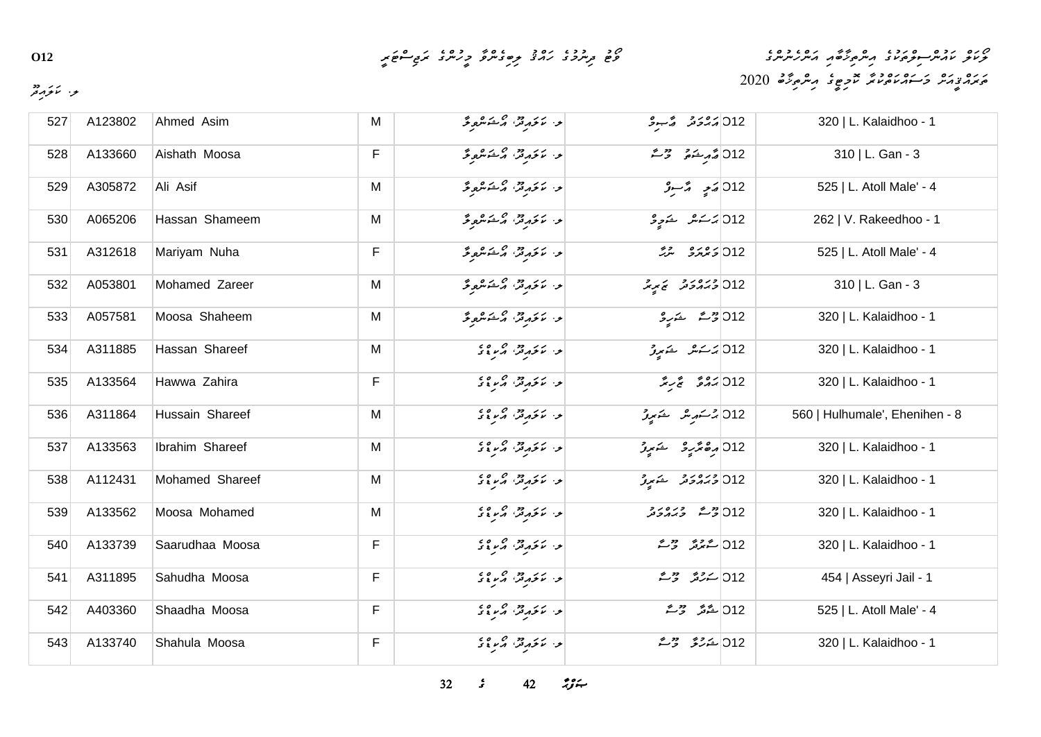| | | | | | | |
|---|---|---|---|---|---|---|
| 527 | A123802 | Ahmed Asim | M | ﻝ. ކަލައިދޫ، އުޝަންގުލި | O12 އަޙްމަދު އާސިމް | 320 \| L. Kalaidhoo - 1 |
| 528 | A133660 | Aishath Moosa | F | ﻝ. ކަލައިދޫ، އުޝަންގުލި | O12 އާއިޝަތު މޫސާ | 310 \| L. Gan - 3 |
| 529 | A305872 | Ali Asif | M | ﻝ. ކަލައިދޫ، އުޝަންގުލި | O12 ޢަލީ އާސިފް | 525 \| L. Atoll Male' - 4 |
| 530 | A065206 | Hassan Shameem | M | ﻝ. ކަލައިދޫ، އުޝަންގުލި | O12 ހަސަން ޝަމީމް | 262 \| V. Rakeedhoo - 1 |
| 531 | A312618 | Mariyam Nuha | F | ﻝ. ކަލައިދޫ، އުޝަންގުލި | O12 މަރިޔަމް ނުހާ | 525 \| L. Atoll Male' - 4 |
| 532 | A053801 | Mohamed Zareer | M | ﻝ. ކަލައިދޫ، އުޝަންގުލި | O12 މުޙައްމަދު ޒަރީރު | 310 \| L. Gan - 3 |
| 533 | A057581 | Moosa Shaheem | M | ﻝ. ކަލައިދޫ، އުޝަންގުލި | O12 މޫސާ ޝަހީމް | 320 \| L. Kalaidhoo - 1 |
| 534 | A311885 | Hassan Shareef | M | ﻝ. ކަލައިދޫ، އޮރެންޖު | O12 ހަސަން ޝަރީފު | 320 \| L. Kalaidhoo - 1 |
| 535 | A133564 | Hawwa Zahira | F | ﻝ. ކަލައިދޫ، އޮރެންޖު | O12 ހައްވާ ޒާހިރާ | 320 \| L. Kalaidhoo - 1 |
| 536 | A311864 | Hussain Shareef | M | ﻝ. ކަލައިދޫ، އޮރެންޖު | O12 ހުސައިން ޝަރީފު | 560 \| Hulhumale', Ehenihen - 8 |
| 537 | A133563 | Ibrahim Shareef | M | ﻝ. ކަލައިދޫ، އޮރެންޖު | O12 އިބްރާހީމް ޝަރީފު | 320 \| L. Kalaidhoo - 1 |
| 538 | A112431 | Mohamed Shareef | M | ﻝ. ކަލައިދޫ، އޮރެންޖު | O12 މުޙައްމަދު ޝަރީފު | 320 \| L. Kalaidhoo - 1 |
| 539 | A133562 | Moosa Mohamed | M | ﻝ. ކަލައިދޫ، އޮރެންޖު | O12 މޫސާ މުޙައްމަދު | 320 \| L. Kalaidhoo - 1 |
| 540 | A133739 | Saarudhaa Moosa | F | ﻝ. ކަލައިދޫ، އޮރެންޖު | O12 ސާރުދާ މޫސާ | 320 \| L. Kalaidhoo - 1 |
| 541 | A311895 | Sahudha Moosa | F | ﻝ. ކަލައިދޫ، އޮރެންޖު | O12 ސަހުދާ މޫސާ | 454 \| Asseyri Jail - 1 |
| 542 | A403360 | Shaadha Moosa | F | ﻝ. ކަލައިދޫ، އޮރެންޖު | O12 ޝާދާ މޫސާ | 525 \| L. Atoll Male' - 4 |
| 543 | A133740 | Shahula Moosa | F | ﻝ. ކަލައިދޫ، އޮރެންޖު | O12 ޝަހުލާ މޫސާ | 320 \| L. Kalaidhoo - 1 |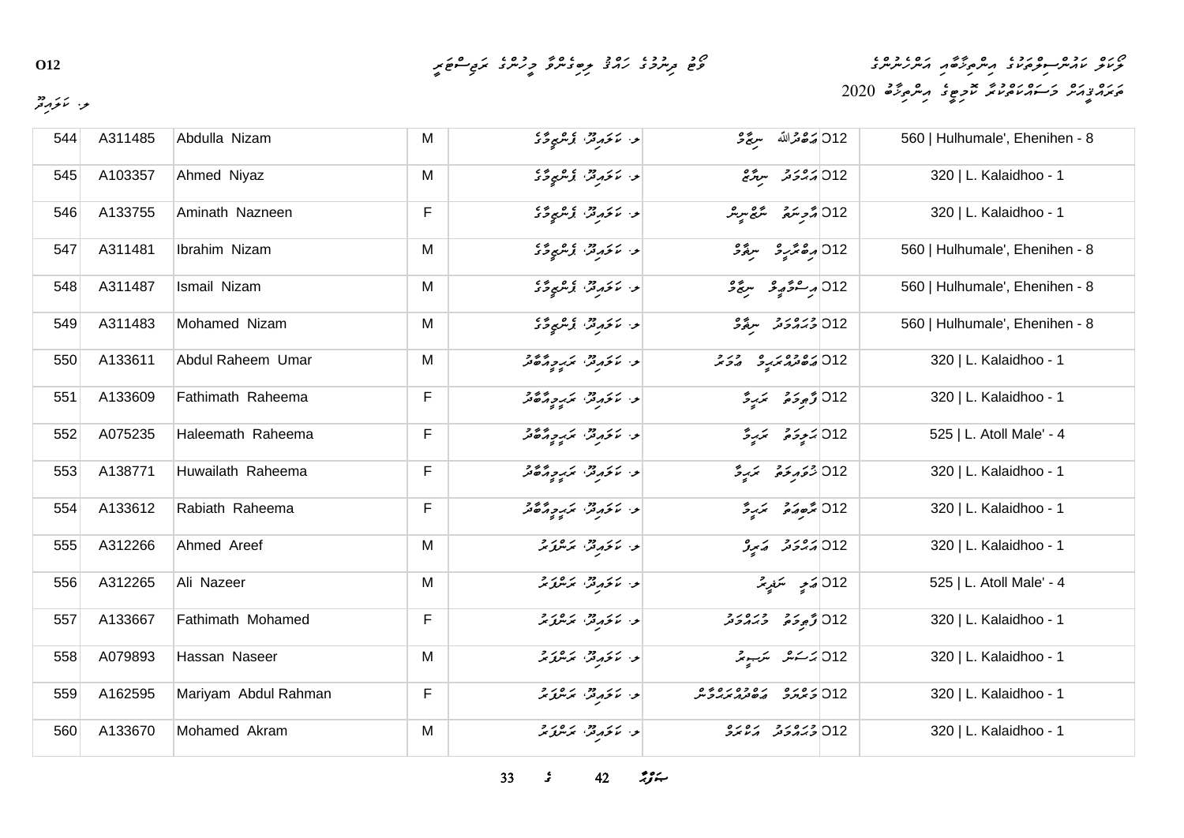| | | | | | | |
|---|---|---|---|---|---|---|
| 544 | A311485 | Abdulla Nizam | M | ޅ. ކަޅައިދޫ، ފެންޖެހާގެ | O12 އަބްދުﷲ ނިޒާމް | 560 \| Hulhumale', Ehenihen - 8 |
| 545 | A103357 | Ahmed Niyaz | M | ޅ. ކަޅައިދޫ، ފެންޖެހާގެ | O12 އަޙްމަދު ނިޔާޒް | 320 \| L. Kalaidhoo - 1 |
| 546 | A133755 | Aminath Nazneen | F | ޅ. ކަޅައިދޫ، ފެންޖެހާގެ | O12 އާމިނަތު ނާޒްނީން | 320 \| L. Kalaidhoo - 1 |
| 547 | A311481 | Ibrahim Nizam | M | ޅ. ކަޅައިދޫ، ފެންޖެހާގެ | O12 އިބްރާހީމް ނިޒާމް | 560 \| Hulhumale', Ehenihen - 8 |
| 548 | A311487 | Ismail Nizam | M | ޅ. ކަޅައިދޫ، ފެންޖެހާގެ | O12 އިސްމާއީލް ނިޒާމް | 560 \| Hulhumale', Ehenihen - 8 |
| 549 | A311483 | Mohamed Nizam | M | ޅ. ކަޅައިދޫ، ފެންޖެހާގެ | O12 މުޙައްމަދު ނިޒާމް | 560 \| Hulhumale', Ehenihen - 8 |
| 550 | A133611 | Abdul Raheem Umar | M | ޅ. ކަޅައިދޫ، ރަހީމާބާދު | O12 އަބްދުއްރަޙީމް އުމަރު | 320 \| L. Kalaidhoo - 1 |
| 551 | A133609 | Fathimath Raheema | F | ޅ. ކަޅައިދޫ، ރަހީމާބާދު | O12 ފާތިމަތު ރަހީމާ | 320 \| L. Kalaidhoo - 1 |
| 552 | A075235 | Haleemath Raheema | F | ޅ. ކަޅައިދޫ، ރަހީމާބާދު | O12 ހަލީމަތު ރަހީމާ | 525 \| L. Atoll Male' - 4 |
| 553 | A138771 | Huwailath Raheema | F | ޅ. ކަޅައިދޫ، ރަހީމާބާދު | O12 ހުވައިލަތު ރަހީމާ | 320 \| L. Kalaidhoo - 1 |
| 554 | A133612 | Rabiath Raheema | F | ޅ. ކަޅައިދޫ، ރަހީމާބާދު | O12 ރާބިޢަތު ރަހީމާ | 320 \| L. Kalaidhoo - 1 |
| 555 | A312266 | Ahmed Areef | M | ޅ. ކަޅައިދޫ، ރަންވަށް | O12 އަޙްމަދު އަރީފް | 320 \| L. Kalaidhoo - 1 |
| 556 | A312265 | Ali Nazeer | M | ޅ. ކަޅައިދޫ، ރަންވަށް | O12 އަލި ނަޒީރު | 525 \| L. Atoll Male' - 4 |
| 557 | A133667 | Fathimath Mohamed | F | ޅ. ކަޅައިދޫ، ރަންވަށް | O12 ފާތިމަތު މުޙައްމަދު | 320 \| L. Kalaidhoo - 1 |
| 558 | A079893 | Hassan Naseer | M | ޅ. ކަޅައިދޫ، ރަންވަށް | O12 ޙަސަން ނަސީރު | 320 \| L. Kalaidhoo - 1 |
| 559 | A162595 | Mariyam Abdul Rahman | F | ޅ. ކަޅައިދޫ، ރަންވަށް | O12 މަރިޔަމް އަބްދުއްރަޙްމާން | 320 \| L. Kalaidhoo - 1 |
| 560 | A133670 | Mohamed Akram | M | ޅ. ކަޅައިދޫ، ރަންވަށް | O12 މުޙައްމަދު އަކްރަމް | 320 \| L. Kalaidhoo - 1 |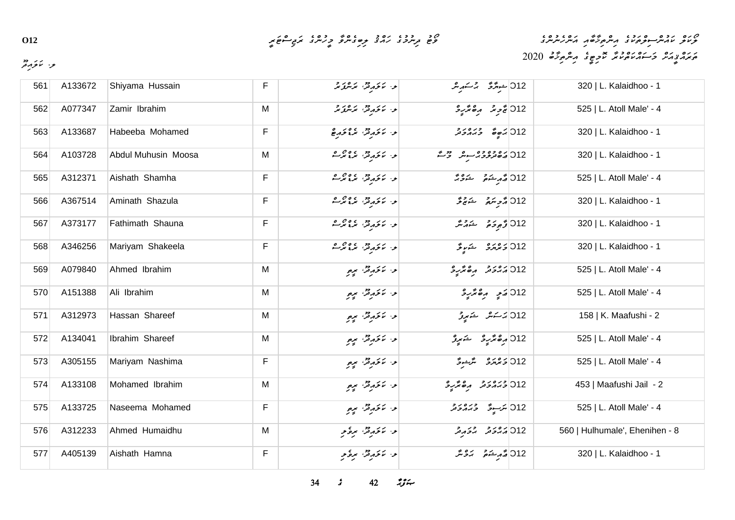ޕާޓީތަކުގެ ތެރޭގައި ޝަރުތުތައް ފުރިހަމަކޮށް އުފައްދަން ނިންމާފައިވާ ޕާޓީތަކުގެ ތެރެއިން 2020

O12 ލ. ކަޅައިދޫ

| 561 | A133672 | Shiyama Hussain | F | ލ. ކަޅައިދޫ، ރަންވަރު | ޝިޔާމާ ހުސައިން O12 | 320 \| L. Kalaidhoo - 1 |
|---|---|---|---|---|---|---|
| 562 | A077347 | Zamir Ibrahim | M | ލ. ކަޅައިދޫ، ރަންވަރު | ޒާމިރު އިބްރާހީމް O12 | 525 \| L. Atoll Male' - 4 |
| 563 | A133687 | Habeeba Mohamed | F | ލ. ކަޅައިދޫ، ރޯޒްމައުޖް | ހަބީބާ މުހައްމަދު O12 | 320 \| L. Kalaidhoo - 1 |
| 564 | A103728 | Abdul Muhusin Moosa | M | ލ. ކަޅައިދޫ، ރޯޒްރޯސް | އަބްދުލްމުހުސިން މޫސާ O12 | 320 \| L. Kalaidhoo - 1 |
| 565 | A312371 | Aishath Shamha | F | ލ. ކަޅައިދޫ، ރޯޒްރޯސް | އާއިޝަތު ޝަމްހާ O12 | 525 \| L. Atoll Male' - 4 |
| 566 | A367514 | Aminath Shazula | F | ލ. ކަޅައިދޫ، ރޯޒްރޯސް | އާމިނަތު ޝަޒުލާ O12 | 320 \| L. Kalaidhoo - 1 |
| 567 | A373177 | Fathimath Shauna | F | ލ. ކަޅައިދޫ، ރޯޒްރޯސް | ފާތިމަތު ޝައުނާ O12 | 320 \| L. Kalaidhoo - 1 |
| 568 | A346256 | Mariyam Shakeela | F | ލ. ކަޅައިދޫ، ރޯޒްރޯސް | މަރިޔަމް ޝަކީލާ O12 | 320 \| L. Kalaidhoo - 1 |
| 569 | A079840 | Ahmed Ibrahim | M | ލ. ކަޅައިދޫ، ރީތި | އަހްމަދު އިބްރާހީމް O12 | 525 \| L. Atoll Male' - 4 |
| 570 | A151388 | Ali Ibrahim | M | ލ. ކަޅައިދޫ، ރީތި | އަލި އިބްރާހީމް O12 | 525 \| L. Atoll Male' - 4 |
| 571 | A312973 | Hassan Shareef | M | ލ. ކަޅައިދޫ، ރީތި | ހަސަން ޝަރީފް O12 | 158 \| K. Maafushi - 2 |
| 572 | A134041 | Ibrahim Shareef | M | ލ. ކަޅައިދޫ، ރީތި | އިބްރާހީމް ޝަރީފް O12 | 525 \| L. Atoll Male' - 4 |
| 573 | A305155 | Mariyam Nashima | F | ލ. ކަޅައިދޫ، ރީތި | މަރިޔަމް ނާޝިމާ O12 | 525 \| L. Atoll Male' - 4 |
| 574 | A133108 | Mohamed Ibrahim | M | ލ. ކަޅައިދޫ، ރީތި | މުހައްމަދު އިބްރާހީމް O12 | 453 \| Maafushi Jail - 2 |
| 575 | A133725 | Naseema Mohamed | F | ލ. ކަޅައިދޫ، ރީތި | ނަސީމާ މުހައްމަދު O12 | 525 \| L. Atoll Male' - 4 |
| 576 | A312233 | Ahmed Humaidhu | M | ލ. ކަޅައިދޫ، ރިވެލި | އަހްމަދު ހުމައިދު O12 | 560 \| Hulhumale', Ehenihen - 8 |
| 577 | A405139 | Aishath Hamna | F | ލ. ކަޅައިދޫ، ރިވެލި | އާއިޝަތު ހަމްނާ O12 | 320 \| L. Kalaidhoo - 1 |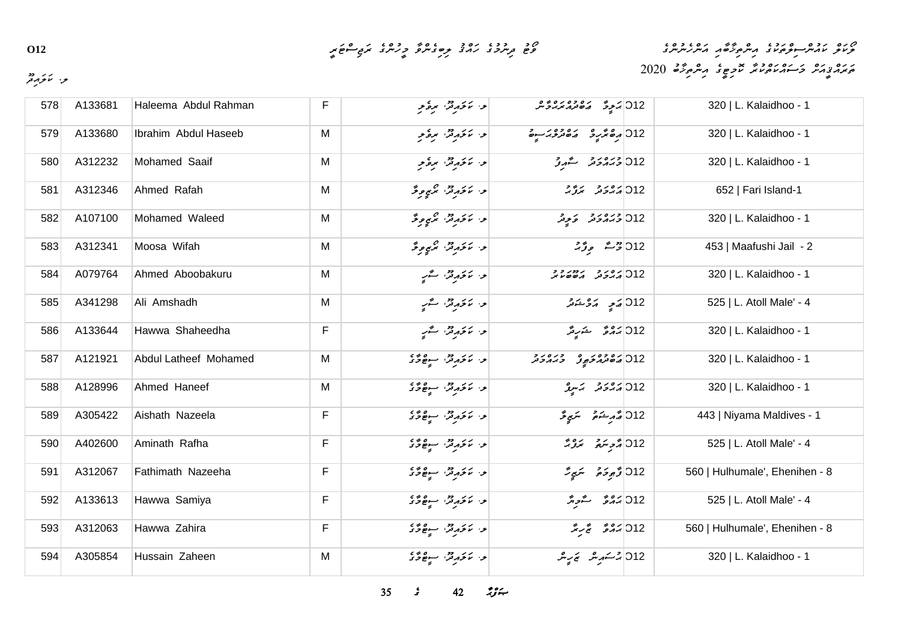| | | | | | | |
|---|---|---|---|---|---|---|
| 578 | A133681 | Haleema Abdul Rahman | F | ل. كَاكَرِمِهْ، مِرْعُو | O12 بَرْوِدً مَرْهُ مَرْمَرْدَرْمْ | 320 \| L. Kalaidhoo - 1 |
| 579 | A133680 | Ibrahim Abdul Haseeb | M | ل. كَاكَرِمِهْ، مِرْعُو | O12 مِرْهُ مَّرْرِدْ مَرْهُ مَرْحُرْبَرْسِرْهُ | 320 \| L. Kalaidhoo - 1 |
| 580 | A312232 | Mohamed Saaif | M | ل. كَاكَرِمِهْ، مِرْعُو | O12 دُبَرْدُدَرْ سَمْرِرْ | 320 \| L. Kalaidhoo - 1 |
| 581 | A312346 | Ahmed Rafah | M | ل. كَاكَرِمِهْ، مُرْجِمِرْ | O12 مَرْدَدْرْ مَرْدُرُ | 652 \| Fari Island-1 |
| 582 | A107100 | Mohamed Waleed | M | ل. كَاكَرِمِهْ، مُرْجِمِرْ | O12 دُبَرْدُدَرْ وَمِرْ | 320 \| L. Kalaidhoo - 1 |
| 583 | A312341 | Moosa Wifah | M | ل. كَاكَرِمِهْ، مُرْجِمِرْ | O12 دُّسَّ وِرُّرُ | 453 \| Maafushi Jail - 2 |
| 584 | A079764 | Ahmed Aboobakuru | M | ل. كَاكَرِمِهْ، سُرِ | O12 مَرْدَدْرْ مَرْحُصْمَرْ | 320 \| L. Kalaidhoo - 1 |
| 585 | A341298 | Ali Amshadh | M | ل. كَاكَرِمِهْ، سُرِ | O12 مَرِ مَرْدُحْرْ | 525 \| L. Atoll Male' - 4 |
| 586 | A133644 | Hawwa Shaheedha | F | ل. كَاكَرِمِهْ، سُرِ | O12 بَرْمُرَّ خَرِيرَّ | 320 \| L. Kalaidhoo - 1 |
| 587 | A121921 | Abdul Latheef Mohamed | M | ل. كَاكَرِمِهْ، سِهْوَرْ | O12 مَرْهُ مَرْدُدْمِرْ دُبَرْدُدَرْ | 320 \| L. Kalaidhoo - 1 |
| 588 | A128996 | Ahmed Haneef | M | ل. كَاكَرِمِهْ، سِهْوَرْ | O12 مَرْدَدْرْ بَرْسِرْ | 320 \| L. Kalaidhoo - 1 |
| 589 | A305422 | Aishath Nazeela | F | ل. كَاكَرِمِهْ، سِهْوَرْ | O12 مَرْمِشَمْ سَرِمِرْ | 443 \| Niyama Maldives - 1 |
| 590 | A402600 | Aminath Rafha | F | ل. كَاكَرِمِهْ، سِهْوَرْ | O12 مَرْحِسَمْ بَرْدُرْ | 525 \| L. Atoll Male' - 4 |
| 591 | A312067 | Fathimath Nazeeha | F | ل. كَاكَرِمِهْ، سِهْوَرْ | O12 زُّحِوَمْ سَرِرْ | 560 \| Hulhumale', Ehenihen - 8 |
| 592 | A133613 | Hawwa Samiya | F | ل. كَاكَرِمِهْ، سِهْوَرْ | O12 بَرْمُرَّ سُرِمَرْ | 525 \| L. Atoll Male' - 4 |
| 593 | A312063 | Hawwa Zahira | F | ل. كَاكَرِمِهْ، سِهْوَرْ | O12 بَرْمُرَّ تَمْرِيرَّ | 560 \| Hulhumale', Ehenihen - 8 |
| 594 | A305854 | Hussain Zaheen | M | ل. كَاكَرِمِهْ، سِهْوَرْ | O12 بُرْسَرِسْ تَمْرِسْ | 320 \| L. Kalaidhoo - 1 |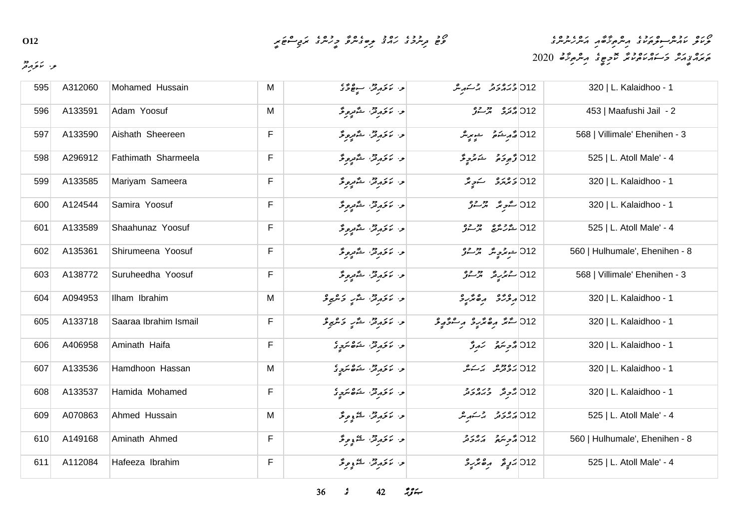| | | | | | | |
|---|---|---|---|---|---|---|
| 595 | A312060 | Mohamed Hussain | M | ل. ކަލައިދޫ، ސިތާރާގެ | O12 ޙުސައިން ﻿ﻣﺤﻤﺪ | 320 \| L. Kalaidhoo - 1 |
| 596 | A133591 | Adam Yoosuf | M | ل. ކަލައިދޫ، ޝާދީވިލާ | O12 އާދަމް ޔޫސުފް | 453 \| Maafushi Jail - 2 |
| 597 | A133590 | Aishath Sheereen | F | ل. ކަލައިދޫ، ޝާދީވިލާ | O12 އާއިޝަތު ޝީރީން | 568 \| Villimale' Ehenihen - 3 |
| 598 | A296912 | Fathimath Sharmeela | F | ل. ކަލައިދޫ، ޝާދީވިލާ | O12 ފާތިމަތު ޝަރްމީލާ | 525 \| L. Atoll Male' - 4 |
| 599 | A133585 | Mariyam Sameera | F | ل. ކަލައިދޫ، ޝާދީވިލާ | O12 މަރިޔަމް ސަމީރާ | 320 \| L. Kalaidhoo - 1 |
| 600 | A124544 | Samira Yoosuf | F | ل. ކަލައިދޫ، ޝާދީވިލާ | O12 ސާމިރާ ޔޫސުފް | 320 \| L. Kalaidhoo - 1 |
| 601 | A133589 | Shaahunaz Yoosuf | F | ل. ކަލައިދޫ، ޝާދީވިލާ | O12 ޝާހުނާޒް ޔޫސުފް | 525 \| L. Atoll Male' - 4 |
| 602 | A135361 | Shirumeena Yoosuf | F | ل. ކަލައިދޫ، ޝާދީވިލާ | O12 ޝިރުމީނާ ޔޫސުފް | 560 \| Hulhumale', Ehenihen - 8 |
| 603 | A138772 | Suruheedha Yoosuf | F | ل. ކަލައިދޫ، ޝާދީވިލާ | O12 ސުރުހީދާ ޔޫސުފް | 568 \| Villimale' Ehenihen - 3 |
| 604 | A094953 | Ilham Ibrahim | M | ل. ކަލައިދޫ، ޝާރި މަންޒިލް | O12 އިލްހާމް އިބްރާހީމް | 320 \| L. Kalaidhoo - 1 |
| 605 | A133718 | Saaraa Ibrahim Ismail | F | ل. ކަލައިދޫ، ޝާރި މަންޒިލް | O12 ސާރާ އިބްރާހީމް އިސްމާޢީލް | 320 \| L. Kalaidhoo - 1 |
| 606 | A406958 | Aminath Haifa | F | ل. ކަލައިދޫ، ޝަރަފްނަލުގެ | O12 އާމިނަތު ހައިފާ | 320 \| L. Kalaidhoo - 1 |
| 607 | A133536 | Hamdhoon Hassan | M | ل. ކަލައިދޫ، ޝަރަފްނަލުގެ | O12 ހަމްދޫން ހަސަން | 320 \| L. Kalaidhoo - 1 |
| 608 | A133537 | Hamida Mohamed | F | ل. ކަލައިދޫ، ޝަރަފްނަލުގެ | O12 ހާމިދާ މުޙައްމަދު | 320 \| L. Kalaidhoo - 1 |
| 609 | A070863 | Ahmed Hussain | M | ل. ކަލައިދޫ، ޝޯޅުވިލާ | O12 އަޙްމަދު ޙުސައިން | 525 \| L. Atoll Male' - 4 |
| 610 | A149168 | Aminath Ahmed | F | ل. ކަލައިދޫ، ޝޯޅުވިލާ | O12 އާމިނަތު އަޙްމަދު | 560 \| Hulhumale', Ehenihen - 8 |
| 611 | A112084 | Hafeeza Ibrahim | F | ل. ކަލައިދޫ، ޝޯޅުވިލާ | O12 ހަފީޒާ އިބްރާހީމް | 525 \| L. Atoll Male' - 4 |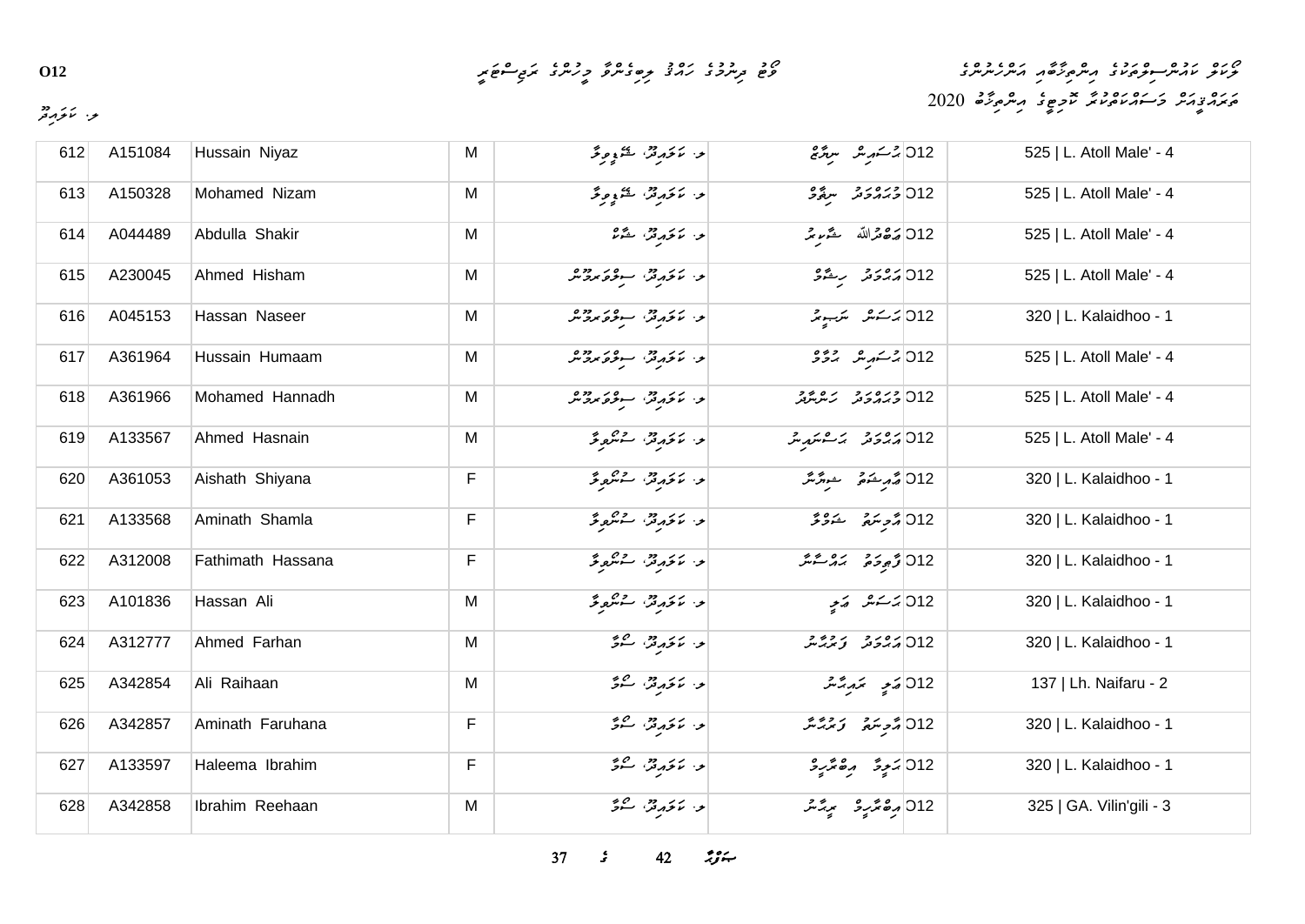| | | | | | | |
|---|---|---|---|---|---|---|
| 612 | A151084 | Hussain Niyaz | M | ވ. ކަވައިދޫ، ޝޭޑިވިލާ | O12 ޙުސައިން ނިޔާޒް | 525 \| L. Atoll Male' - 4 |
| 613 | A150328 | Mohamed Nizam | M | ވ. ކަވައިދޫ، ޝޭޑިވިލާ | O12 މުޙައްމަދު ނިޒާމް | 525 \| L. Atoll Male' - 4 |
| 614 | A044489 | Abdulla Shakir | M | ވ. ކަވައިދޫ، ޝާމް | O12 އަބްދުﷲ ޝާކިރު | 525 \| L. Atoll Male' - 4 |
| 615 | A230045 | Ahmed Hisham | M | ވ. ކަވައިދޫ، ސިލްވަރޫން | O12 އަޙްމަދު ހިޝާމް | 525 \| L. Atoll Male' - 4 |
| 616 | A045153 | Hassan Naseer | M | ވ. ކަވައިދޫ، ސިލްވަރޫން | O12 ޙަސަން ނަސީރު | 320 \| L. Kalaidhoo - 1 |
| 617 | A361964 | Hussain Humaam | M | ވ. ކަވައިދޫ، ސިލްވަރޫން | O12 ޙުސައިން ހުމާމް | 525 \| L. Atoll Male' - 4 |
| 618 | A361966 | Mohamed Hannadh | M | ވ. ކަވައިދޫ، ސިލްވަރޫން | O12 މުޙައްމަދު ހަންނާދު | 525 \| L. Atoll Male' - 4 |
| 619 | A133567 | Ahmed Hasnain | M | ވ. ކަވައިދޫ، ސުންބުލާ | O12 އަޙްމަދު ހަސްނައިން | 525 \| L. Atoll Male' - 4 |
| 620 | A361053 | Aishath Shiyana | F | ވ. ކަވައިދޫ، ސުންބުލާ | O12 އާއިޝަތު ޝިޔާނާ | 320 \| L. Kalaidhoo - 1 |
| 621 | A133568 | Aminath Shamla | F | ވ. ކަވައިދޫ، ސުންބުލާ | O12 އާމިނަތު ޝަމްލާ | 320 \| L. Kalaidhoo - 1 |
| 622 | A312008 | Fathimath Hassana | F | ވ. ކަވައިދޫ، ސުންބުލާ | O12 ފާތިމަތު ހައްސާނާ | 320 \| L. Kalaidhoo - 1 |
| 623 | A101836 | Hassan Ali | M | ވ. ކަވައިދޫ، ސުންބުލާ | O12 ޙަސަން އަލި | 320 \| L. Kalaidhoo - 1 |
| 624 | A312777 | Ahmed Farhan | M | ވ. ކަވައިދޫ، ސޯފާ | O12 އަޙްމަދު ފަރުހާން | 320 \| L. Kalaidhoo - 1 |
| 625 | A342854 | Ali Raihaan | M | ވ. ކަވައިދޫ، ސޯފާ | O12 އަލި ރައިހާން | 137 \| Lh. Naifaru - 2 |
| 626 | A342857 | Aminath Faruhana | F | ވ. ކަވައިދޫ، ސޯފާ | O12 އާމިނަތު ފަރުހާނާ | 320 \| L. Kalaidhoo - 1 |
| 627 | A133597 | Haleema Ibrahim | F | ވ. ކަވައިދޫ، ސޯފާ | O12 ހަލީމާ އިބްރާހީމް | 320 \| L. Kalaidhoo - 1 |
| 628 | A342858 | Ibrahim Reehaan | M | ވ. ކަވައިދޫ، ސޯފާ | O12 އިބްރާހީމް ރީހާން | 325 \| GA. Vilin'gili - 3 |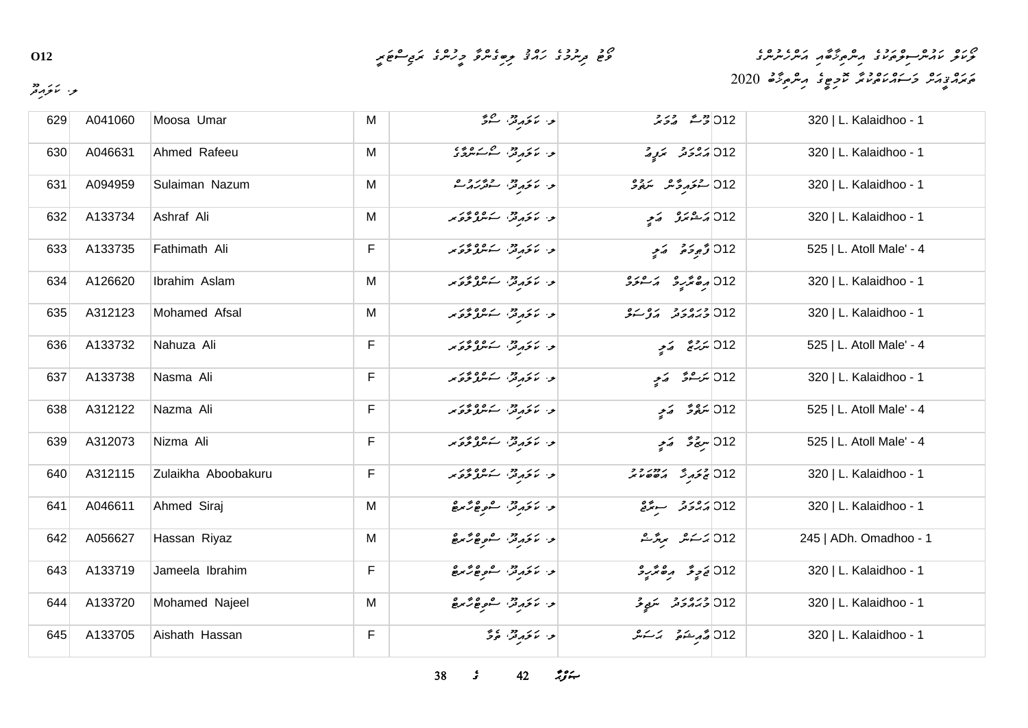| | | | | | | |
|---|---|---|---|---|---|---|
| 629 | A041060 | Moosa Umar | M | ލ. ކަލައިދޫ، ސޯމާ | O12 މޫސާ އުމަރު | 320 \| L. Kalaidhoo - 1 |
| 630 | A046631 | Ahmed Rafeeu | M | ލ. ކަލައިދޫ، ސީސަންގާގެ | O12 އަހްމަދު ރަފީއު | 320 \| L. Kalaidhoo - 1 |
| 631 | A094959 | Sulaiman Nazum | M | ލ. ކަލައިދޫ، ސުދާހަވުސް | O12 ސުލައިމާން ނަޒުމް | 320 \| L. Kalaidhoo - 1 |
| 632 | A133734 | Ashraf Ali | M | ލ. ކަލައިދޫ، ސަންފްލަވަރ | O12 އަޝްރަފް އަލި | 320 \| L. Kalaidhoo - 1 |
| 633 | A133735 | Fathimath Ali | F | ލ. ކަލައިދޫ، ސަންފްލަވަރ | O12 ފާތިމަތު އަލި | 525 \| L. Atoll Male' - 4 |
| 634 | A126620 | Ibrahim Aslam | M | ލ. ކަލައިދޫ، ސަންފްލަވަރ | O12 އިބްރާހިމް އަސްލަމް | 320 \| L. Kalaidhoo - 1 |
| 635 | A312123 | Mohamed Afsal | M | ލ. ކަލައިދޫ، ސަންފްލަވަރ | O12 މުހައްމަދު އަފްސަލް | 320 \| L. Kalaidhoo - 1 |
| 636 | A133732 | Nahuza Ali | F | ލ. ކަލައިދޫ، ސަންފްލަވަރ | O12 ނަހުޒާ އަލި | 525 \| L. Atoll Male' - 4 |
| 637 | A133738 | Nasma Ali | F | ލ. ކަލައިދޫ، ސަންފްލަވަރ | O12 ނަސްމާ އަލި | 320 \| L. Kalaidhoo - 1 |
| 638 | A312122 | Nazma Ali | F | ލ. ކަލައިދޫ، ސަންފްލަވަރ | O12 ނަޒްމާ އަލި | 525 \| L. Atoll Male' - 4 |
| 639 | A312073 | Nizma Ali | F | ލ. ކަލައިދޫ، ސަންފްލަވަރ | O12 ނިޒްމާ އަލި | 525 \| L. Atoll Male' - 4 |
| 640 | A312115 | Zulaikha Aboobakuru | F | ލ. ކަލައިދޫ، ސަންފްލަވަރ | O12 ޒުލައިހާ އަބޫބަކުރު | 320 \| L. Kalaidhoo - 1 |
| 641 | A046611 | Ahmed Siraj | M | ލ. ކަލައިދޫ، ސޮލިޑްހާރޓް | O12 އަހްމަދު ސިރާޖް | 320 \| L. Kalaidhoo - 1 |
| 642 | A056627 | Hassan Riyaz | M | ލ. ކަލައިދޫ، ސޮލިޑްހާރޓް | O12 ހަސަން ރިޔާޒް | 245 \| ADh. Omadhoo - 1 |
| 643 | A133719 | Jameela Ibrahim | F | ލ. ކަލައިދޫ، ސޮލިޑްހާރޓް | O12 ޖަމީލާ އިބްރާހިމް | 320 \| L. Kalaidhoo - 1 |
| 644 | A133720 | Mohamed Najeel | M | ލ. ކަލައިދޫ، ސޮލިޑްހާރޓް | O12 މުހައްމަދު ނަޖީލް | 320 \| L. Kalaidhoo - 1 |
| 645 | A133705 | Aishath Hassan | F | ލ. ކަލައިދޫ، ތަމާ | O12 އާއިޝަތު ހަސަން | 320 \| L. Kalaidhoo - 1 |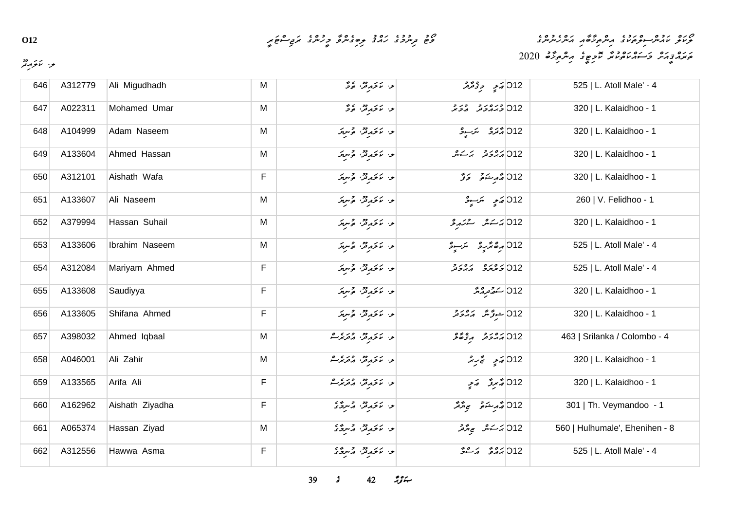| | | | | | | |
|---|---|---|---|---|---|---|
| 646 | A312779 | Ali Migudhadh | M | ޅ. ކަޅައިދޫ، ތަވާ | O12 އަލީ މިގުދާދު | 525 \| L. Atoll Male' - 4 |
| 647 | A022311 | Mohamed Umar | M | ޅ. ކަޅައިދޫ، ތަވާ | O12 މުހައްމަދު ޢުމަރު | 320 \| L. Kalaidhoo - 1 |
| 648 | A104999 | Adam Naseem | M | ޅ. ކަޅައިދޫ، ތުނިރަ | O12 އާދަމް ނަސީމް | 320 \| L. Kalaidhoo - 1 |
| 649 | A133604 | Ahmed Hassan | M | ޅ. ކަޅައިދޫ، ތުނިރަ | O12 އަޙްމަދު ޙަސަން | 320 \| L. Kalaidhoo - 1 |
| 650 | A312101 | Aishath Wafa | F | ޅ. ކަޅައިދޫ، ތުނިރަ | O12 އާއިޝަތު ވަފާ | 320 \| L. Kalaidhoo - 1 |
| 651 | A133607 | Ali Naseem | M | ޅ. ކަޅައިދޫ، ތުނިރަ | O12 އަލީ ނަސީމް | 260 \| V. Felidhoo - 1 |
| 652 | A379994 | Hassan Suhail | M | ޅ. ކަޅައިދޫ، ތުނިރަ | O12 ޙަސަން ސުހައިލް | 320 \| L. Kalaidhoo - 1 |
| 653 | A133606 | Ibrahim Naseem | M | ޅ. ކަޅައިދޫ، ތުނިރަ | O12 އިބްރާހީމް ނަސީމް | 525 \| L. Atoll Male' - 4 |
| 654 | A312084 | Mariyam Ahmed | F | ޅ. ކަޅައިދޫ، ތުނިރަ | O12 މަރިޔަމް އަޙްމަދު | 525 \| L. Atoll Male' - 4 |
| 655 | A133608 | Saudiyya | F | ޅ. ކަޅައިދޫ، ތުނިރަ | O12 ސަޢުދިއްޔާ | 320 \| L. Kalaidhoo - 1 |
| 656 | A133605 | Shifana Ahmed | F | ޅ. ކަޅައިދޫ، ތުނިރަ | O12 ޝިފާނާ އަޙްމަދު | 320 \| L. Kalaidhoo - 1 |
| 657 | A398032 | Ahmed Iqbaal | M | ޅ. ކަޅައިދޫ، އުދަރީސް | O12 އަޙްމަދު އިޤްބާލް | 463 \| Srilanka / Colombo - 4 |
| 658 | A046001 | Ali Zahir | M | ޅ. ކަޅައިދޫ، އުދަރީސް | O12 އަލީ ޒާހިރު | 320 \| L. Kalaidhoo - 1 |
| 659 | A133565 | Arifa Ali | F | ޅ. ކަޅައިދޫ، އުދަރީސް | O12 އާރިފާ އަލީ | 320 \| L. Kalaidhoo - 1 |
| 660 | A162962 | Aishath Ziyadha | F | ޅ. ކަޅައިދޫ، އުނިމާގެ | O12 އާއިޝަތު ޒިޔާދާ | 301 \| Th. Veymandoo - 1 |
| 661 | A065374 | Hassan Ziyad | M | ޅ. ކަޅައިދޫ، އުނިމާގެ | O12 ޙަސަން ޒިޔާދު | 560 \| Hulhumale', Ehenihen - 8 |
| 662 | A312556 | Hawwa Asma | F | ޅ. ކަޅައިދޫ، އުނިމާގެ | O12 ޙައްވާ އަސްމާ | 525 \| L. Atoll Male' - 4 |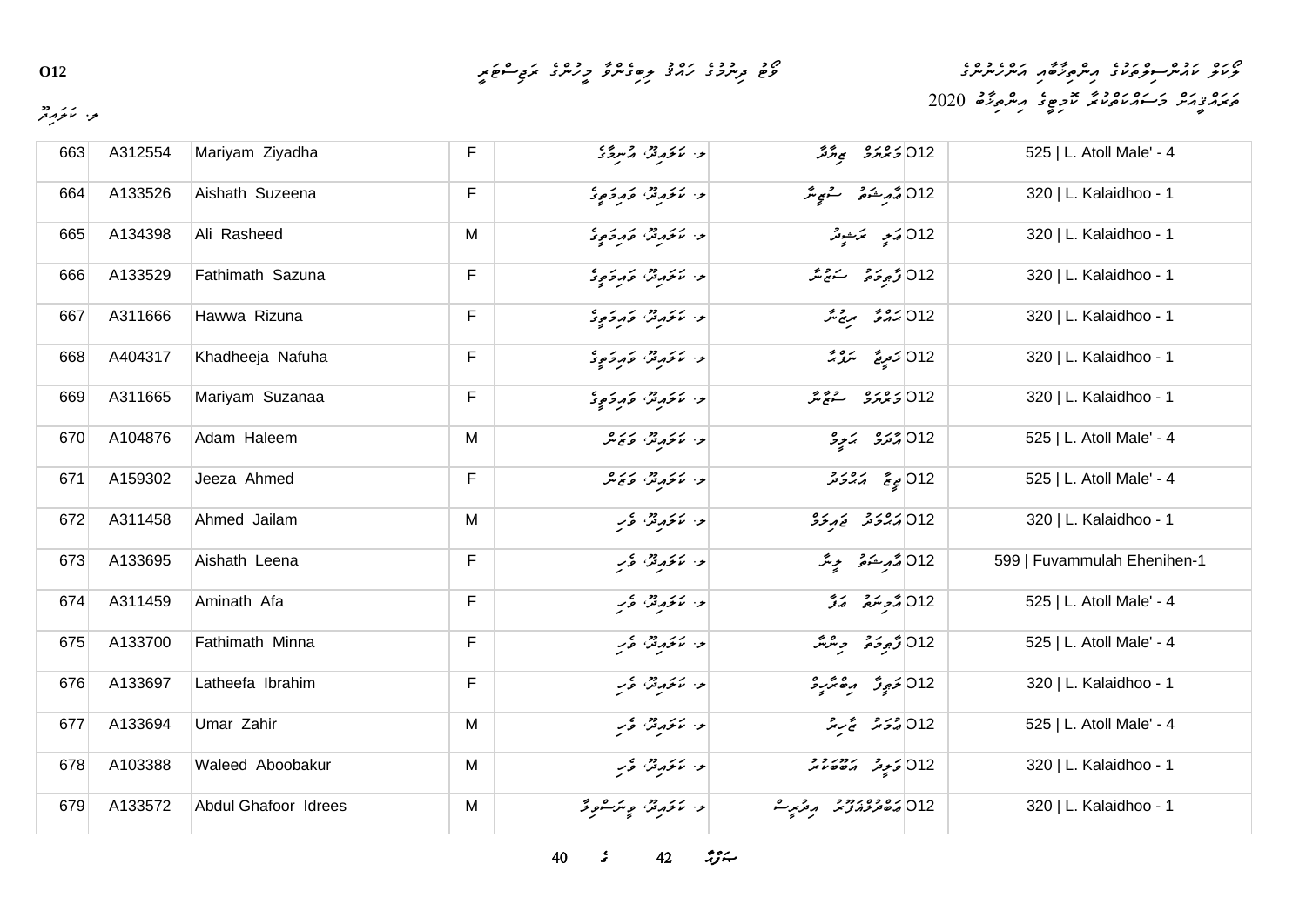| | | | | | | |
|---|---|---|---|---|---|---|
| 663 | A312554 | Mariyam Ziyadha | F | ل. ކަލައިދޫ، އަނިލާގެ | O12 މަރިޔަމް ޒިޔާދާ | 525 \| L. Atoll Male' - 4 |
| 664 | A133526 | Aishath Suzeena | F | ل. ކަލައިދޫ، ޑައިމަންޑް | O12 އާއިޝަތު ސުޒީނާ | 320 \| L. Kalaidhoo - 1 |
| 665 | A134398 | Ali Rasheed | M | ل. ކަލައިދޫ، ޑައިމަންޑް | O12 އަލި ރަޝީދު | 320 \| L. Kalaidhoo - 1 |
| 666 | A133529 | Fathimath Sazuna | F | ل. ކަލައިދޫ، ޑައިމަންޑް | O12 ފާތިމަތު ސަޒުނާ | 320 \| L. Kalaidhoo - 1 |
| 667 | A311666 | Hawwa Rizuna | F | ل. ކަލައިދޫ، ޑައިމަންޑް | O12 ހައްވާ ރިޒުނާ | 320 \| L. Kalaidhoo - 1 |
| 668 | A404317 | Khadheeja Nafuha | F | ل. ކަލައިދޫ، ޑައިމަންޑް | O12 ޚަދީޖާ ނަފުހާ | 320 \| L. Kalaidhoo - 1 |
| 669 | A311665 | Mariyam Suzanaa | F | ل. ކަލައިދޫ، ޑައިމަންޑް | O12 މަރިޔަމް ސުޒަނާ | 320 \| L. Kalaidhoo - 1 |
| 670 | A104876 | Adam Haleem | M | ل. ކަލައިދޫ، ދަޒަން | O12 އާދަމް ހަލީމް | 525 \| L. Atoll Male' - 4 |
| 671 | A159302 | Jeeza Ahmed | F | ل. ކަލައިދޫ، ދަޒަން | O12 ޖީޒާ އަހުމަދު | 525 \| L. Atoll Male' - 4 |
| 672 | A311458 | Ahmed Jailam | M | ل. ކަލައިދޫ، ދެރި | O12 އަހުމަދު ޖައިލަމް | 320 \| L. Kalaidhoo - 1 |
| 673 | A133695 | Aishath Leena | F | ل. ކަލައިދޫ، ދެރި | O12 އާއިޝަތު ލީނާ | 599 \| Fuvammulah Ehenihen-1 |
| 674 | A311459 | Aminath Afa | F | ل. ކަލައިދޫ، ދެރި | O12 އާމިނަތު އަފާ | 525 \| L. Atoll Male' - 4 |
| 675 | A133700 | Fathimath Minna | F | ل. ކަލައިދޫ، ދެރި | O12 ފާތިމަތު މިންނާ | 525 \| L. Atoll Male' - 4 |
| 676 | A133697 | Latheefa Ibrahim | F | ل. ކަލައިދޫ، ދެރި | O12 ލަޠީފާ އިބްރާހީމް | 320 \| L. Kalaidhoo - 1 |
| 677 | A133694 | Umar Zahir | M | ل. ކަލައިދޫ، ދެރި | O12 އުމަރު ޒާހިރު | 525 \| L. Atoll Male' - 4 |
| 678 | A103388 | Waleed Aboobakur | M | ل. ކަލައިދޫ، ދެރި | O12 ވަލީދު އަބޫބަކުރު | 320 \| L. Kalaidhoo - 1 |
| 679 | A133572 | Abdul Ghafoor Idrees | M | ل. ކަލައިދޫ، ދިނަސްލިވާ | O12 އަބްދުލްޣަފޫރު އިދްރީސް | 320 \| L. Kalaidhoo - 1 |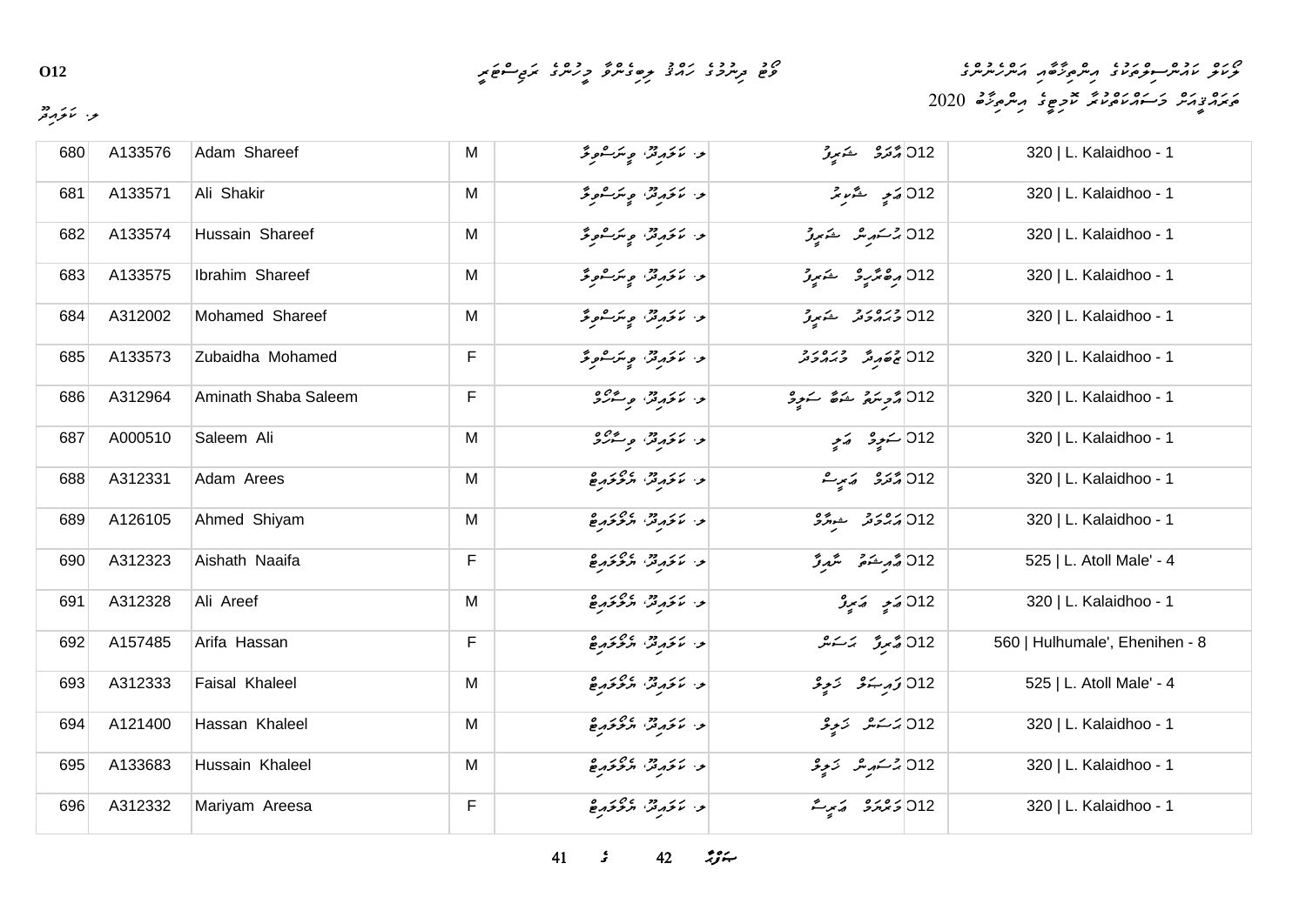| | | | | | | |
|---|---|---|---|---|---|---|
| 680 | A133576 | Adam Shareef | M | ލ. ކަޅައިދޫ، ފިނަސްޓުލާ | O12 އާދަމް ޝަރީފް | 320 \| L. Kalaidhoo - 1 |
| 681 | A133571 | Ali Shakir | M | ލ. ކަޅައިދޫ، ފިނަސްޓުލާ | O12 އަލި ޝާކިރު | 320 \| L. Kalaidhoo - 1 |
| 682 | A133574 | Hussain Shareef | M | ލ. ކަޅައިދޫ، ފިނަސްޓުލާ | O12 ހުސައިން ޝަރީފް | 320 \| L. Kalaidhoo - 1 |
| 683 | A133575 | Ibrahim Shareef | M | ލ. ކަޅައިދޫ، ފިނަސްޓުލާ | O12 އިބްރާހިމް ޝަރީފް | 320 \| L. Kalaidhoo - 1 |
| 684 | A312002 | Mohamed Shareef | M | ލ. ކަޅައިދޫ، ފިނަސްޓުލާ | O12 މުހައްމަދު ޝަރީފް | 320 \| L. Kalaidhoo - 1 |
| 685 | A133573 | Zubaidha Mohamed | F | ލ. ކަޅައިދޫ، ފިނަސްޓުލާ | O12 ޒުބައިދާ މުހައްމަދު | 320 \| L. Kalaidhoo - 1 |
| 686 | A312964 | Aminath Shaba Saleem | F | ލ. ކަޅައިދޫ، ވިސާރާ | O12 އާމިނަތު ޝަބާ ސަލީމް | 320 \| L. Kalaidhoo - 1 |
| 687 | A000510 | Saleem Ali | M | ލ. ކަޅައިދޫ، ވިސާރާ | O12 ސަލީމް އަލި | 320 \| L. Kalaidhoo - 1 |
| 688 | A312331 | Adam Arees | M | ލ. ކަޅައިދޫ، އޯކިޑްއިޒް | O12 އާދަމް އަރީސް | 320 \| L. Kalaidhoo - 1 |
| 689 | A126105 | Ahmed Shiyam | M | ލ. ކަޅައިދޫ، އޯކިޑްއިޒް | O12 އަހްމަދު ޝިޔާމް | 320 \| L. Kalaidhoo - 1 |
| 690 | A312323 | Aishath Naaifa | F | ލ. ކަޅައިދޫ، އޯކިޑްއިޒް | O12 އާއިޝަތު ނާއިފާ | 525 \| L. Atoll Male' - 4 |
| 691 | A312328 | Ali Areef | M | ލ. ކަޅައިދޫ، އޯކިޑްއިޒް | O12 އަލި އަރީފު | 320 \| L. Kalaidhoo - 1 |
| 692 | A157485 | Arifa Hassan | F | ލ. ކަޅައިދޫ، އޯކިޑްއިޒް | O12 އާރިފާ ހަސަން | 560 \| Hulhumale', Ehenihen - 8 |
| 693 | A312333 | Faisal Khaleel | M | ލ. ކަޅައިދޫ، އޯކިޑްއިޒް | O12 ފައިސަލް ޚަލީލް | 525 \| L. Atoll Male' - 4 |
| 694 | A121400 | Hassan Khaleel | M | ލ. ކަޅައިދޫ، އޯކިޑްއިޒް | O12 ހަސަން ޚަލީލް | 320 \| L. Kalaidhoo - 1 |
| 695 | A133683 | Hussain Khaleel | M | ލ. ކަޅައިދޫ، އޯކިޑްއިޒް | O12 ހުސައިން ޚަލީލް | 320 \| L. Kalaidhoo - 1 |
| 696 | A312332 | Mariyam Areesa | F | ލ. ކަޅައިދޫ، އޯކިޑްއިޒް | O12 މަރިޔަމް އަރީސާ | 320 \| L. Kalaidhoo - 1 |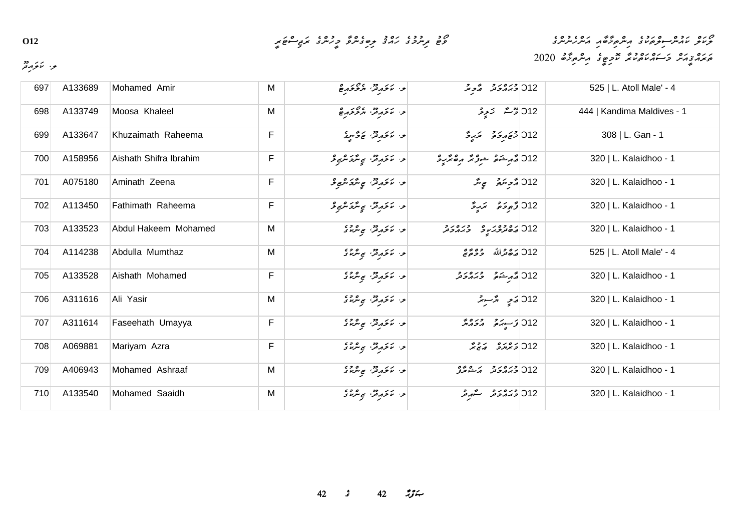| | | | | | | |
|---|---|---|---|---|---|---|
| 697 | A133689 | Mohamed Amir | M | ލ. ކަލައިދޫ، އަލްވާމިޒް | O12 މުހައްމަދު އާމިރު | 525 \| L. Atoll Male' - 4 |
| 698 | A133749 | Moosa Khaleel | M | ލ. ކަލައިދޫ، އަލްވާމިޒް | O12 މޫސާ ޚަލީލު | 444 \| Kandima Maldives - 1 |
| 699 | A133647 | Khuzaimath Raheema | F | ލ. ކަލައިދޫ، ޒަވާރީ | O12 ޚުޒައިމަތު ރަޙީމާ | 308 \| L. Gan - 1 |
| 700 | A158956 | Aishath Shifra Ibrahim | F | ލ. ކަލައިދޫ، ޒީނަތުނާޒް | O12 އާއިޝަތު ޝިފްރާ އިބްރާހީމް | 320 \| L. Kalaidhoo - 1 |
| 701 | A075180 | Aminath Zeena | F | ލ. ކަލައިދޫ، ޒީނަތުނާޒް | O12 އާމިނަތު ޒީނާ | 320 \| L. Kalaidhoo - 1 |
| 702 | A113450 | Fathimath Raheema | F | ލ. ކަލައިދޫ، ޒީނަތުނާޒް | O12 ފާތިމަތު ރަޙީމާ | 320 \| L. Kalaidhoo - 1 |
| 703 | A133523 | Abdul Hakeem Mohamed | M | ލ. ކަލައިދޫ، ޒީނިޔާ | O12 އަބްދުލްޙަކީމް މުޙައްމަދު | 320 \| L. Kalaidhoo - 1 |
| 704 | A114238 | Abdulla Mumthaz | M | ލ. ކަލައިދޫ، ޒީނިޔާ | O12 އަބްދުﷲ މުމްތާޒް | 525 \| L. Atoll Male' - 4 |
| 705 | A133528 | Aishath Mohamed | F | ލ. ކަލައިދޫ، ޒީނިޔާ | O12 އާއިޝަތު މުޙައްމަދު | 320 \| L. Kalaidhoo - 1 |
| 706 | A311616 | Ali Yasir | M | ލ. ކަލައިދޫ، ޒީނިޔާ | O12 އަލީ ޔާސިރު | 320 \| L. Kalaidhoo - 1 |
| 707 | A311614 | Faseehath Umayya | F | ލ. ކަލައިދޫ، ޒީނިޔާ | O12 ފަސީހަތު އުމައްޔާ | 320 \| L. Kalaidhoo - 1 |
| 708 | A069881 | Mariyam Azra | F | ލ. ކަލައިދޫ، ޒީނިޔާ | O12 މަރިޔަމް އަޒްރާ | 320 \| L. Kalaidhoo - 1 |
| 709 | A406943 | Mohamed Ashraaf | M | ލ. ކަލައިދޫ، ޒީނިޔާ | O12 މުހައްމަދު އަޝްރާފް | 320 \| L. Kalaidhoo - 1 |
| 710 | A133540 | Mohamed Saaidh | M | ލ. ކަލައިދޫ، ޒީނިޔާ | O12 މުހައްމަދު ސާއިދު | 320 \| L. Kalaidhoo - 1 |